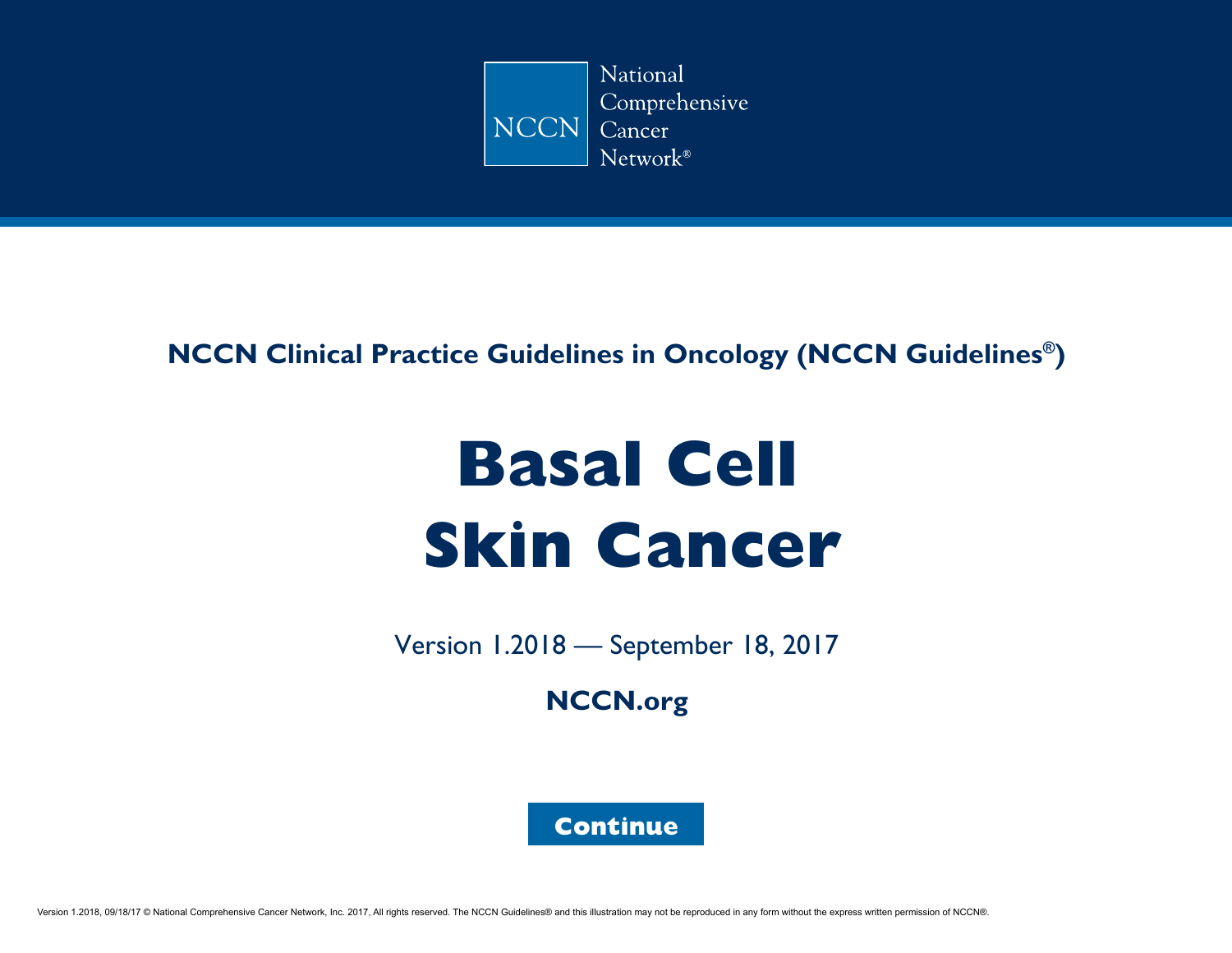National Comprehensive Cancer Network®

NCCN

## NCCN Clinical Practice Guidelines in Oncology (NCCN Guidelines®)

# Basal Cell Skin Cancer

Version 1.2018 — September 18, 2017

**NCCN.org**

**Continue**

Version 1.2018, 09/18/17 © National Comprehensive Cancer Network, Inc. 2017, All rights reserved. The NCCN Guidelines® and this illustration may not be reproduced in any form without the express written permission of NCCN®.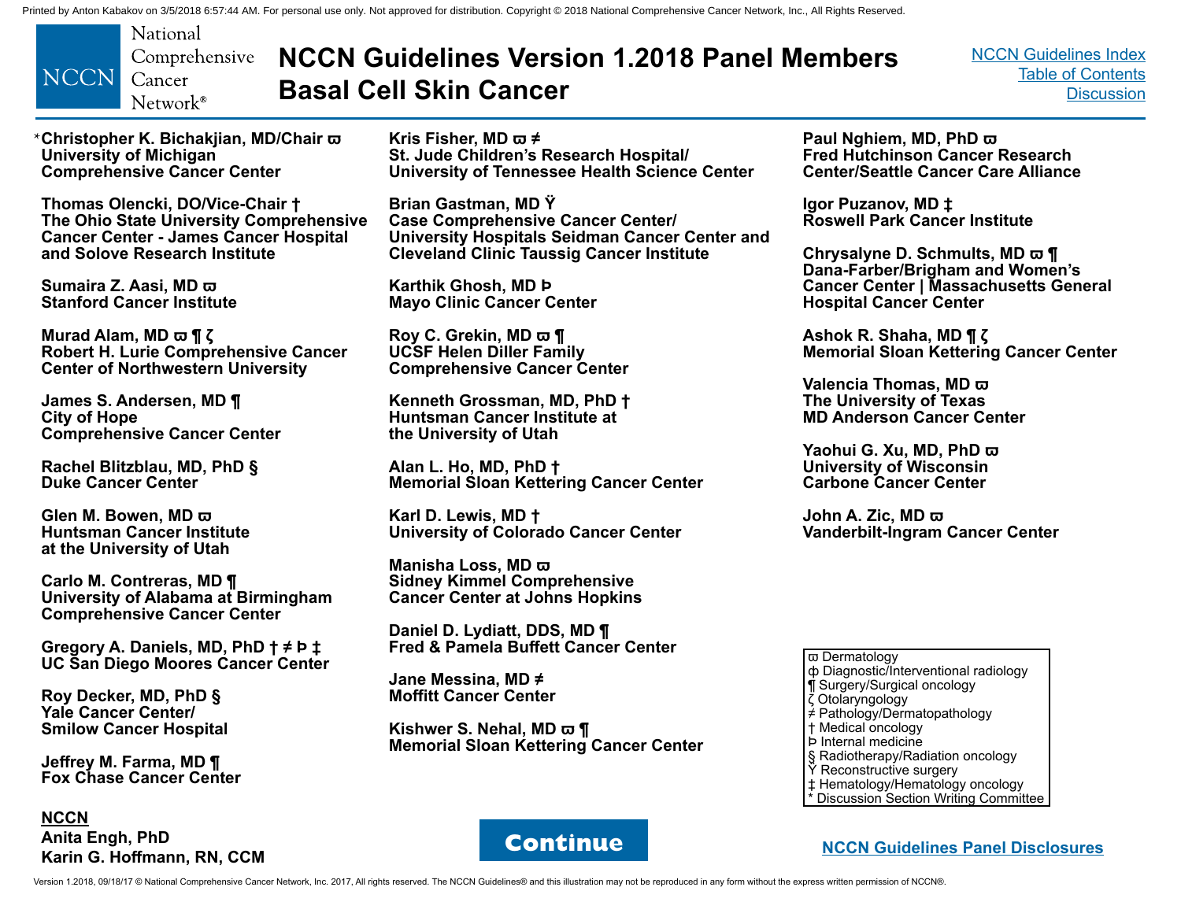# NCCN Guidelines Version 1.2018 Panel Members
# Basal Cell Skin Cancer

NCCN Guidelines Index
Table of Contents
Discussion

*Christopher K. Bichakjian, MD/Chair ϖ
University of Michigan
Comprehensive Cancer Center

Thomas Olencki, DO/Vice-Chair †
The Ohio State University Comprehensive Cancer Center - James Cancer Hospital and Solove Research Institute

Sumaira Z. Aasi, MD ϖ
Stanford Cancer Institute

Murad Alam, MD ϖ ¶ ζ
Robert H. Lurie Comprehensive Cancer Center of Northwestern University

James S. Andersen, MD ¶
City of Hope
Comprehensive Cancer Center

Rachel Blitzblau, MD, PhD §
Duke Cancer Center

Glen M. Bowen, MD ϖ
Huntsman Cancer Institute
at the University of Utah

Carlo M. Contreras, MD ¶
University of Alabama at Birmingham
Comprehensive Cancer Center

Gregory A. Daniels, MD, PhD † ≠ Þ ‡
UC San Diego Moores Cancer Center

Roy Decker, MD, PhD §
Yale Cancer Center/
Smilow Cancer Hospital

Jeffrey M. Farma, MD ¶
Fox Chase Cancer Center

Kris Fisher, MD ϖ ≠
St. Jude Children's Research Hospital/
University of Tennessee Health Science Center

Brian Gastman, MD Ÿ
Case Comprehensive Cancer Center/
University Hospitals Seidman Cancer Center and Cleveland Clinic Taussig Cancer Institute

Karthik Ghosh, MD Þ
Mayo Clinic Cancer Center

Roy C. Grekin, MD ϖ ¶
UCSF Helen Diller Family
Comprehensive Cancer Center

Kenneth Grossman, MD, PhD †
Huntsman Cancer Institute at
the University of Utah

Alan L. Ho, MD, PhD †
Memorial Sloan Kettering Cancer Center

Karl D. Lewis, MD †
University of Colorado Cancer Center

Manisha Loss, MD ϖ
Sidney Kimmel Comprehensive
Cancer Center at Johns Hopkins

Daniel D. Lydiatt, DDS, MD ¶
Fred & Pamela Buffett Cancer Center

Jane Messina, MD ≠
Moffitt Cancer Center

Kishwer S. Nehal, MD ϖ ¶
Memorial Sloan Kettering Cancer Center

Paul Nghiem, MD, PhD ϖ
Fred Hutchinson Cancer Research
Center/Seattle Cancer Care Alliance

Igor Puzanov, MD ‡
Roswell Park Cancer Institute

Chrysalyne D. Schmults, MD ϖ ¶
Dana-Farber/Brigham and Women's
Cancer Center | Massachusetts General Hospital Cancer Center

Ashok R. Shaha, MD ¶ ζ
Memorial Sloan Kettering Cancer Center

Valencia Thomas, MD ϖ
The University of Texas
MD Anderson Cancer Center

Yaohui G. Xu, MD, PhD ϖ
University of Wisconsin
Carbone Cancer Center

John A. Zic, MD ϖ
Vanderbilt-Ingram Cancer Center

**NCCN**
Anita Engh, PhD
Karin G. Hoffmann, RN, CCM

ϖ Dermatology
ф Diagnostic/Interventional radiology
¶ Surgery/Surgical oncology
ζ Otolaryngology
≠ Pathology/Dermatopathology
† Medical oncology
Þ Internal medicine
§ Radiotherapy/Radiation oncology
Ÿ Reconstructive surgery
‡ Hematology/Hematology oncology
* Discussion Section Writing Committee

Continue

NCCN Guidelines Panel Disclosures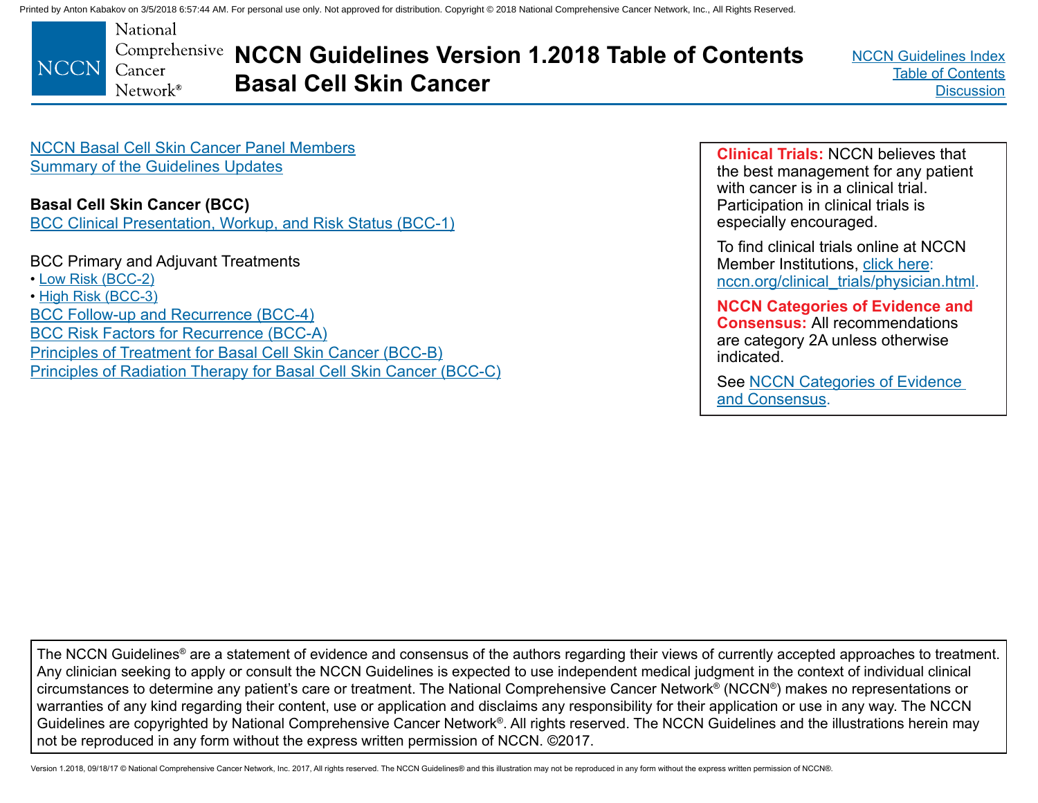# NCCN Guidelines Version 1.2018 Table of Contents
# Basal Cell Skin Cancer

NCCN Basal Cell Skin Cancer Panel Members
Summary of the Guidelines Updates

**Basal Cell Skin Cancer (BCC)**
BCC Clinical Presentation, Workup, and Risk Status (BCC-1)

BCC Primary and Adjuvant Treatments
- Low Risk (BCC-2)
- High Risk (BCC-3)

BCC Follow-up and Recurrence (BCC-4)
BCC Risk Factors for Recurrence (BCC-A)
Principles of Treatment for Basal Cell Skin Cancer (BCC-B)
Principles of Radiation Therapy for Basal Cell Skin Cancer (BCC-C)

**Clinical Trials:** NCCN believes that the best management for any patient with cancer is in a clinical trial. Participation in clinical trials is especially encouraged.

To find clinical trials online at NCCN Member Institutions, click here: nccn.org/clinical_trials/physician.html.

**NCCN Categories of Evidence and Consensus:** All recommendations are category 2A unless otherwise indicated.

See NCCN Categories of Evidence and Consensus.

The NCCN Guidelines® are a statement of evidence and consensus of the authors regarding their views of currently accepted approaches to treatment. Any clinician seeking to apply or consult the NCCN Guidelines is expected to use independent medical judgment in the context of individual clinical circumstances to determine any patient's care or treatment. The National Comprehensive Cancer Network® (NCCN®) makes no representations or warranties of any kind regarding their content, use or application and disclaims any responsibility for their application or use in any way. The NCCN Guidelines are copyrighted by National Comprehensive Cancer Network®. All rights reserved. The NCCN Guidelines and the illustrations herein may not be reproduced in any form without the express written permission of NCCN. ©2017.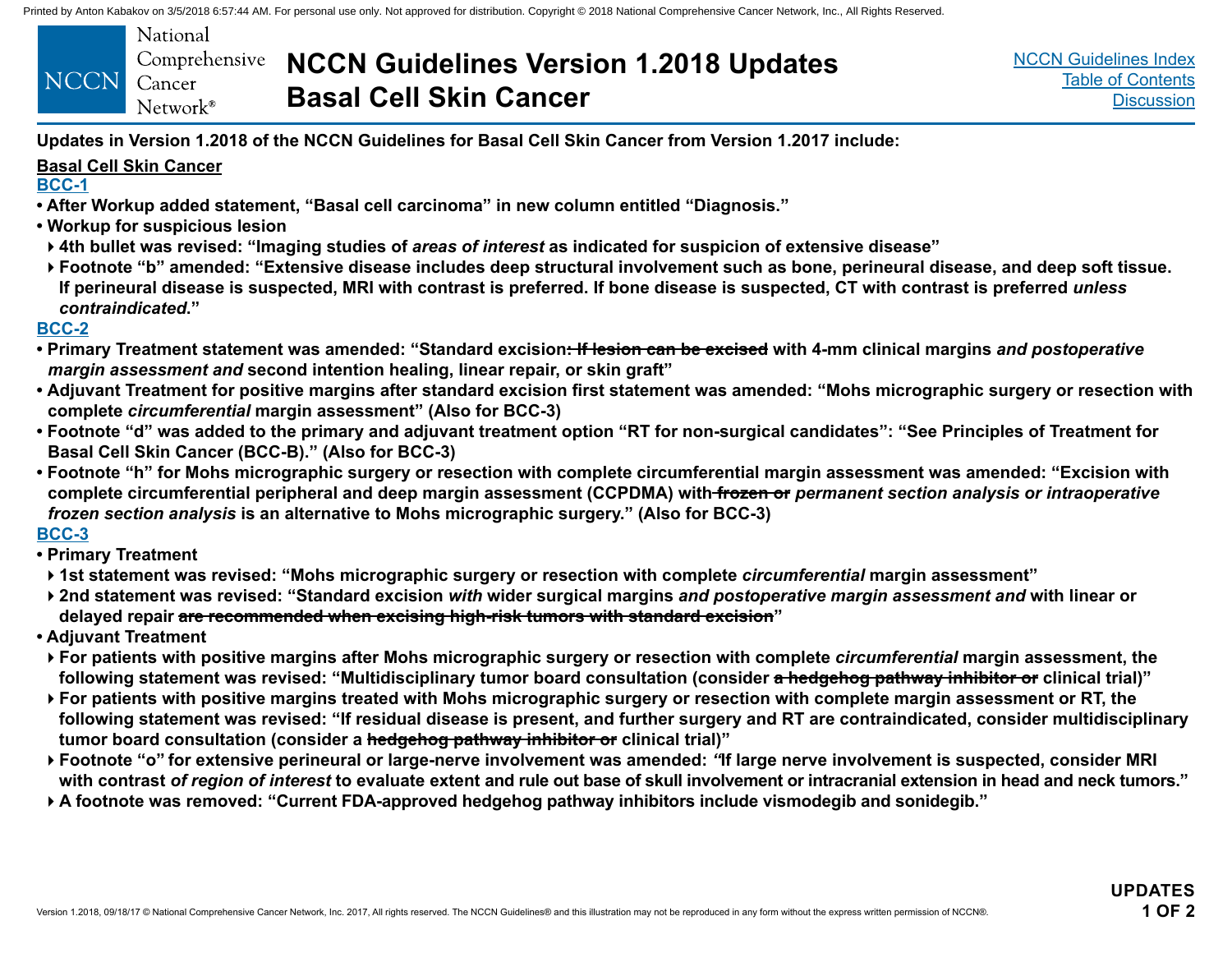# NCCN Guidelines Version 1.2018 Updates Basal Cell Skin Cancer

**Updates in Version 1.2018 of the NCCN Guidelines for Basal Cell Skin Cancer from Version 1.2017 include:**

**Basal Cell Skin Cancer**

**BCC-1**

- **After Workup added statement, "Basal cell carcinoma" in new column entitled "Diagnosis."**
- **Workup for suspicious lesion**
  - **4th bullet was revised: "Imaging studies of *areas of interest* as indicated for suspicion of extensive disease"**
  - **Footnote "b" amended: "Extensive disease includes deep structural involvement such as bone, perineural disease, and deep soft tissue. If perineural disease is suspected, MRI with contrast is preferred. If bone disease is suspected, CT with contrast is preferred *unless contraindicated*."**

**BCC-2**

- **Primary Treatment statement was amended: "Standard excision~~: If lesion can be excised~~ with 4-mm clinical margins *and postoperative margin assessment and* second intention healing, linear repair, or skin graft"**
- **Adjuvant Treatment for positive margins after standard excision first statement was amended: "Mohs micrographic surgery or resection with complete *circumferential* margin assessment" (Also for BCC-3)**
- **Footnote "d" was added to the primary and adjuvant treatment option "RT for non-surgical candidates": "See Principles of Treatment for Basal Cell Skin Cancer (BCC-B)." (Also for BCC-3)**
- **Footnote "h" for Mohs micrographic surgery or resection with complete circumferential margin assessment was amended: "Excision with complete circumferential peripheral and deep margin assessment (CCPDMA) with~~ frozen or~~ *permanent section analysis or intraoperative frozen section analysis* is an alternative to Mohs micrographic surgery." (Also for BCC-3)**

**BCC-3**

- **Primary Treatment**
  - **1st statement was revised: "Mohs micrographic surgery or resection with complete *circumferential* margin assessment"**
  - **2nd statement was revised: "Standard excision *with* wider surgical margins *and postoperative margin assessment and* with linear or delayed repair ~~are recommended when excising high-risk tumors with standard excision~~"**
- **Adjuvant Treatment**
  - **For patients with positive margins after Mohs micrographic surgery or resection with complete *circumferential* margin assessment, the following statement was revised: "Multidisciplinary tumor board consultation (consider ~~a hedgehog pathway inhibitor or~~ clinical trial)"**
  - **For patients with positive margins treated with Mohs micrographic surgery or resection with complete margin assessment or RT, the following statement was revised: "If residual disease is present, and further surgery and RT are contraindicated, consider multidisciplinary tumor board consultation (consider a ~~hedgehog pathway inhibitor or~~ clinical trial)"**
  - **Footnote "o" for extensive perineural or large-nerve involvement was amended: "If large nerve involvement is suspected, consider MRI with contrast *of region of interest* to evaluate extent and rule out base of skull involvement or intracranial extension in head and neck tumors."**
  - **A footnote was removed: "Current FDA-approved hedgehog pathway inhibitors include vismodegib and sonidegib."**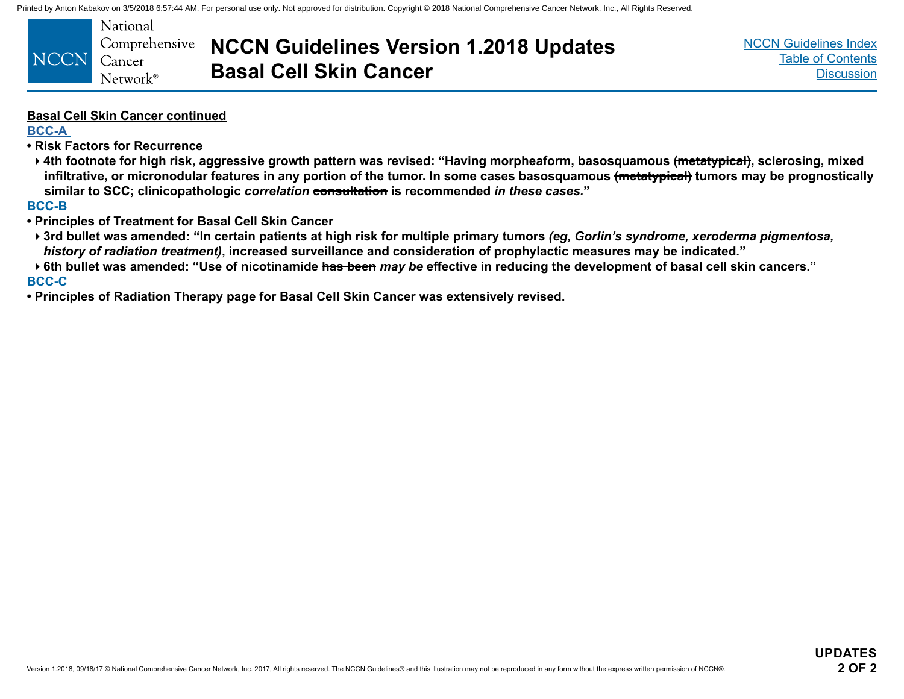# NCCN Guidelines Version 1.2018 Updates
# Basal Cell Skin Cancer

**Basal Cell Skin Cancer continued**

**BCC-A**

- **Risk Factors for Recurrence**
  - **4th footnote for high risk, aggressive growth pattern was revised: "Having morpheaform, basosquamous ~~(metatypical)~~, sclerosing, mixed infiltrative, or micronodular features in any portion of the tumor. In some cases basosquamous ~~(metatypical)~~ tumors may be prognostically similar to SCC; clinicopathologic *correlation* ~~consultation~~ is recommended *in these cases.*"**

**BCC-B**

- **Principles of Treatment for Basal Cell Skin Cancer**
  - **3rd bullet was amended: "In certain patients at high risk for multiple primary tumors *(eg, Gorlin's syndrome, xeroderma pigmentosa, history of radiation treatment)*, increased surveillance and consideration of prophylactic measures may be indicated."**
  - **6th bullet was amended: "Use of nicotinamide ~~has been~~ *may be* effective in reducing the development of basal cell skin cancers."**

**BCC-C**

- **Principles of Radiation Therapy page for Basal Cell Skin Cancer was extensively revised.**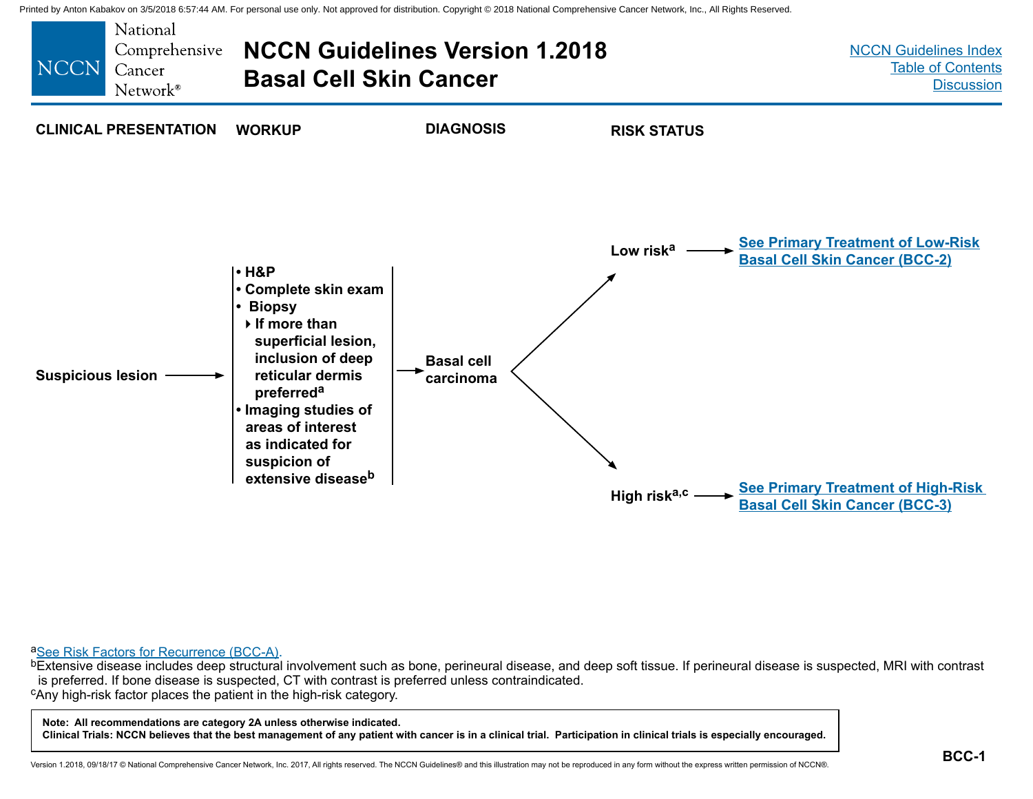# NCCN Guidelines Version 1.2018 Basal Cell Skin Cancer

| CLINICAL PRESENTATION | WORKUP | DIAGNOSIS | RISK STATUS | |
|---|---|---|---|---|
| Suspicious lesion → | • H&P<br>• Complete skin exam<br>• Biopsy<br>‣ If more than superficial lesion, inclusion of deep reticular dermis preferred[a]<br>• Imaging studies of areas of interest as indicated for suspicion of extensive disease[b] | → Basal cell carcinoma | Low risk[a] → | See Primary Treatment of Low-Risk Basal Cell Skin Cancer (BCC-2) |
| | | | High risk[a,c] → | See Primary Treatment of High-Risk Basal Cell Skin Cancer (BCC-3) |

[a]See Risk Factors for Recurrence (BCC-A).

[b]Extensive disease includes deep structural involvement such as bone, perineural disease, and deep soft tissue. If perineural disease is suspected, MRI with contrast is preferred. If bone disease is suspected, CT with contrast is preferred unless contraindicated.

[c]Any high-risk factor places the patient in the high-risk category.

**Note: All recommendations are category 2A unless otherwise indicated.**
**Clinical Trials: NCCN believes that the best management of any patient with cancer is in a clinical trial. Participation in clinical trials is especially encouraged.**

BCC-1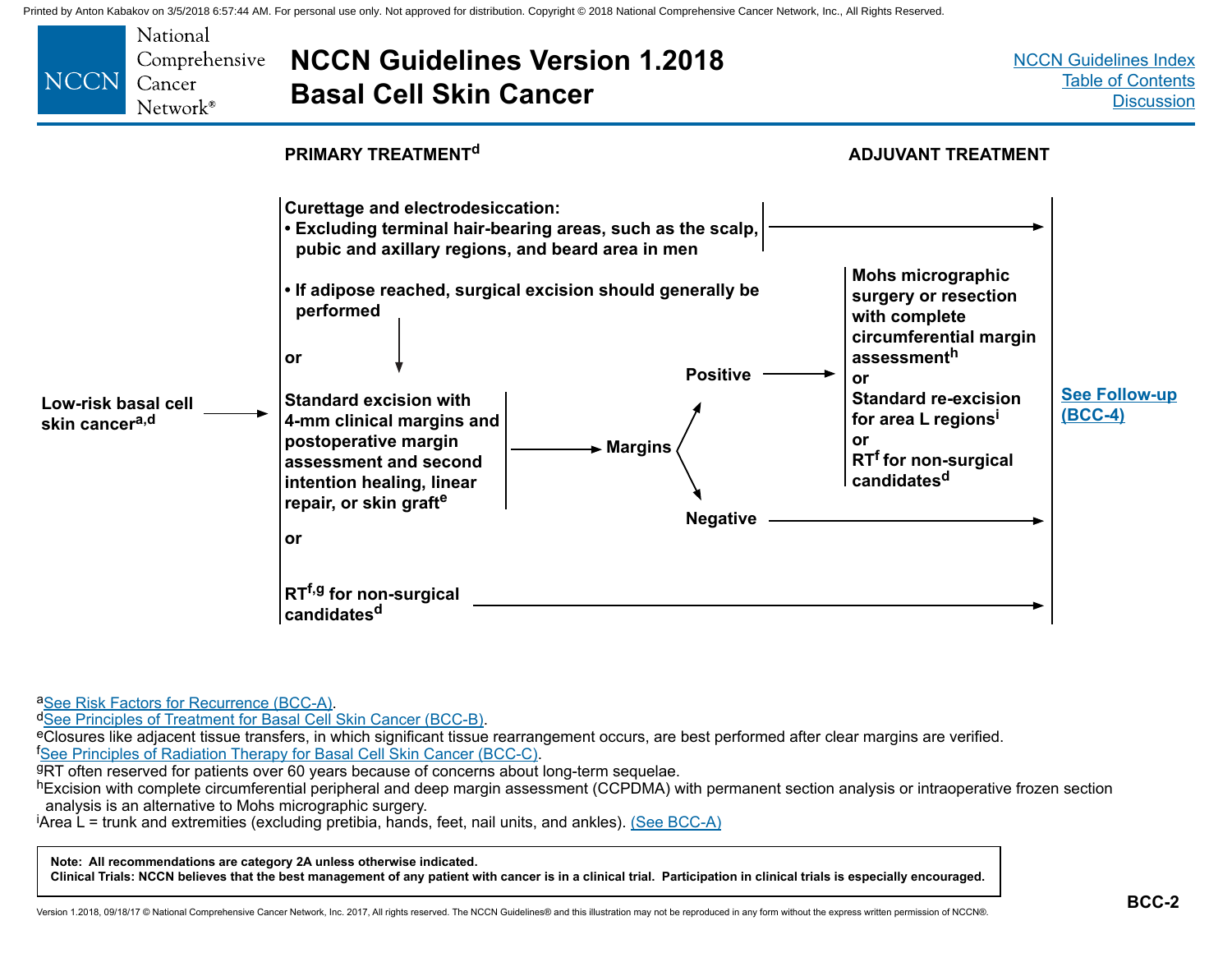## NCCN Guidelines Version 1.2018 Basal Cell Skin Cancer

**PRIMARY TREATMENT[d]** | **ADJUVANT TREATMENT**

**Low-risk basal cell skin cancer[a,d]** →

- **Curettage and electrodesiccation:**
  - **Excluding terminal hair-bearing areas, such as the scalp, pubic and axillary regions, and beard area in men** → See Follow-up (BCC-4)
  - **If adipose reached, surgical excision should generally be performed** ↓

  **or**

- **Standard excision with 4-mm clinical margins and postoperative margin assessment and second intention healing, linear repair, or skin graft[e]** → **Margins**
  - **Positive** → **Mohs micrographic surgery or resection with complete circumferential margin assessment[h]** **or** **Standard re-excision for area L regions[i]** **or** **RT[f] for non-surgical candidates[d]** → See Follow-up (BCC-4)
  - **Negative** → See Follow-up (BCC-4)

  **or**

- **RT[f,g] for non-surgical candidates[d]** → See Follow-up (BCC-4)

[a]See Risk Factors for Recurrence (BCC-A).
[d]See Principles of Treatment for Basal Cell Skin Cancer (BCC-B).
[e]Closures like adjacent tissue transfers, in which significant tissue rearrangement occurs, are best performed after clear margins are verified.
[f]See Principles of Radiation Therapy for Basal Cell Skin Cancer (BCC-C).
[g]RT often reserved for patients over 60 years because of concerns about long-term sequelae.
[h]Excision with complete circumferential peripheral and deep margin assessment (CCPDMA) with permanent section analysis or intraoperative frozen section analysis is an alternative to Mohs micrographic surgery.
[i]Area L = trunk and extremities (excluding pretibia, hands, feet, nail units, and ankles). (See BCC-A)

**Note: All recommendations are category 2A unless otherwise indicated.**
**Clinical Trials: NCCN believes that the best management of any patient with cancer is in a clinical trial. Participation in clinical trials is especially encouraged.**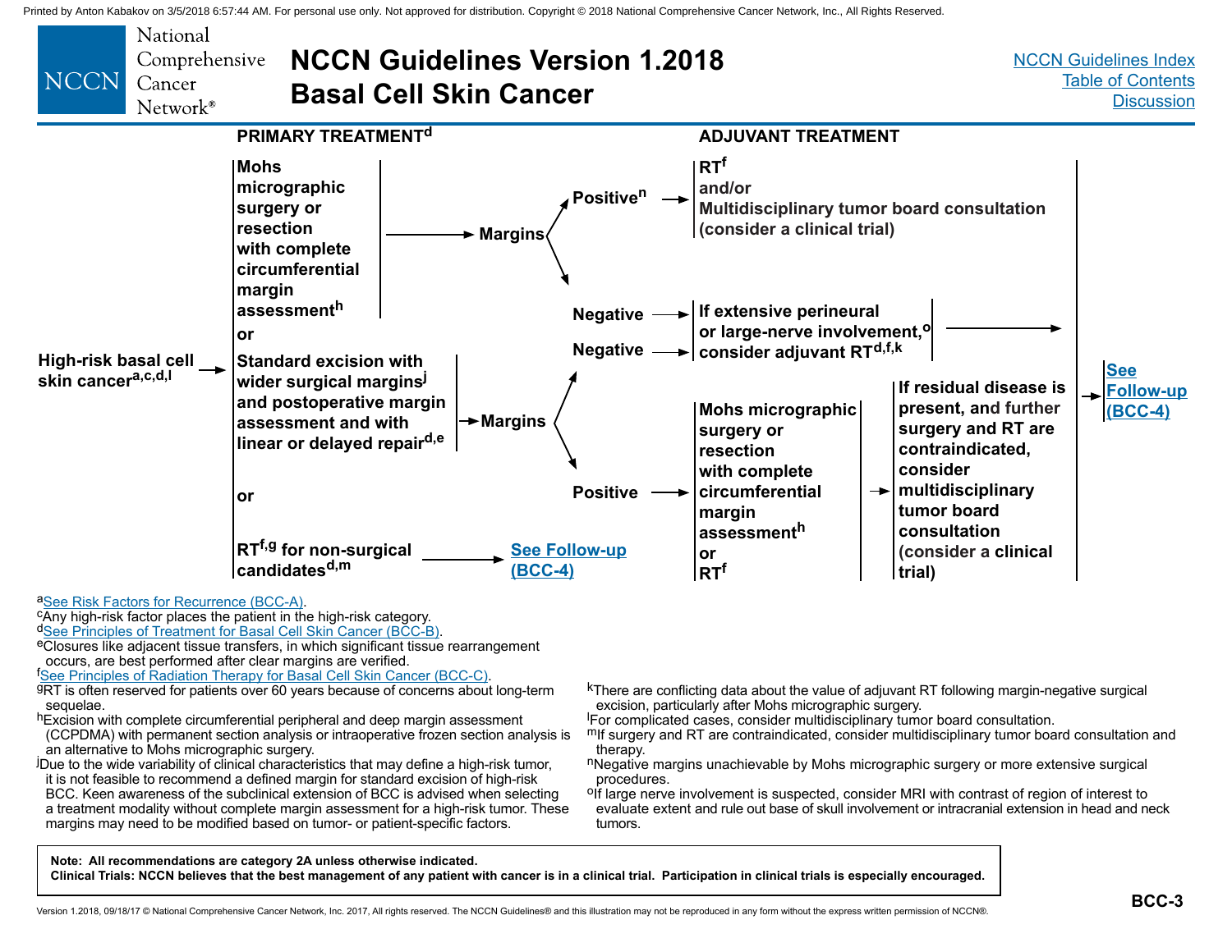# NCCN Guidelines Version 1.2018 Basal Cell Skin Cancer

[NCCN Guidelines Index](#)
[Table of Contents](#)
[Discussion](#)

## PRIMARY TREATMENT[d]

**High-risk basal cell skin cancer[a,c,d,l]** →

- **Mohs micrographic surgery or resection with complete circumferential margin assessment[h]** → **Margins**
  - **Positive[n]** → **ADJUVANT TREATMENT:** **RT[f] and/or Multidisciplinary tumor board consultation (consider a clinical trial)** → [See Follow-up (BCC-4)](#)
  - **Negative** → **If extensive perineural or large-nerve involvement,[o] consider adjuvant RT[d,f,k]** → [See Follow-up (BCC-4)](#)

**or**

- **Standard excision with wider surgical margins[j] and postoperative margin assessment and with linear or delayed repair[d,e]** → **Margins**
  - **Negative** → **If extensive perineural or large-nerve involvement,[o] consider adjuvant RT[d,f,k]** → [See Follow-up (BCC-4)](#)
  - **Positive** → **Mohs micrographic surgery or resection with complete circumferential margin assessment[h] or RT[f]** → **If residual disease is present, and further surgery and RT are contraindicated, consider multidisciplinary tumor board consultation (consider a clinical trial)** → [See Follow-up (BCC-4)](#)

**or**

- **RT[f,g] for non-surgical candidates[d,m]** → [See Follow-up (BCC-4)](#)

---

[a][See Risk Factors for Recurrence (BCC-A).](#)

[c]Any high-risk factor places the patient in the high-risk category.

[d][See Principles of Treatment for Basal Cell Skin Cancer (BCC-B).](#)

[e]Closures like adjacent tissue transfers, in which significant tissue rearrangement occurs, are best performed after clear margins are verified.

[f][See Principles of Radiation Therapy for Basal Cell Skin Cancer (BCC-C).](#)

[g]RT is often reserved for patients over 60 years because of concerns about long-term sequelae.

[h]Excision with complete circumferential peripheral and deep margin assessment (CCPDMA) with permanent section analysis or intraoperative frozen section analysis is an alternative to Mohs micrographic surgery.

[j]Due to the wide variability of clinical characteristics that may define a high-risk tumor, it is not feasible to recommend a defined margin for standard excision of high-risk BCC. Keen awareness of the subclinical extension of BCC is advised when selecting a treatment modality without complete margin assessment for a high-risk tumor. These margins may need to be modified based on tumor- or patient-specific factors.

[k]There are conflicting data about the value of adjuvant RT following margin-negative surgical excision, particularly after Mohs micrographic surgery.

[l]For complicated cases, consider multidisciplinary tumor board consultation.

[m]If surgery and RT are contraindicated, consider multidisciplinary tumor board consultation and therapy.

[n]Negative margins unachievable by Mohs micrographic surgery or more extensive surgical procedures.

[o]If large nerve involvement is suspected, consider MRI with contrast of region of interest to evaluate extent and rule out base of skull involvement or intracranial extension in head and neck tumors.

**Note: All recommendations are category 2A unless otherwise indicated.**
**Clinical Trials: NCCN believes that the best management of any patient with cancer is in a clinical trial. Participation in clinical trials is especially encouraged.**

BCC-3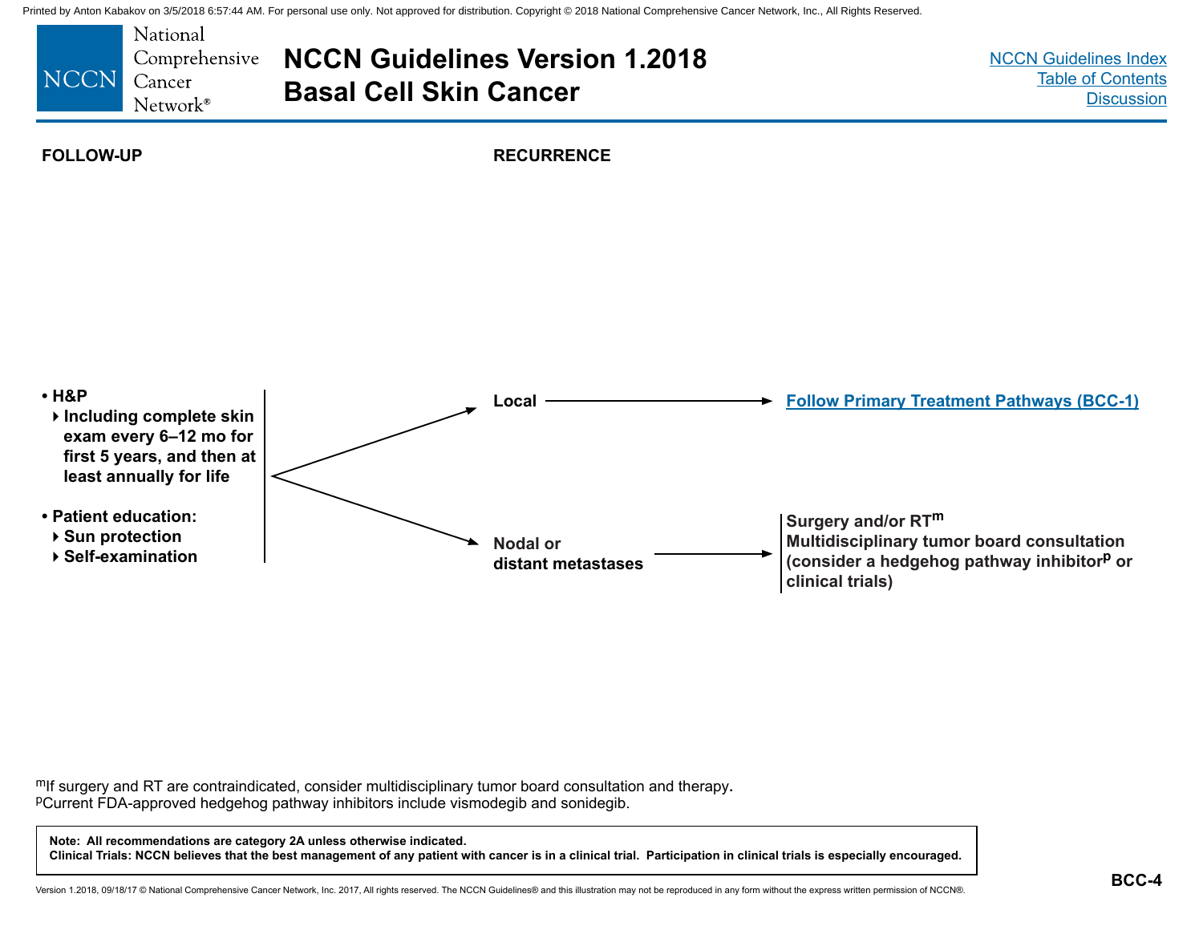# NCCN Guidelines Version 1.2018 Basal Cell Skin Cancer

## FOLLOW-UP

- H&P
  - Including complete skin exam every 6–12 mo for first 5 years, and then at least annually for life
- Patient education:
  - Sun protection
  - Self-examination

## RECURRENCE

- **Local** → Follow Primary Treatment Pathways (BCC-1)
- **Nodal or distant metastases** →
  - Surgery and/or RT[m]
  - Multidisciplinary tumor board consultation (consider a hedgehog pathway inhibitor[p] or clinical trials)

[m]If surgery and RT are contraindicated, consider multidisciplinary tumor board consultation and therapy.

[p]Current FDA-approved hedgehog pathway inhibitors include vismodegib and sonidegib.

**Note: All recommendations are category 2A unless otherwise indicated.**
**Clinical Trials: NCCN believes that the best management of any patient with cancer is in a clinical trial. Participation in clinical trials is especially encouraged.**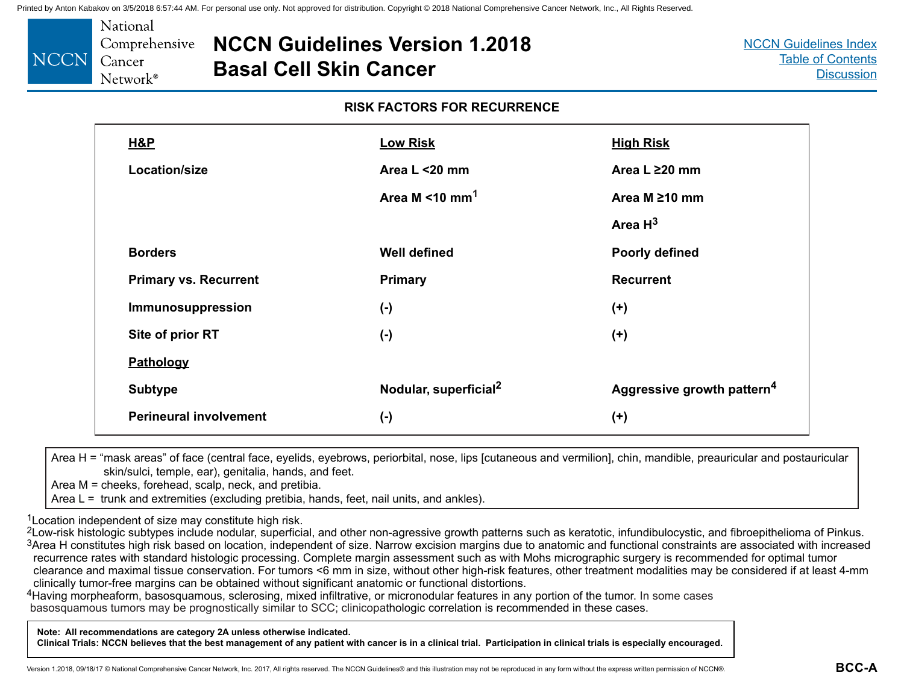## RISK FACTORS FOR RECURRENCE

| H&P | Low Risk | High Risk |
|---|---|---|
| Location/size | Area L <20 mm | Area L ≥20 mm |
| | Area M <10 mm[1] | Area M ≥10 mm |
| | | Area H[3] |
| Borders | Well defined | Poorly defined |
| Primary vs. Recurrent | Primary | Recurrent |
| Immunosuppression | (-) | (+) |
| Site of prior RT | (-) | (+) |
| **Pathology** | | |
| Subtype | Nodular, superficial[2] | Aggressive growth pattern[4] |
| Perineural involvement | (-) | (+) |

Area H = "mask areas" of face (central face, eyelids, eyebrows, periorbital, nose, lips [cutaneous and vermilion], chin, mandible, preauricular and postauricular skin/sulci, temple, ear), genitalia, hands, and feet.
Area M = cheeks, forehead, scalp, neck, and pretibia.
Area L = trunk and extremities (excluding pretibia, hands, feet, nail units, and ankles).

[1]Location independent of size may constitute high risk.
[2]Low-risk histologic subtypes include nodular, superficial, and other non-agressive growth patterns such as keratotic, infundibulocystic, and fibroepithelioma of Pinkus.
[3]Area H constitutes high risk based on location, independent of size. Narrow excision margins due to anatomic and functional constraints are associated with increased recurrence rates with standard histologic processing. Complete margin assessment such as with Mohs micrographic surgery is recommended for optimal tumor clearance and maximal tissue conservation. For tumors <6 mm in size, without other high-risk features, other treatment modalities may be considered if at least 4-mm clinically tumor-free margins can be obtained without significant anatomic or functional distortions.
[4]Having morpheaform, basosquamous, sclerosing, mixed infiltrative, or micronodular features in any portion of the tumor. In some cases basosquamous tumors may be prognostically similar to SCC; clinicopathologic correlation is recommended in these cases.

**Note: All recommendations are category 2A unless otherwise indicated.**
**Clinical Trials: NCCN believes that the best management of any patient with cancer is in a clinical trial. Participation in clinical trials is especially encouraged.**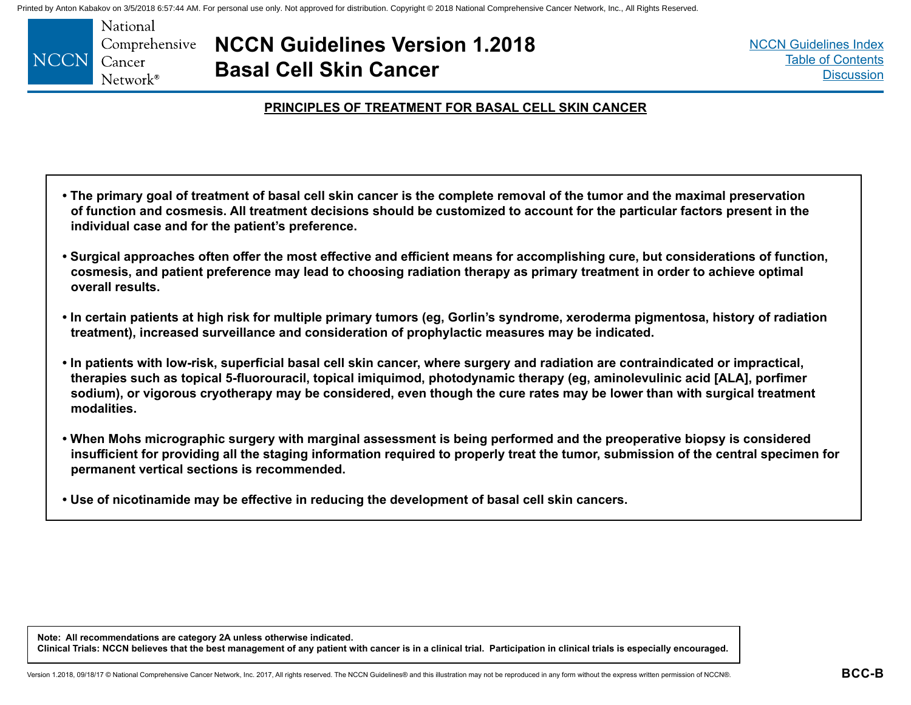## PRINCIPLES OF TREATMENT FOR BASAL CELL SKIN CANCER

- **The primary goal of treatment of basal cell skin cancer is the complete removal of the tumor and the maximal preservation of function and cosmesis. All treatment decisions should be customized to account for the particular factors present in the individual case and for the patient's preference.**

- **Surgical approaches often offer the most effective and efficient means for accomplishing cure, but considerations of function, cosmesis, and patient preference may lead to choosing radiation therapy as primary treatment in order to achieve optimal overall results.**

- **In certain patients at high risk for multiple primary tumors (eg, Gorlin's syndrome, xeroderma pigmentosa, history of radiation treatment), increased surveillance and consideration of prophylactic measures may be indicated.**

- **In patients with low-risk, superficial basal cell skin cancer, where surgery and radiation are contraindicated or impractical, therapies such as topical 5-fluorouracil, topical imiquimod, photodynamic therapy (eg, aminolevulinic acid [ALA], porfimer sodium), or vigorous cryotherapy may be considered, even though the cure rates may be lower than with surgical treatment modalities.**

- **When Mohs micrographic surgery with marginal assessment is being performed and the preoperative biopsy is considered insufficient for providing all the staging information required to properly treat the tumor, submission of the central specimen for permanent vertical sections is recommended.**

- **Use of nicotinamide may be effective in reducing the development of basal cell skin cancers.**

**Note: All recommendations are category 2A unless otherwise indicated.**
**Clinical Trials: NCCN believes that the best management of any patient with cancer is in a clinical trial. Participation in clinical trials is especially encouraged.**

BCC-B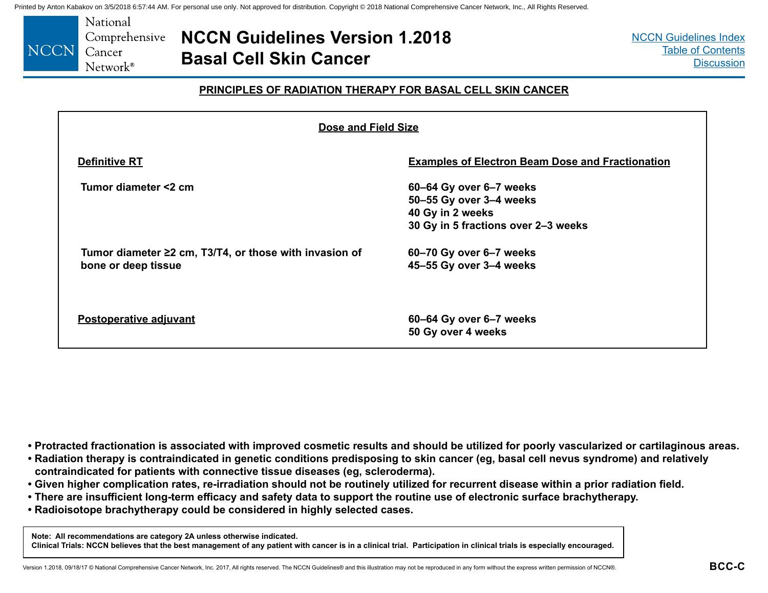## PRINCIPLES OF RADIATION THERAPY FOR BASAL CELL SKIN CANCER

### Dose and Field Size

| Definitive RT | Examples of Electron Beam Dose and Fractionation |
|---|---|
| Tumor diameter <2 cm | 60–64 Gy over 6–7 weeks<br>50–55 Gy over 3–4 weeks<br>40 Gy in 2 weeks<br>30 Gy in 5 fractions over 2–3 weeks |
| Tumor diameter ≥2 cm, T3/T4, or those with invasion of bone or deep tissue | 60–70 Gy over 6–7 weeks<br>45–55 Gy over 3–4 weeks |
| **Postoperative adjuvant** | 60–64 Gy over 6–7 weeks<br>50 Gy over 4 weeks |

- Protracted fractionation is associated with improved cosmetic results and should be utilized for poorly vascularized or cartilaginous areas.
- Radiation therapy is contraindicated in genetic conditions predisposing to skin cancer (eg, basal cell nevus syndrome) and relatively contraindicated for patients with connective tissue diseases (eg, scleroderma).
- Given higher complication rates, re-irradiation should not be routinely utilized for recurrent disease within a prior radiation field.
- There are insufficient long-term efficacy and safety data to support the routine use of electronic surface brachytherapy.
- Radioisotope brachytherapy could be considered in highly selected cases.

Note: All recommendations are category 2A unless otherwise indicated.
Clinical Trials: NCCN believes that the best management of any patient with cancer is in a clinical trial. Participation in clinical trials is especially encouraged.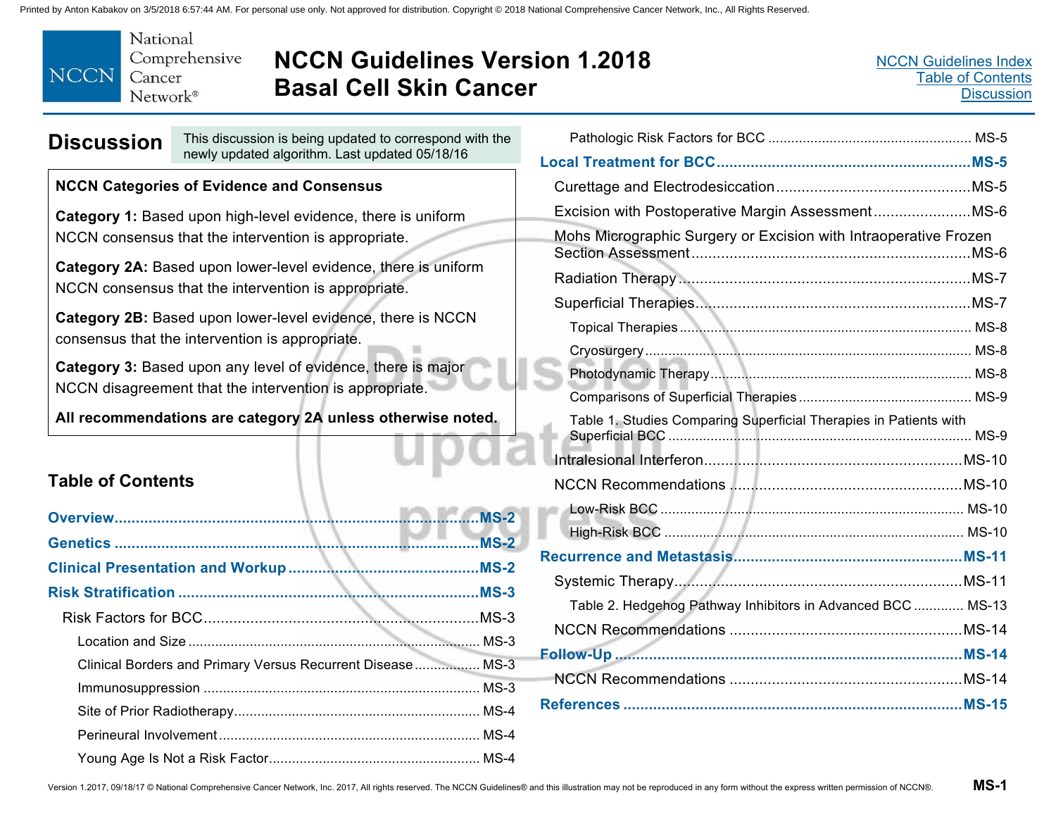## Discussion

This discussion is being updated to correspond with the newly updated algorithm. Last updated 05/18/16

**NCCN Categories of Evidence and Consensus**

**Category 1:** Based upon high-level evidence, there is uniform NCCN consensus that the intervention is appropriate.

**Category 2A:** Based upon lower-level evidence, there is uniform NCCN consensus that the intervention is appropriate.

**Category 2B:** Based upon lower-level evidence, there is NCCN consensus that the intervention is appropriate.

**Category 3:** Based upon any level of evidence, there is major NCCN disagreement that the intervention is appropriate.

**All recommendations are category 2A unless otherwise noted.**

### Table of Contents

**Overview** ..... MS-2

**Genetics** ..... MS-2

**Clinical Presentation and Workup** ..... MS-2

**Risk Stratification** ..... MS-3

- Risk Factors for BCC ..... MS-3
  - Location and Size ..... MS-3
  - Clinical Borders and Primary Versus Recurrent Disease ..... MS-3
  - Immunosuppression ..... MS-3
  - Site of Prior Radiotherapy ..... MS-4
  - Perineural Involvement ..... MS-4
  - Young Age Is Not a Risk Factor ..... MS-4
  - Pathologic Risk Factors for BCC ..... MS-5

**Local Treatment for BCC** ..... MS-5

- Curettage and Electrodesiccation ..... MS-5
- Excision with Postoperative Margin Assessment ..... MS-6
- Mohs Micrographic Surgery or Excision with Intraoperative Frozen Section Assessment ..... MS-6
- Radiation Therapy ..... MS-7
- Superficial Therapies ..... MS-7
  - Topical Therapies ..... MS-8
  - Cryosurgery ..... MS-8
  - Photodynamic Therapy ..... MS-8
  - Comparisons of Superficial Therapies ..... MS-9
  - Table 1. Studies Comparing Superficial Therapies in Patients with Superficial BCC ..... MS-9
- Intralesional Interferon ..... MS-10
- NCCN Recommendations ..... MS-10
  - Low-Risk BCC ..... MS-10
  - High-Risk BCC ..... MS-10

**Recurrence and Metastasis** ..... MS-11

- Systemic Therapy ..... MS-11
  - Table 2. Hedgehog Pathway Inhibitors in Advanced BCC ..... MS-13
- NCCN Recommendations ..... MS-14

**Follow-Up** ..... MS-14

- NCCN Recommendations ..... MS-14

**References** ..... MS-15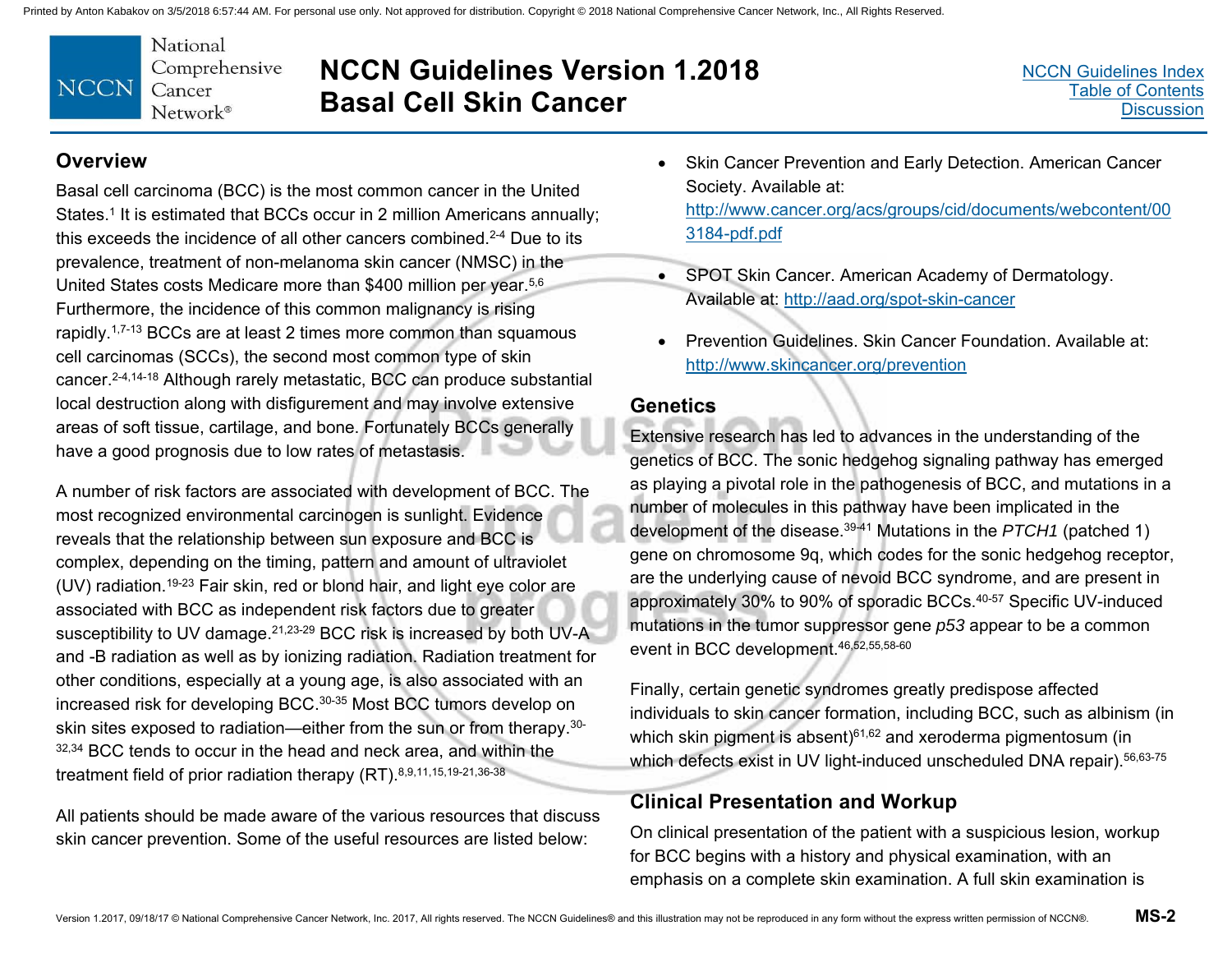## Overview

Basal cell carcinoma (BCC) is the most common cancer in the United States.[1] It is estimated that BCCs occur in 2 million Americans annually; this exceeds the incidence of all other cancers combined.[2-4] Due to its prevalence, treatment of non-melanoma skin cancer (NMSC) in the United States costs Medicare more than $400 million per year.[5,6] Furthermore, the incidence of this common malignancy is rising rapidly.[1,7-13] BCCs are at least 2 times more common than squamous cell carcinomas (SCCs), the second most common type of skin cancer.[2-4,14-18] Although rarely metastatic, BCC can produce substantial local destruction along with disfigurement and may involve extensive areas of soft tissue, cartilage, and bone. Fortunately BCCs generally have a good prognosis due to low rates of metastasis.

A number of risk factors are associated with development of BCC. The most recognized environmental carcinogen is sunlight. Evidence reveals that the relationship between sun exposure and BCC is complex, depending on the timing, pattern and amount of ultraviolet (UV) radiation.[19-23] Fair skin, red or blond hair, and light eye color are associated with BCC as independent risk factors due to greater susceptibility to UV damage.[21,23-29] BCC risk is increased by both UV-A and -B radiation as well as by ionizing radiation. Radiation treatment for other conditions, especially at a young age, is also associated with an increased risk for developing BCC.[30-35] Most BCC tumors develop on skin sites exposed to radiation—either from the sun or from therapy.[30-32,34] BCC tends to occur in the head and neck area, and within the treatment field of prior radiation therapy (RT).[8,9,11,15,19-21,36-38]

All patients should be made aware of the various resources that discuss skin cancer prevention. Some of the useful resources are listed below:

- Skin Cancer Prevention and Early Detection. American Cancer Society. Available at: http://www.cancer.org/acs/groups/cid/documents/webcontent/003184-pdf.pdf
- SPOT Skin Cancer. American Academy of Dermatology. Available at: http://aad.org/spot-skin-cancer
- Prevention Guidelines. Skin Cancer Foundation. Available at: http://www.skincancer.org/prevention

## Genetics

Extensive research has led to advances in the understanding of the genetics of BCC. The sonic hedgehog signaling pathway has emerged as playing a pivotal role in the pathogenesis of BCC, and mutations in a number of molecules in this pathway have been implicated in the development of the disease.[39-41] Mutations in the *PTCH1* (patched 1) gene on chromosome 9q, which codes for the sonic hedgehog receptor, are the underlying cause of nevoid BCC syndrome, and are present in approximately 30% to 90% of sporadic BCCs.[40-57] Specific UV-induced mutations in the tumor suppressor gene *p53* appear to be a common event in BCC development.[46,52,55,58-60]

Finally, certain genetic syndromes greatly predispose affected individuals to skin cancer formation, including BCC, such as albinism (in which skin pigment is absent)[61,62] and xeroderma pigmentosum (in which defects exist in UV light-induced unscheduled DNA repair).[56,63-75]

## Clinical Presentation and Workup

On clinical presentation of the patient with a suspicious lesion, workup for BCC begins with a history and physical examination, with an emphasis on a complete skin examination. A full skin examination is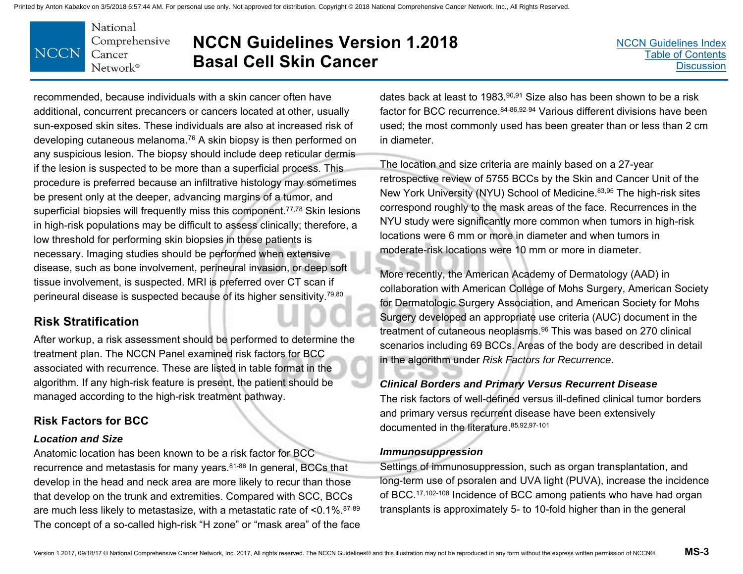recommended, because individuals with a skin cancer often have additional, concurrent precancers or cancers located at other, usually sun-exposed skin sites. These individuals are also at increased risk of developing cutaneous melanoma.[76] A skin biopsy is then performed on any suspicious lesion. The biopsy should include deep reticular dermis if the lesion is suspected to be more than a superficial process. This procedure is preferred because an infiltrative histology may sometimes be present only at the deeper, advancing margins of a tumor, and superficial biopsies will frequently miss this component.[77,78] Skin lesions in high-risk populations may be difficult to assess clinically; therefore, a low threshold for performing skin biopsies in these patients is necessary. Imaging studies should be performed when extensive disease, such as bone involvement, perineural invasion, or deep soft tissue involvement, is suspected. MRI is preferred over CT scan if perineural disease is suspected because of its higher sensitivity.[79,80]

## Risk Stratification

After workup, a risk assessment should be performed to determine the treatment plan. The NCCN Panel examined risk factors for BCC associated with recurrence. These are listed in table format in the algorithm. If any high-risk feature is present, the patient should be managed according to the high-risk treatment pathway.

### Risk Factors for BCC

#### *Location and Size*

Anatomic location has been known to be a risk factor for BCC recurrence and metastasis for many years.[81-86] In general, BCCs that develop in the head and neck area are more likely to recur than those that develop on the trunk and extremities. Compared with SCC, BCCs are much less likely to metastasize, with a metastatic rate of <0.1%.[87-89] The concept of a so-called high-risk "H zone" or "mask area" of the face dates back at least to 1983.[90,91] Size also has been shown to be a risk factor for BCC recurrence.[84-86,92-94] Various different divisions have been used; the most commonly used has been greater than or less than 2 cm in diameter.

The location and size criteria are mainly based on a 27-year retrospective review of 5755 BCCs by the Skin and Cancer Unit of the New York University (NYU) School of Medicine.[83,95] The high-risk sites correspond roughly to the mask areas of the face. Recurrences in the NYU study were significantly more common when tumors in high-risk locations were 6 mm or more in diameter and when tumors in moderate-risk locations were 10 mm or more in diameter.

More recently, the American Academy of Dermatology (AAD) in collaboration with American College of Mohs Surgery, American Society for Dermatologic Surgery Association, and American Society for Mohs Surgery developed an appropriate use criteria (AUC) document in the treatment of cutaneous neoplasms.[96] This was based on 270 clinical scenarios including 69 BCCs. Areas of the body are described in detail in the algorithm under *Risk Factors for Recurrence*.

#### *Clinical Borders and Primary Versus Recurrent Disease*

The risk factors of well-defined versus ill-defined clinical tumor borders and primary versus recurrent disease have been extensively documented in the literature.[85,92,97-101]

#### *Immunosuppression*

Settings of immunosuppression, such as organ transplantation, and long-term use of psoralen and UVA light (PUVA), increase the incidence of BCC.[17,102-108] Incidence of BCC among patients who have had organ transplants is approximately 5- to 10-fold higher than in the general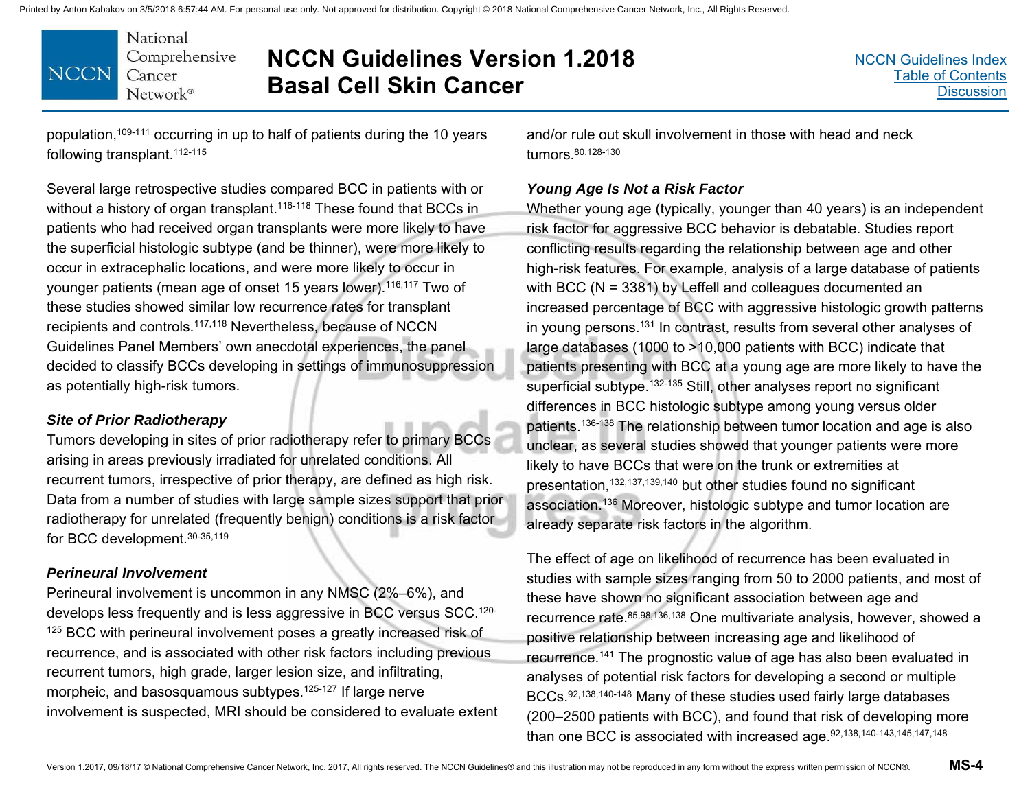population,[109-111] occurring in up to half of patients during the 10 years following transplant.[112-115]

Several large retrospective studies compared BCC in patients with or without a history of organ transplant.[116-118] These found that BCCs in patients who had received organ transplants were more likely to have the superficial histologic subtype (and be thinner), were more likely to occur in extracephalic locations, and were more likely to occur in younger patients (mean age of onset 15 years lower).[116,117] Two of these studies showed similar low recurrence rates for transplant recipients and controls.[117,118] Nevertheless, because of NCCN Guidelines Panel Members' own anecdotal experiences, the panel decided to classify BCCs developing in settings of immunosuppression as potentially high-risk tumors.

### *Site of Prior Radiotherapy*

Tumors developing in sites of prior radiotherapy refer to primary BCCs arising in areas previously irradiated for unrelated conditions. All recurrent tumors, irrespective of prior therapy, are defined as high risk. Data from a number of studies with large sample sizes support that prior radiotherapy for unrelated (frequently benign) conditions is a risk factor for BCC development.[30-35,119]

### *Perineural Involvement*

Perineural involvement is uncommon in any NMSC (2%–6%), and develops less frequently and is less aggressive in BCC versus SCC.[120-125] BCC with perineural involvement poses a greatly increased risk of recurrence, and is associated with other risk factors including previous recurrent tumors, high grade, larger lesion size, and infiltrating, morpheic, and basosquamous subtypes.[125-127] If large nerve involvement is suspected, MRI should be considered to evaluate extent and/or rule out skull involvement in those with head and neck tumors.[80,128-130]

### *Young Age Is Not a Risk Factor*

Whether young age (typically, younger than 40 years) is an independent risk factor for aggressive BCC behavior is debatable. Studies report conflicting results regarding the relationship between age and other high-risk features. For example, analysis of a large database of patients with BCC (N = 3381) by Leffell and colleagues documented an increased percentage of BCC with aggressive histologic growth patterns in young persons.[131] In contrast, results from several other analyses of large databases (1000 to >10,000 patients with BCC) indicate that patients presenting with BCC at a young age are more likely to have the superficial subtype.[132-135] Still, other analyses report no significant differences in BCC histologic subtype among young versus older patients.[136-138] The relationship between tumor location and age is also unclear, as several studies showed that younger patients were more likely to have BCCs that were on the trunk or extremities at presentation,[132,137,139,140] but other studies found no significant association.[136] Moreover, histologic subtype and tumor location are already separate risk factors in the algorithm.

The effect of age on likelihood of recurrence has been evaluated in studies with sample sizes ranging from 50 to 2000 patients, and most of these have shown no significant association between age and recurrence rate.[85,98,136,138] One multivariate analysis, however, showed a positive relationship between increasing age and likelihood of recurrence.[141] The prognostic value of age has also been evaluated in analyses of potential risk factors for developing a second or multiple BCCs.[92,138,140-148] Many of these studies used fairly large databases (200–2500 patients with BCC), and found that risk of developing more than one BCC is associated with increased age.[92,138,140-143,145,147,148]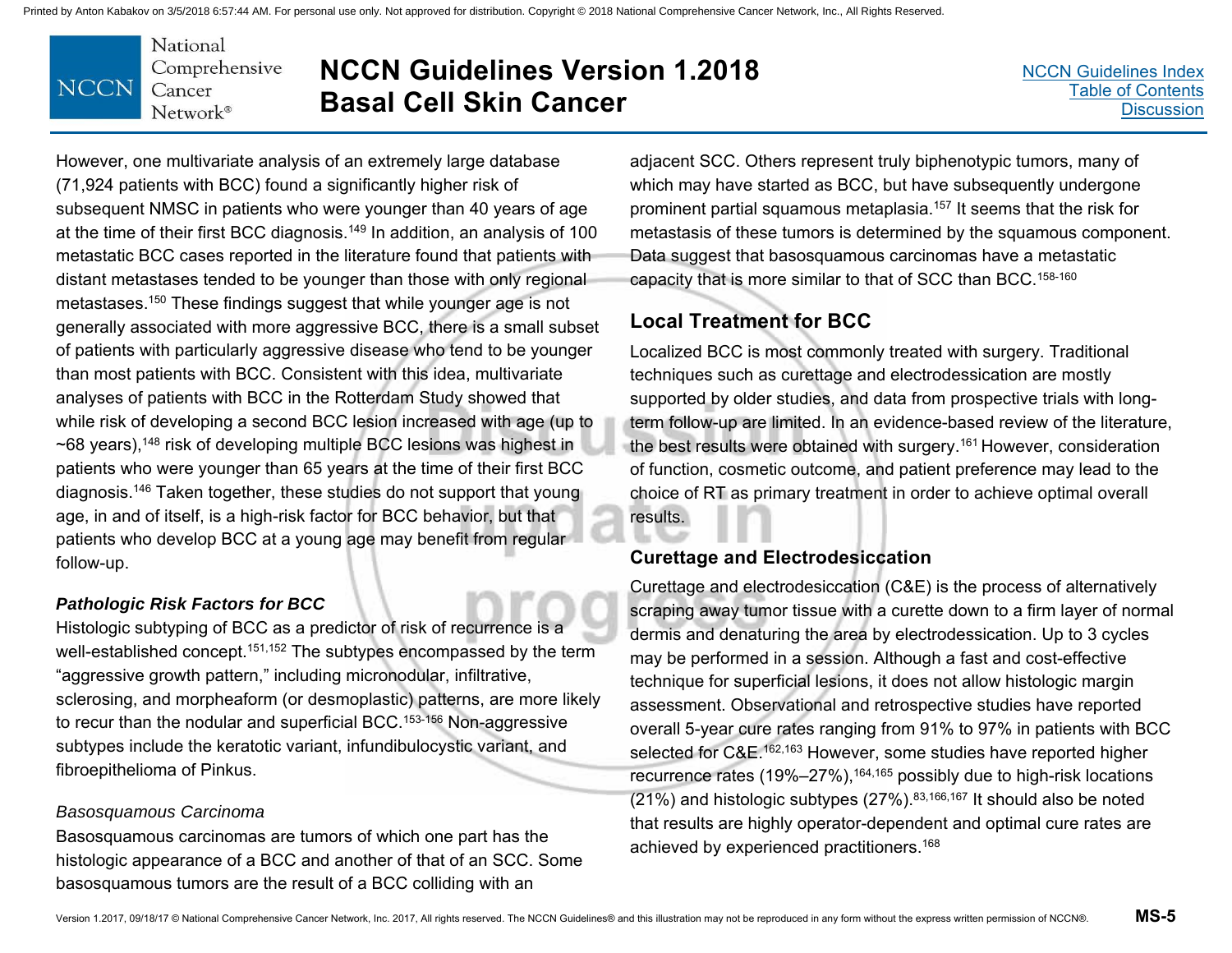However, one multivariate analysis of an extremely large database (71,924 patients with BCC) found a significantly higher risk of subsequent NMSC in patients who were younger than 40 years of age at the time of their first BCC diagnosis.[149] In addition, an analysis of 100 metastatic BCC cases reported in the literature found that patients with distant metastases tended to be younger than those with only regional metastases.[150] These findings suggest that while younger age is not generally associated with more aggressive BCC, there is a small subset of patients with particularly aggressive disease who tend to be younger than most patients with BCC. Consistent with this idea, multivariate analyses of patients with BCC in the Rotterdam Study showed that while risk of developing a second BCC lesion increased with age (up to ~68 years),[148] risk of developing multiple BCC lesions was highest in patients who were younger than 65 years at the time of their first BCC diagnosis.[146] Taken together, these studies do not support that young age, in and of itself, is a high-risk factor for BCC behavior, but that patients who develop BCC at a young age may benefit from regular follow-up.

#### *Pathologic Risk Factors for BCC*

Histologic subtyping of BCC as a predictor of risk of recurrence is a well-established concept.[151,152] The subtypes encompassed by the term "aggressive growth pattern," including micronodular, infiltrative, sclerosing, and morpheaform (or desmoplastic) patterns, are more likely to recur than the nodular and superficial BCC.[153-156] Non-aggressive subtypes include the keratotic variant, infundibulocystic variant, and fibroepithelioma of Pinkus.

*Basosquamous Carcinoma*

Basosquamous carcinomas are tumors of which one part has the histologic appearance of a BCC and another of that of an SCC. Some basosquamous tumors are the result of a BCC colliding with an adjacent SCC. Others represent truly biphenotypic tumors, many of which may have started as BCC, but have subsequently undergone prominent partial squamous metaplasia.[157] It seems that the risk for metastasis of these tumors is determined by the squamous component. Data suggest that basosquamous carcinomas have a metastatic capacity that is more similar to that of SCC than BCC.[158-160]

## Local Treatment for BCC

Localized BCC is most commonly treated with surgery. Traditional techniques such as curettage and electrodessication are mostly supported by older studies, and data from prospective trials with long-term follow-up are limited. In an evidence-based review of the literature, the best results were obtained with surgery.[161] However, consideration of function, cosmetic outcome, and patient preference may lead to the choice of RT as primary treatment in order to achieve optimal overall results.

### Curettage and Electrodesiccation

Curettage and electrodesiccation (C&E) is the process of alternatively scraping away tumor tissue with a curette down to a firm layer of normal dermis and denaturing the area by electrodessication. Up to 3 cycles may be performed in a session. Although a fast and cost-effective technique for superficial lesions, it does not allow histologic margin assessment. Observational and retrospective studies have reported overall 5-year cure rates ranging from 91% to 97% in patients with BCC selected for C&E.[162,163] However, some studies have reported higher recurrence rates (19%–27%),[164,165] possibly due to high-risk locations (21%) and histologic subtypes (27%).[83,166,167] It should also be noted that results are highly operator-dependent and optimal cure rates are achieved by experienced practitioners.[168]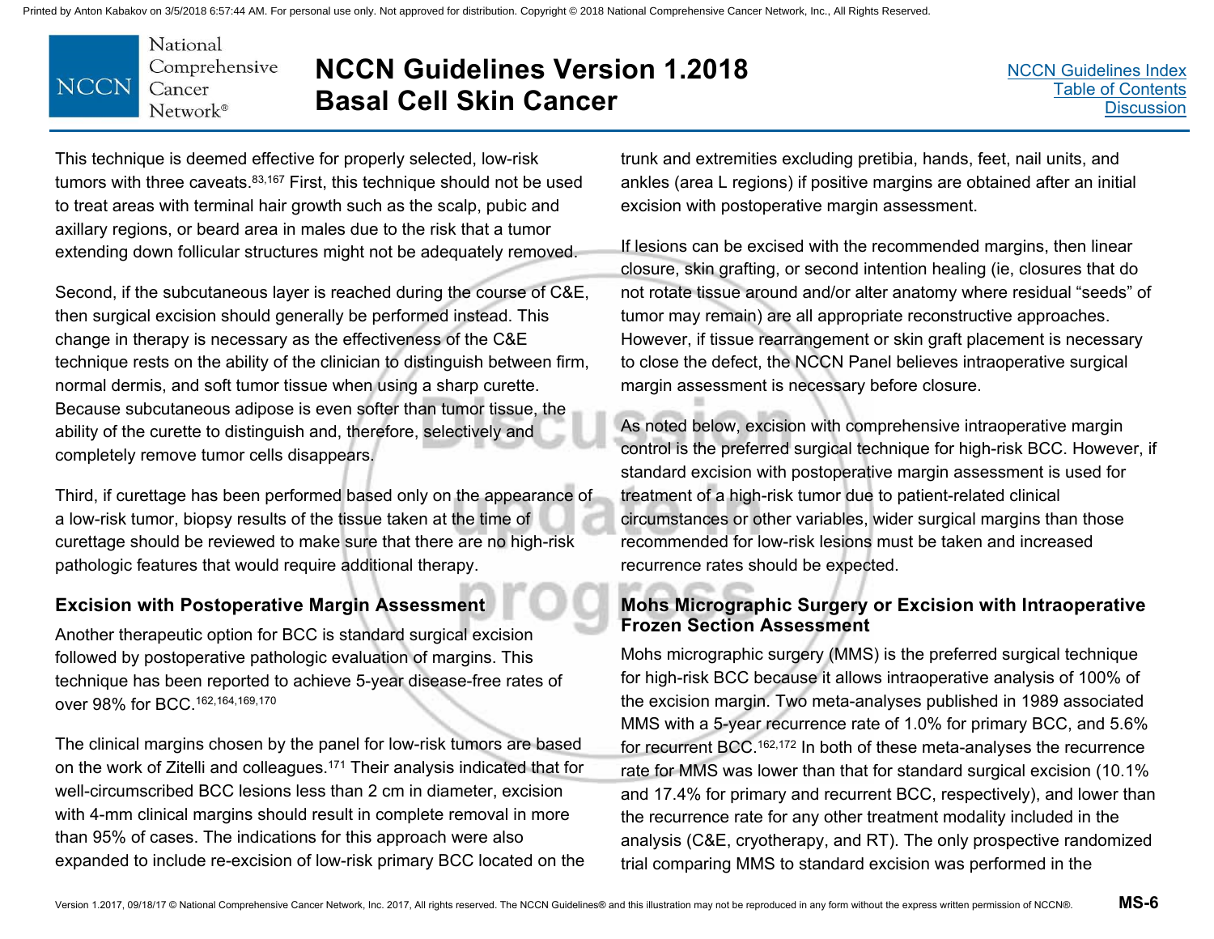This technique is deemed effective for properly selected, low-risk tumors with three caveats.[83,167] First, this technique should not be used to treat areas with terminal hair growth such as the scalp, pubic and axillary regions, or beard area in males due to the risk that a tumor extending down follicular structures might not be adequately removed.

Second, if the subcutaneous layer is reached during the course of C&E, then surgical excision should generally be performed instead. This change in therapy is necessary as the effectiveness of the C&E technique rests on the ability of the clinician to distinguish between firm, normal dermis, and soft tumor tissue when using a sharp curette. Because subcutaneous adipose is even softer than tumor tissue, the ability of the curette to distinguish and, therefore, selectively and completely remove tumor cells disappears.

Third, if curettage has been performed based only on the appearance of a low-risk tumor, biopsy results of the tissue taken at the time of curettage should be reviewed to make sure that there are no high-risk pathologic features that would require additional therapy.

### Excision with Postoperative Margin Assessment

Another therapeutic option for BCC is standard surgical excision followed by postoperative pathologic evaluation of margins. This technique has been reported to achieve 5-year disease-free rates of over 98% for BCC.[162,164,169,170]

The clinical margins chosen by the panel for low-risk tumors are based on the work of Zitelli and colleagues.[171] Their analysis indicated that for well-circumscribed BCC lesions less than 2 cm in diameter, excision with 4-mm clinical margins should result in complete removal in more than 95% of cases. The indications for this approach were also expanded to include re-excision of low-risk primary BCC located on the trunk and extremities excluding pretibia, hands, feet, nail units, and ankles (area L regions) if positive margins are obtained after an initial excision with postoperative margin assessment.

If lesions can be excised with the recommended margins, then linear closure, skin grafting, or second intention healing (ie, closures that do not rotate tissue around and/or alter anatomy where residual "seeds" of tumor may remain) are all appropriate reconstructive approaches. However, if tissue rearrangement or skin graft placement is necessary to close the defect, the NCCN Panel believes intraoperative surgical margin assessment is necessary before closure.

As noted below, excision with comprehensive intraoperative margin control is the preferred surgical technique for high-risk BCC. However, if standard excision with postoperative margin assessment is used for treatment of a high-risk tumor due to patient-related clinical circumstances or other variables, wider surgical margins than those recommended for low-risk lesions must be taken and increased recurrence rates should be expected.

### Mohs Micrographic Surgery or Excision with Intraoperative Frozen Section Assessment

Mohs micrographic surgery (MMS) is the preferred surgical technique for high-risk BCC because it allows intraoperative analysis of 100% of the excision margin. Two meta-analyses published in 1989 associated MMS with a 5-year recurrence rate of 1.0% for primary BCC, and 5.6% for recurrent BCC.[162,172] In both of these meta-analyses the recurrence rate for MMS was lower than that for standard surgical excision (10.1% and 17.4% for primary and recurrent BCC, respectively), and lower than the recurrence rate for any other treatment modality included in the analysis (C&E, cryotherapy, and RT). The only prospective randomized trial comparing MMS to standard excision was performed in the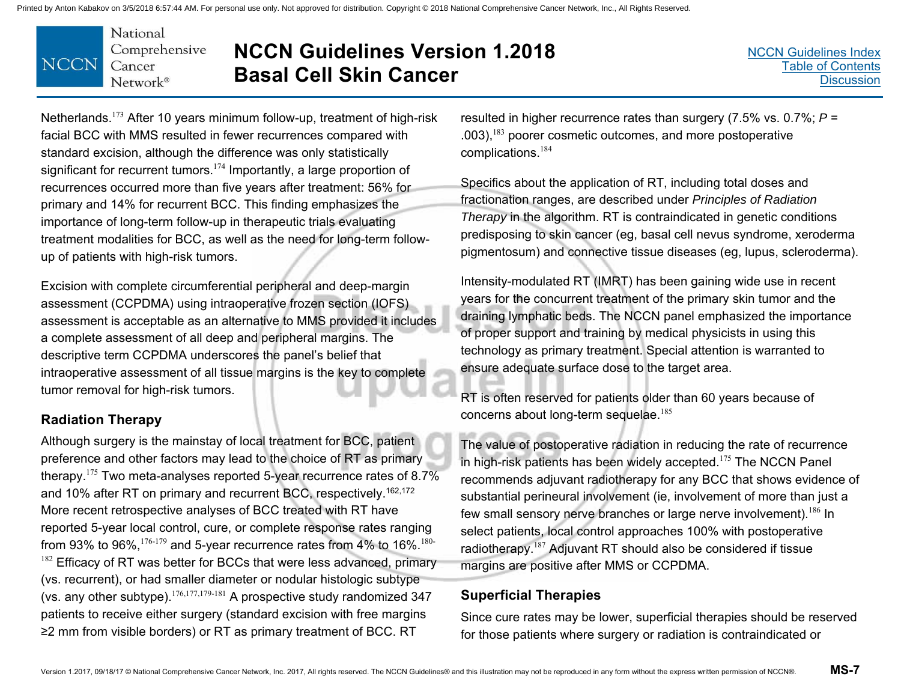Netherlands.[173] After 10 years minimum follow-up, treatment of high-risk facial BCC with MMS resulted in fewer recurrences compared with standard excision, although the difference was only statistically significant for recurrent tumors.[174] Importantly, a large proportion of recurrences occurred more than five years after treatment: 56% for primary and 14% for recurrent BCC. This finding emphasizes the importance of long-term follow-up in therapeutic trials evaluating treatment modalities for BCC, as well as the need for long-term follow-up of patients with high-risk tumors.

Excision with complete circumferential peripheral and deep-margin assessment (CCPDMA) using intraoperative frozen section (IOFS) assessment is acceptable as an alternative to MMS provided it includes a complete assessment of all deep and peripheral margins. The descriptive term CCPDMA underscores the panel's belief that intraoperative assessment of all tissue margins is the key to complete tumor removal for high-risk tumors.

## Radiation Therapy

Although surgery is the mainstay of local treatment for BCC, patient preference and other factors may lead to the choice of RT as primary therapy.[175] Two meta-analyses reported 5-year recurrence rates of 8.7% and 10% after RT on primary and recurrent BCC, respectively.[162,172] More recent retrospective analyses of BCC treated with RT have reported 5-year local control, cure, or complete response rates ranging from 93% to 96%,[176-179] and 5-year recurrence rates from 4% to 16%.[180-182] Efficacy of RT was better for BCCs that were less advanced, primary (vs. recurrent), or had smaller diameter or nodular histologic subtype (vs. any other subtype).[176,177,179-181] A prospective study randomized 347 patients to receive either surgery (standard excision with free margins ≥2 mm from visible borders) or RT as primary treatment of BCC. RT resulted in higher recurrence rates than surgery (7.5% vs. 0.7%; *P* = .003),[183] poorer cosmetic outcomes, and more postoperative complications.[184]

Specifics about the application of RT, including total doses and fractionation ranges, are described under *Principles of Radiation Therapy* in the algorithm. RT is contraindicated in genetic conditions predisposing to skin cancer (eg, basal cell nevus syndrome, xeroderma pigmentosum) and connective tissue diseases (eg, lupus, scleroderma).

Intensity-modulated RT (IMRT) has been gaining wide use in recent years for the concurrent treatment of the primary skin tumor and the draining lymphatic beds. The NCCN panel emphasized the importance of proper support and training by medical physicists in using this technology as primary treatment. Special attention is warranted to ensure adequate surface dose to the target area.

RT is often reserved for patients older than 60 years because of concerns about long-term sequelae.[185]

The value of postoperative radiation in reducing the rate of recurrence in high-risk patients has been widely accepted.[175] The NCCN Panel recommends adjuvant radiotherapy for any BCC that shows evidence of substantial perineural involvement (ie, involvement of more than just a few small sensory nerve branches or large nerve involvement).[186] In select patients, local control approaches 100% with postoperative radiotherapy.[187] Adjuvant RT should also be considered if tissue margins are positive after MMS or CCPDMA.

## Superficial Therapies

Since cure rates may be lower, superficial therapies should be reserved for those patients where surgery or radiation is contraindicated or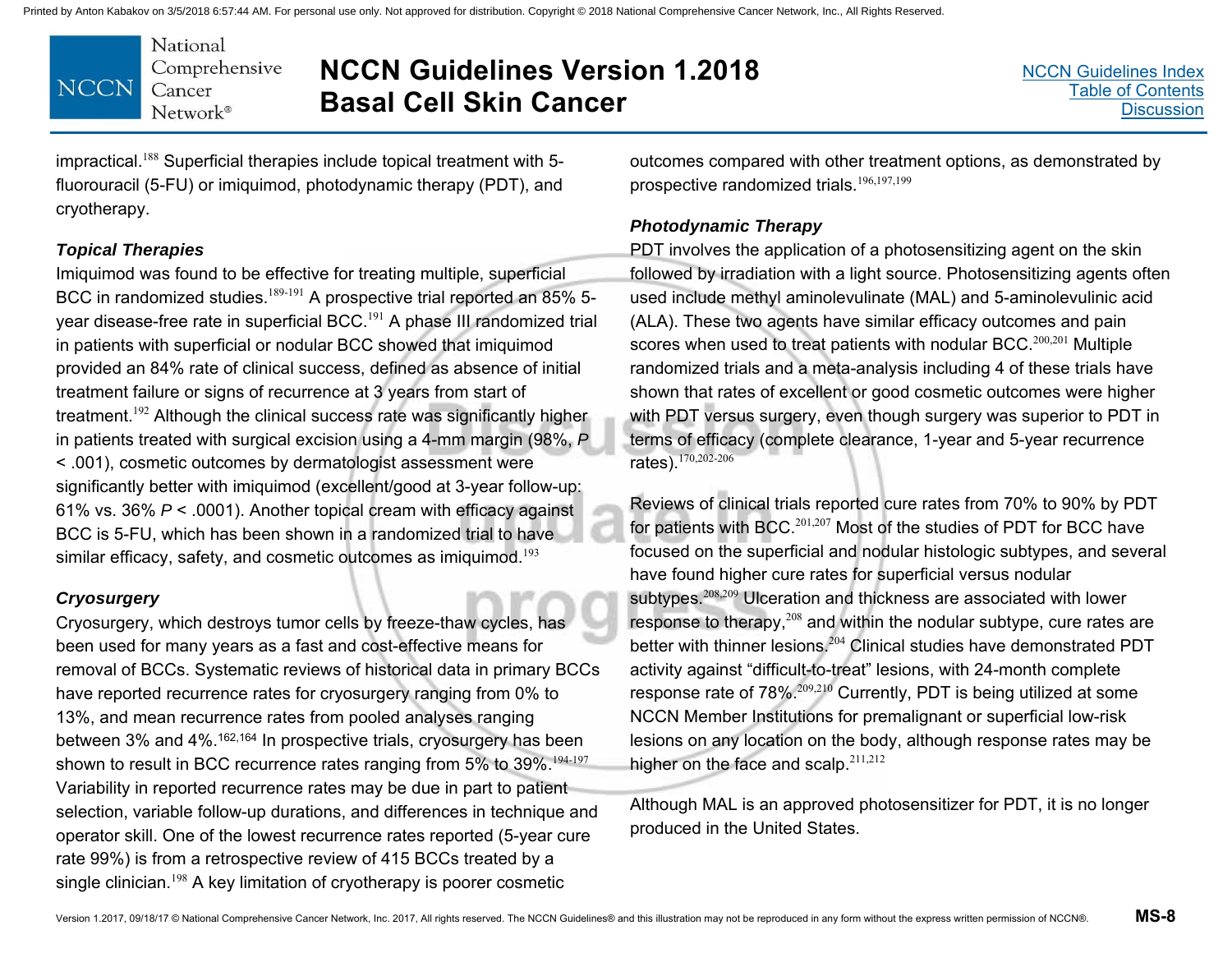impractical.[188] Superficial therapies include topical treatment with 5-fluorouracil (5-FU) or imiquimod, photodynamic therapy (PDT), and cryotherapy.

### *Topical Therapies*

Imiquimod was found to be effective for treating multiple, superficial BCC in randomized studies.[189-191] A prospective trial reported an 85% 5-year disease-free rate in superficial BCC.[191] A phase III randomized trial in patients with superficial or nodular BCC showed that imiquimod provided an 84% rate of clinical success, defined as absence of initial treatment failure or signs of recurrence at 3 years from start of treatment.[192] Although the clinical success rate was significantly higher in patients treated with surgical excision using a 4-mm margin (98%, $P < .001$), cosmetic outcomes by dermatologist assessment were significantly better with imiquimod (excellent/good at 3-year follow-up: 61% vs. 36% $P < .0001$). Another topical cream with efficacy against BCC is 5-FU, which has been shown in a randomized trial to have similar efficacy, safety, and cosmetic outcomes as imiquimod.[193]

### *Cryosurgery*

Cryosurgery, which destroys tumor cells by freeze-thaw cycles, has been used for many years as a fast and cost-effective means for removal of BCCs. Systematic reviews of historical data in primary BCCs have reported recurrence rates for cryosurgery ranging from 0% to 13%, and mean recurrence rates from pooled analyses ranging between 3% and 4%.[162,164] In prospective trials, cryosurgery has been shown to result in BCC recurrence rates ranging from 5% to 39%.[194-197] Variability in reported recurrence rates may be due in part to patient selection, variable follow-up durations, and differences in technique and operator skill. One of the lowest recurrence rates reported (5-year cure rate 99%) is from a retrospective review of 415 BCCs treated by a single clinician.[198] A key limitation of cryotherapy is poorer cosmetic outcomes compared with other treatment options, as demonstrated by prospective randomized trials.[196,197,199]

### *Photodynamic Therapy*

PDT involves the application of a photosensitizing agent on the skin followed by irradiation with a light source. Photosensitizing agents often used include methyl aminolevulinate (MAL) and 5-aminolevulinic acid (ALA). These two agents have similar efficacy outcomes and pain scores when used to treat patients with nodular BCC.[200,201] Multiple randomized trials and a meta-analysis including 4 of these trials have shown that rates of excellent or good cosmetic outcomes were higher with PDT versus surgery, even though surgery was superior to PDT in terms of efficacy (complete clearance, 1-year and 5-year recurrence rates).[170,202-206]

Reviews of clinical trials reported cure rates from 70% to 90% by PDT for patients with BCC.[201,207] Most of the studies of PDT for BCC have focused on the superficial and nodular histologic subtypes, and several have found higher cure rates for superficial versus nodular subtypes.[208,209] Ulceration and thickness are associated with lower response to therapy,[208] and within the nodular subtype, cure rates are better with thinner lesions.[204] Clinical studies have demonstrated PDT activity against "difficult-to-treat" lesions, with 24-month complete response rate of 78%.[209,210] Currently, PDT is being utilized at some NCCN Member Institutions for premalignant or superficial low-risk lesions on any location on the body, although response rates may be higher on the face and scalp.[211,212]

Although MAL is an approved photosensitizer for PDT, it is no longer produced in the United States.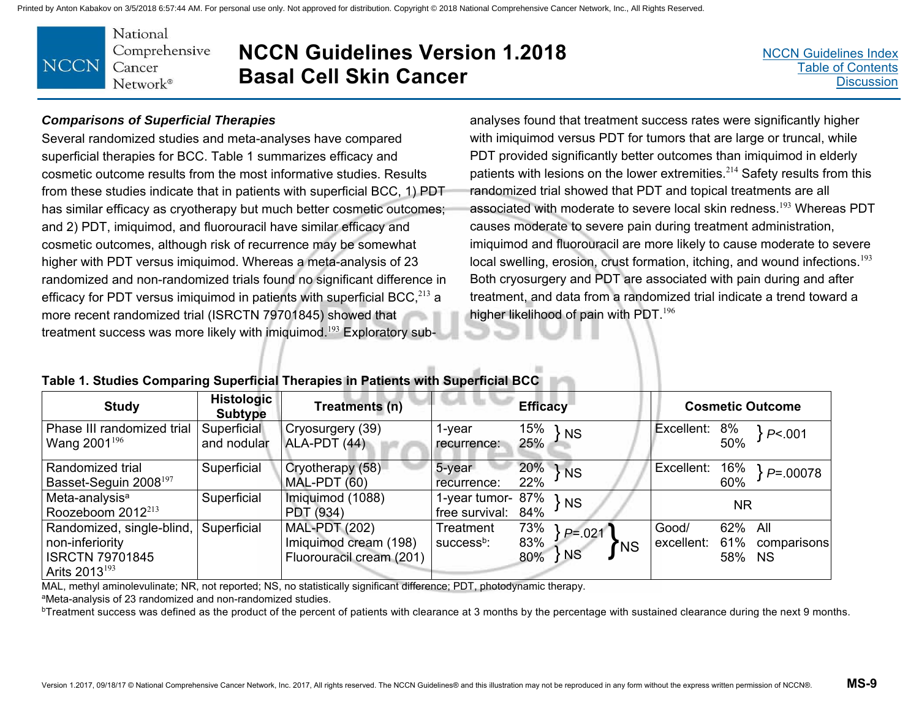### *Comparisons of Superficial Therapies*

Several randomized studies and meta-analyses have compared superficial therapies for BCC. Table 1 summarizes efficacy and cosmetic outcome results from the most informative studies. Results from these studies indicate that in patients with superficial BCC, 1) PDT has similar efficacy as cryotherapy but much better cosmetic outcomes; and 2) PDT, imiquimod, and fluorouracil have similar efficacy and cosmetic outcomes, although risk of recurrence may be somewhat higher with PDT versus imiquimod. Whereas a meta-analysis of 23 randomized and non-randomized trials found no significant difference in efficacy for PDT versus imiquimod in patients with superficial BCC,[213] a more recent randomized trial (ISRCTN 79701845) showed that treatment success was more likely with imiquimod.[193] Exploratory sub-analyses found that treatment success rates were significantly higher with imiquimod versus PDT for tumors that are large or truncal, while PDT provided significantly better outcomes than imiquimod in elderly patients with lesions on the lower extremities.[214] Safety results from this randomized trial showed that PDT and topical treatments are all associated with moderate to severe local skin redness.[193] Whereas PDT causes moderate to severe pain during treatment administration, imiquimod and fluorouracil are more likely to cause moderate to severe local swelling, erosion, crust formation, itching, and wound infections.[193] Both cryosurgery and PDT are associated with pain during and after treatment, and data from a randomized trial indicate a trend toward a higher likelihood of pain with PDT.[196]

**Table 1. Studies Comparing Superficial Therapies in Patients with Superficial BCC**

| Study | Histologic Subtype | Treatments (n) | Efficacy | Cosmetic Outcome |
|---|---|---|---|---|
| Phase III randomized trial Wang 2001[196] | Superficial and nodular | Cryosurgery (39)<br>ALA-PDT (44) | 1-year recurrence: 15% / 25% } NS | Excellent: 8% / 50% } $P<.001$ |
| Randomized trial Basset-Seguin 2008[197] | Superficial | Cryotherapy (58)<br>MAL-PDT (60) | 5-year recurrence: 20% / 22% } NS | Excellent: 16% / 60% } $P=.00078$ |
| Meta-analysis[a] Roozeboom 2012[213] | Superficial | Imiquimod (1088)<br>PDT (934) | 1-year tumor-free survival: 87% / 84% } NS | NR |
| Randomized, single-blind, non-inferiority ISRCTN 79701845 Arits 2013[193] | Superficial | MAL-PDT (202)<br>Imiquimod cream (198)<br>Fluorouracil cream (201) | Treatment success[b]: 73% / 83% } $P=.021$; 83% / 80% } NS; 73% vs 80% NS | Good/excellent: 62% / 61% / 58% All comparisons NS |

MAL, methyl aminolevulinate; NR, not reported; NS, no statistically significant difference; PDT, photodynamic therapy.

[a]Meta-analysis of 23 randomized and non-randomized studies.

[b]Treatment success was defined as the product of the percent of patients with clearance at 3 months by the percentage with sustained clearance during the next 9 months.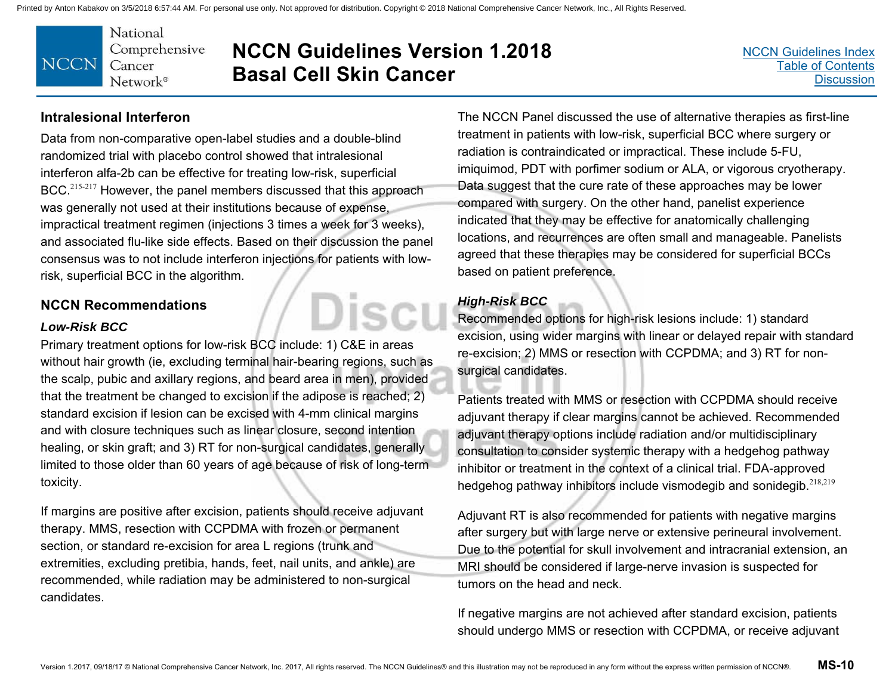## Intralesional Interferon

Data from non-comparative open-label studies and a double-blind randomized trial with placebo control showed that intralesional interferon alfa-2b can be effective for treating low-risk, superficial BCC.[215-217] However, the panel members discussed that this approach was generally not used at their institutions because of expense, impractical treatment regimen (injections 3 times a week for 3 weeks), and associated flu-like side effects. Based on their discussion the panel consensus was to not include interferon injections for patients with low-risk, superficial BCC in the algorithm.

## NCCN Recommendations

### *Low-Risk BCC*

Primary treatment options for low-risk BCC include: 1) C&E in areas without hair growth (ie, excluding terminal hair-bearing regions, such as the scalp, pubic and axillary regions, and beard area in men), provided that the treatment be changed to excision if the adipose is reached; 2) standard excision if lesion can be excised with 4-mm clinical margins and with closure techniques such as linear closure, second intention healing, or skin graft; and 3) RT for non-surgical candidates, generally limited to those older than 60 years of age because of risk of long-term toxicity.

If margins are positive after excision, patients should receive adjuvant therapy. MMS, resection with CCPDMA with frozen or permanent section, or standard re-excision for area L regions (trunk and extremities, excluding pretibia, hands, feet, nail units, and ankle) are recommended, while radiation may be administered to non-surgical candidates.

The NCCN Panel discussed the use of alternative therapies as first-line treatment in patients with low-risk, superficial BCC where surgery or radiation is contraindicated or impractical. These include 5-FU, imiquimod, PDT with porfimer sodium or ALA, or vigorous cryotherapy. Data suggest that the cure rate of these approaches may be lower compared with surgery. On the other hand, panelist experience indicated that they may be effective for anatomically challenging locations, and recurrences are often small and manageable. Panelists agreed that these therapies may be considered for superficial BCCs based on patient preference.

### *High-Risk BCC*

Recommended options for high-risk lesions include: 1) standard excision, using wider margins with linear or delayed repair with standard re-excision; 2) MMS or resection with CCPDMA; and 3) RT for non-surgical candidates.

Patients treated with MMS or resection with CCPDMA should receive adjuvant therapy if clear margins cannot be achieved. Recommended adjuvant therapy options include radiation and/or multidisciplinary consultation to consider systemic therapy with a hedgehog pathway inhibitor or treatment in the context of a clinical trial. FDA-approved hedgehog pathway inhibitors include vismodegib and sonidegib.[218,219]

Adjuvant RT is also recommended for patients with negative margins after surgery but with large nerve or extensive perineural involvement. Due to the potential for skull involvement and intracranial extension, an MRI should be considered if large-nerve invasion is suspected for tumors on the head and neck.

If negative margins are not achieved after standard excision, patients should undergo MMS or resection with CCPDMA, or receive adjuvant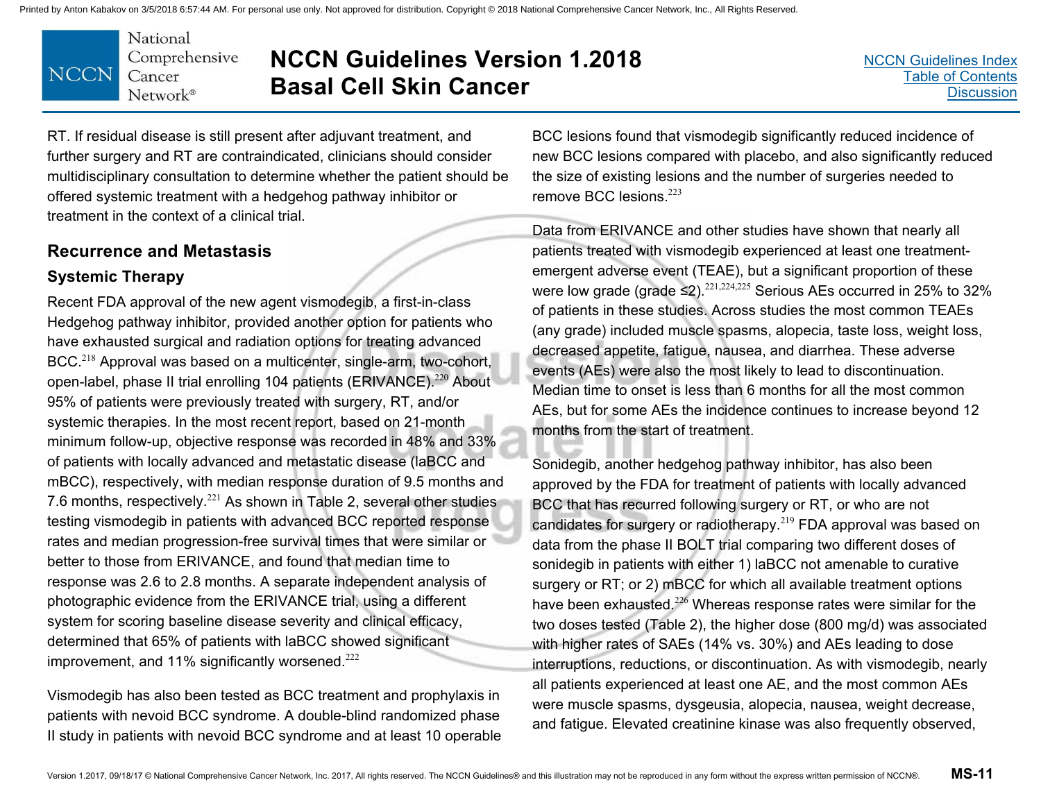RT. If residual disease is still present after adjuvant treatment, and further surgery and RT are contraindicated, clinicians should consider multidisciplinary consultation to determine whether the patient should be offered systemic treatment with a hedgehog pathway inhibitor or treatment in the context of a clinical trial.

## Recurrence and Metastasis

### Systemic Therapy

Recent FDA approval of the new agent vismodegib, a first-in-class Hedgehog pathway inhibitor, provided another option for patients who have exhausted surgical and radiation options for treating advanced BCC.[218] Approval was based on a multicenter, single-arm, two-cohort, open-label, phase II trial enrolling 104 patients (ERIVANCE).[220] About 95% of patients were previously treated with surgery, RT, and/or systemic therapies. In the most recent report, based on 21-month minimum follow-up, objective response was recorded in 48% and 33% of patients with locally advanced and metastatic disease (laBCC and mBCC), respectively, with median response duration of 9.5 months and 7.6 months, respectively.[221] As shown in Table 2, several other studies testing vismodegib in patients with advanced BCC reported response rates and median progression-free survival times that were similar or better to those from ERIVANCE, and found that median time to response was 2.6 to 2.8 months. A separate independent analysis of photographic evidence from the ERIVANCE trial, using a different system for scoring baseline disease severity and clinical efficacy, determined that 65% of patients with laBCC showed significant improvement, and 11% significantly worsened.[222]

Vismodegib has also been tested as BCC treatment and prophylaxis in patients with nevoid BCC syndrome. A double-blind randomized phase II study in patients with nevoid BCC syndrome and at least 10 operable BCC lesions found that vismodegib significantly reduced incidence of new BCC lesions compared with placebo, and also significantly reduced the size of existing lesions and the number of surgeries needed to remove BCC lesions.[223]

Data from ERIVANCE and other studies have shown that nearly all patients treated with vismodegib experienced at least one treatment-emergent adverse event (TEAE), but a significant proportion of these were low grade (grade ≤2).[221,224,225] Serious AEs occurred in 25% to 32% of patients in these studies. Across studies the most common TEAEs (any grade) included muscle spasms, alopecia, taste loss, weight loss, decreased appetite, fatigue, nausea, and diarrhea. These adverse events (AEs) were also the most likely to lead to discontinuation. Median time to onset is less than 6 months for all the most common AEs, but for some AEs the incidence continues to increase beyond 12 months from the start of treatment.

Sonidegib, another hedgehog pathway inhibitor, has also been approved by the FDA for treatment of patients with locally advanced BCC that has recurred following surgery or RT, or who are not candidates for surgery or radiotherapy.[219] FDA approval was based on data from the phase II BOLT trial comparing two different doses of sonidegib in patients with either 1) laBCC not amenable to curative surgery or RT; or 2) mBCC for which all available treatment options have been exhausted.[226] Whereas response rates were similar for the two doses tested (Table 2), the higher dose (800 mg/d) was associated with higher rates of SAEs (14% vs. 30%) and AEs leading to dose interruptions, reductions, or discontinuation. As with vismodegib, nearly all patients experienced at least one AE, and the most common AEs were muscle spasms, dysgeusia, alopecia, nausea, weight decrease, and fatigue. Elevated creatinine kinase was also frequently observed,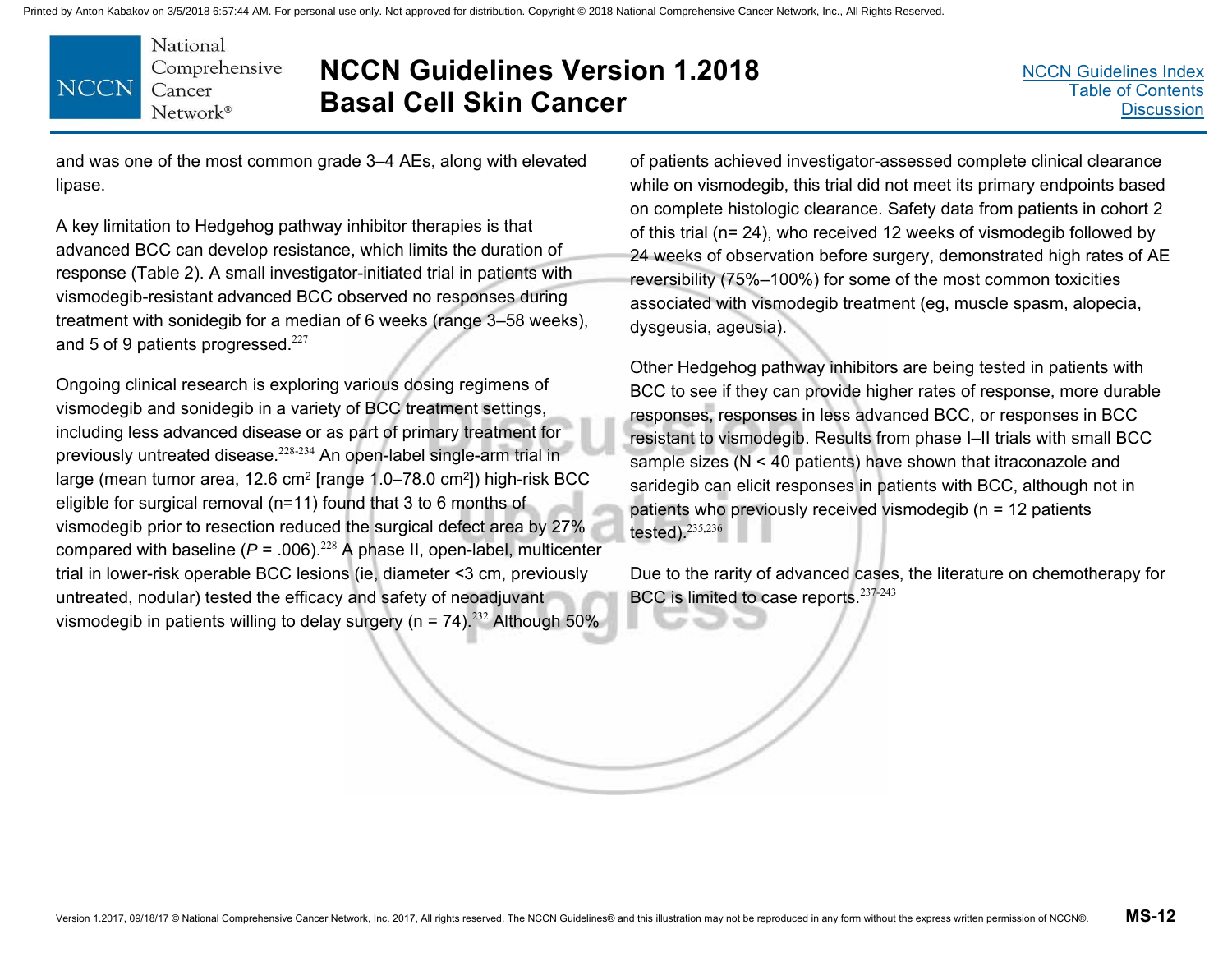and was one of the most common grade 3–4 AEs, along with elevated lipase.

A key limitation to Hedgehog pathway inhibitor therapies is that advanced BCC can develop resistance, which limits the duration of response (Table 2). A small investigator-initiated trial in patients with vismodegib-resistant advanced BCC observed no responses during treatment with sonidegib for a median of 6 weeks (range 3–58 weeks), and 5 of 9 patients progressed.[227]

Ongoing clinical research is exploring various dosing regimens of vismodegib and sonidegib in a variety of BCC treatment settings, including less advanced disease or as part of primary treatment for previously untreated disease.[228-234] An open-label single-arm trial in large (mean tumor area, 12.6 $cm^2$ [range 1.0–78.0 $cm^2$]) high-risk BCC eligible for surgical removal (n=11) found that 3 to 6 months of vismodegib prior to resection reduced the surgical defect area by 27% compared with baseline (*P* = .006).[228] A phase II, open-label, multicenter trial in lower-risk operable BCC lesions (ie, diameter <3 cm, previously untreated, nodular) tested the efficacy and safety of neoadjuvant vismodegib in patients willing to delay surgery (n = 74).[232] Although 50% of patients achieved investigator-assessed complete clinical clearance while on vismodegib, this trial did not meet its primary endpoints based on complete histologic clearance. Safety data from patients in cohort 2 of this trial (n= 24), who received 12 weeks of vismodegib followed by 24 weeks of observation before surgery, demonstrated high rates of AE reversibility (75%–100%) for some of the most common toxicities associated with vismodegib treatment (eg, muscle spasm, alopecia, dysgeusia, ageusia).

Other Hedgehog pathway inhibitors are being tested in patients with BCC to see if they can provide higher rates of response, more durable responses, responses in less advanced BCC, or responses in BCC resistant to vismodegib. Results from phase I–II trials with small BCC sample sizes (N < 40 patients) have shown that itraconazole and saridegib can elicit responses in patients with BCC, although not in patients who previously received vismodegib (n = 12 patients tested).[235,236]

Due to the rarity of advanced cases, the literature on chemotherapy for BCC is limited to case reports.[237-243]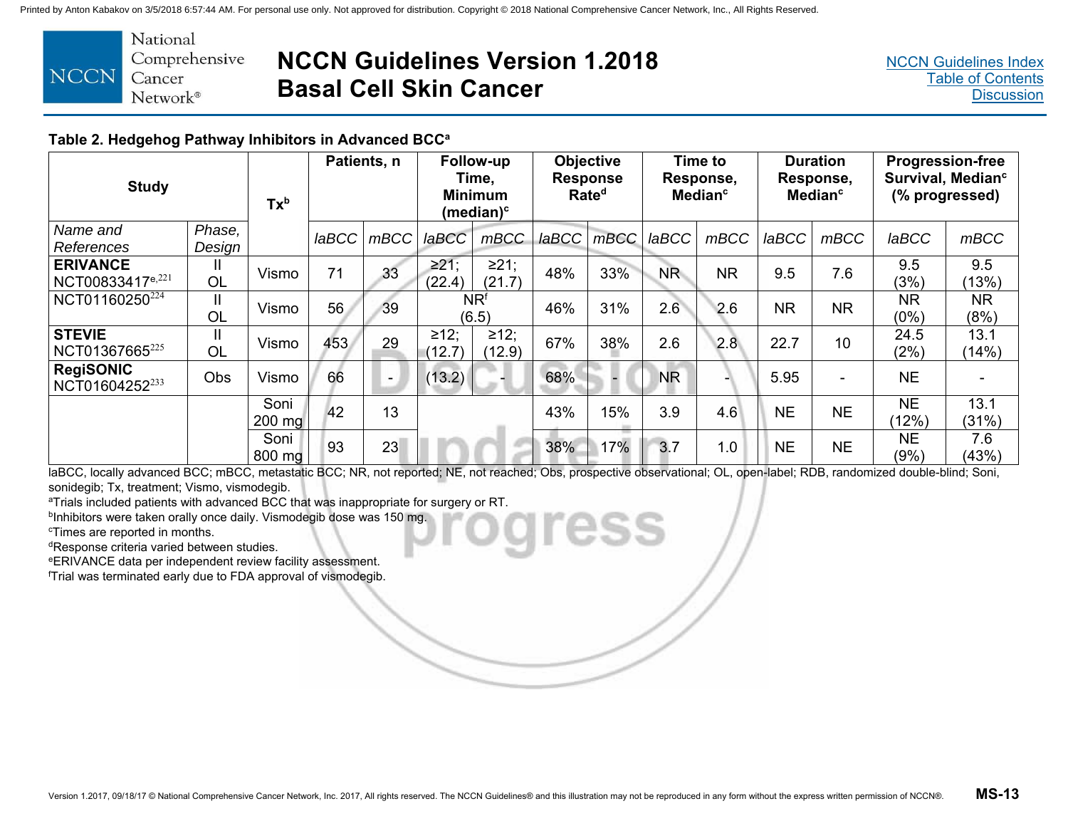## Table 2. Hedgehog Pathway Inhibitors in Advanced BCC[a]

| Study | | Tx[b] | Patients, n | | Follow-up Time, Minimum (median)[c] | | Objective Response Rate[d] | | Time to Response, Median[c] | | Duration Response, Median[c] | | Progression-free Survival, Median[c] (% progressed) | |
|---|---|---|---|---|---|---|---|---|---|---|---|---|---|---|
| *Name and References* | *Phase, Design* | | *laBCC* | *mBCC* | *laBCC* | *mBCC* | *laBCC* | *mBCC* | *laBCC* | *mBCC* | *laBCC* | *mBCC* | *laBCC* | *mBCC* |
| **ERIVANCE** NCT00833417[e,221] | II OL | Vismo | 71 | 33 | ≥21; (22.4) | ≥21; (21.7) | 48% | 33% | NR | NR | 9.5 | 7.6 | 9.5 (3%) | 9.5 (13%) |
| NCT01160250[224] | II OL | Vismo | 56 | 39 | NR[f] (6.5) | | 46% | 31% | 2.6 | 2.6 | NR | NR | NR (0%) | NR (8%) |
| **STEVIE** NCT01367665[225] | II OL | Vismo | 453 | 29 | ≥12; (12.7) | ≥12; (12.9) | 67% | 38% | 2.6 | 2.8 | 22.7 | 10 | 24.5 (2%) | 13.1 (14%) |
| **RegiSONIC** NCT01604252[233] | Obs | Vismo | 66 | - | (13.2) | - | 68% | - | NR | - | 5.95 | - | NE | - |
| | | Soni 200 mg | 42 | 13 | | | 43% | 15% | 3.9 | 4.6 | NE | NE | NE (12%) | 13.1 (31%) |
| | | Soni 800 mg | 93 | 23 | | | 38% | 17% | 3.7 | 1.0 | NE | NE | NE (9%) | 7.6 (43%) |

laBCC, locally advanced BCC; mBCC, metastatic BCC; NR, not reported; NE, not reached; Obs, prospective observational; OL, open-label; RDB, randomized double-blind; Soni, sonidegib; Tx, treatment; Vismo, vismodegib.

[a]Trials included patients with advanced BCC that was inappropriate for surgery or RT.

[b]Inhibitors were taken orally once daily. Vismodegib dose was 150 mg.

[c]Times are reported in months.

[d]Response criteria varied between studies.

[e]ERIVANCE data per independent review facility assessment.

[f]Trial was terminated early due to FDA approval of vismodegib.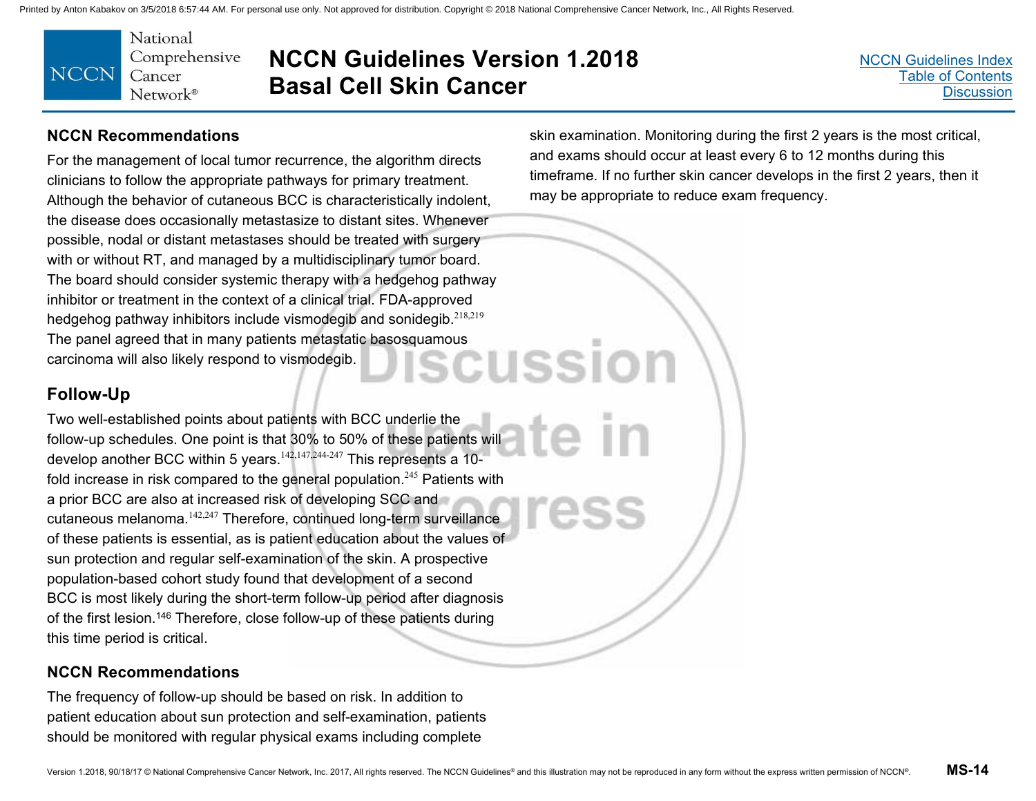## NCCN Recommendations

For the management of local tumor recurrence, the algorithm directs clinicians to follow the appropriate pathways for primary treatment. Although the behavior of cutaneous BCC is characteristically indolent, the disease does occasionally metastasize to distant sites. Whenever possible, nodal or distant metastases should be treated with surgery with or without RT, and managed by a multidisciplinary tumor board. The board should consider systemic therapy with a hedgehog pathway inhibitor or treatment in the context of a clinical trial. FDA-approved hedgehog pathway inhibitors include vismodegib and sonidegib.[218,219] The panel agreed that in many patients metastatic basosquamous carcinoma will also likely respond to vismodegib.

## Follow-Up

Two well-established points about patients with BCC underlie the follow-up schedules. One point is that 30% to 50% of these patients will develop another BCC within 5 years.[142,147,244-247] This represents a 10-fold increase in risk compared to the general population.[245] Patients with a prior BCC are also at increased risk of developing SCC and cutaneous melanoma.[142,247] Therefore, continued long-term surveillance of these patients is essential, as is patient education about the values of sun protection and regular self-examination of the skin. A prospective population-based cohort study found that development of a second BCC is most likely during the short-term follow-up period after diagnosis of the first lesion.[146] Therefore, close follow-up of these patients during this time period is critical.

## NCCN Recommendations

The frequency of follow-up should be based on risk. In addition to patient education about sun protection and self-examination, patients should be monitored with regular physical exams including complete skin examination. Monitoring during the first 2 years is the most critical, and exams should occur at least every 6 to 12 months during this timeframe. If no further skin cancer develops in the first 2 years, then it may be appropriate to reduce exam frequency.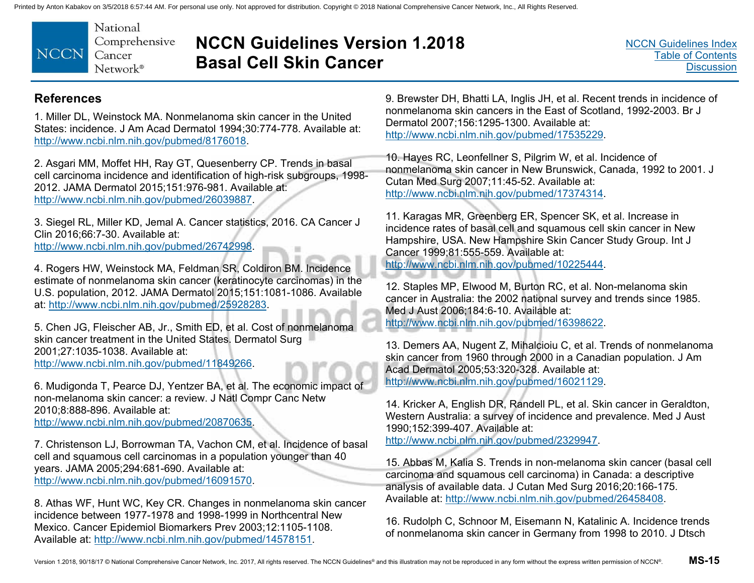## References

1. Miller DL, Weinstock MA. Nonmelanoma skin cancer in the United States: incidence. J Am Acad Dermatol 1994;30:774-778. Available at: http://www.ncbi.nlm.nih.gov/pubmed/8176018.

2. Asgari MM, Moffet HH, Ray GT, Quesenberry CP. Trends in basal cell carcinoma incidence and identification of high-risk subgroups, 1998-2012. JAMA Dermatol 2015;151:976-981. Available at: http://www.ncbi.nlm.nih.gov/pubmed/26039887.

3. Siegel RL, Miller KD, Jemal A. Cancer statistics, 2016. CA Cancer J Clin 2016;66:7-30. Available at: http://www.ncbi.nlm.nih.gov/pubmed/26742998.

4. Rogers HW, Weinstock MA, Feldman SR, Coldiron BM. Incidence estimate of nonmelanoma skin cancer (keratinocyte carcinomas) in the U.S. population, 2012. JAMA Dermatol 2015;151:1081-1086. Available at: http://www.ncbi.nlm.nih.gov/pubmed/25928283.

5. Chen JG, Fleischer AB, Jr., Smith ED, et al. Cost of nonmelanoma skin cancer treatment in the United States. Dermatol Surg 2001;27:1035-1038. Available at: http://www.ncbi.nlm.nih.gov/pubmed/11849266.

6. Mudigonda T, Pearce DJ, Yentzer BA, et al. The economic impact of non-melanoma skin cancer: a review. J Natl Compr Canc Netw 2010;8:888-896. Available at: http://www.ncbi.nlm.nih.gov/pubmed/20870635.

7. Christenson LJ, Borrowman TA, Vachon CM, et al. Incidence of basal cell and squamous cell carcinomas in a population younger than 40 years. JAMA 2005;294:681-690. Available at: http://www.ncbi.nlm.nih.gov/pubmed/16091570.

8. Athas WF, Hunt WC, Key CR. Changes in nonmelanoma skin cancer incidence between 1977-1978 and 1998-1999 in Northcentral New Mexico. Cancer Epidemiol Biomarkers Prev 2003;12:1105-1108. Available at: http://www.ncbi.nlm.nih.gov/pubmed/14578151.

9. Brewster DH, Bhatti LA, Inglis JH, et al. Recent trends in incidence of nonmelanoma skin cancers in the East of Scotland, 1992-2003. Br J Dermatol 2007;156:1295-1300. Available at: http://www.ncbi.nlm.nih.gov/pubmed/17535229.

10. Hayes RC, Leonfellner S, Pilgrim W, et al. Incidence of nonmelanoma skin cancer in New Brunswick, Canada, 1992 to 2001. J Cutan Med Surg 2007;11:45-52. Available at: http://www.ncbi.nlm.nih.gov/pubmed/17374314.

11. Karagas MR, Greenberg ER, Spencer SK, et al. Increase in incidence rates of basal cell and squamous cell skin cancer in New Hampshire, USA. New Hampshire Skin Cancer Study Group. Int J Cancer 1999;81:555-559. Available at: http://www.ncbi.nlm.nih.gov/pubmed/10225444.

12. Staples MP, Elwood M, Burton RC, et al. Non-melanoma skin cancer in Australia: the 2002 national survey and trends since 1985. Med J Aust 2006;184:6-10. Available at: http://www.ncbi.nlm.nih.gov/pubmed/16398622.

13. Demers AA, Nugent Z, Mihalcioiu C, et al. Trends of nonmelanoma skin cancer from 1960 through 2000 in a Canadian population. J Am Acad Dermatol 2005;53:320-328. Available at: http://www.ncbi.nlm.nih.gov/pubmed/16021129.

14. Kricker A, English DR, Randell PL, et al. Skin cancer in Geraldton, Western Australia: a survey of incidence and prevalence. Med J Aust 1990;152:399-407. Available at: http://www.ncbi.nlm.nih.gov/pubmed/2329947.

15. Abbas M, Kalia S. Trends in non-melanoma skin cancer (basal cell carcinoma and squamous cell carcinoma) in Canada: a descriptive analysis of available data. J Cutan Med Surg 2016;20:166-175. Available at: http://www.ncbi.nlm.nih.gov/pubmed/26458408.

16. Rudolph C, Schnoor M, Eisemann N, Katalinic A. Incidence trends of nonmelanoma skin cancer in Germany from 1998 to 2010. J Dtsch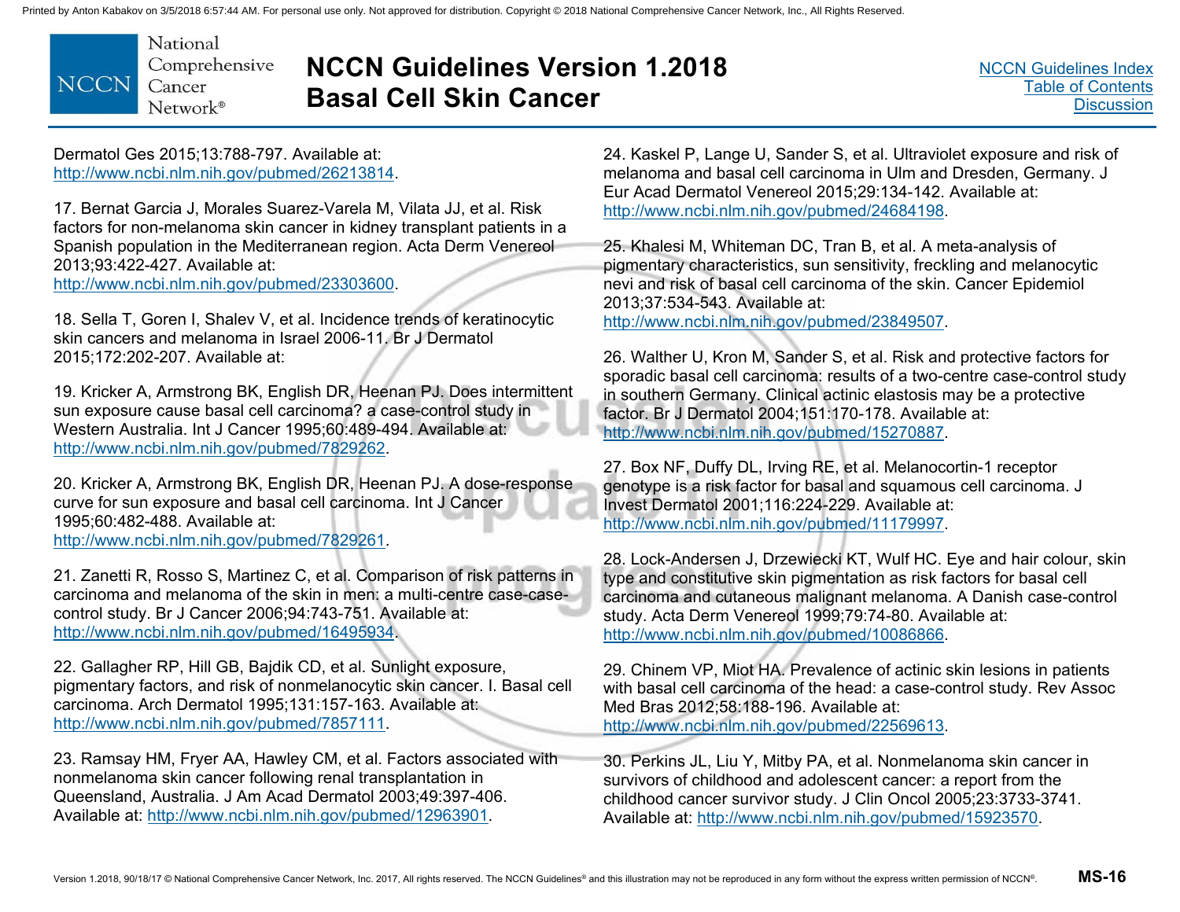Dermatol Ges 2015;13:788-797. Available at: http://www.ncbi.nlm.nih.gov/pubmed/26213814.

17. Bernat Garcia J, Morales Suarez-Varela M, Vilata JJ, et al. Risk factors for non-melanoma skin cancer in kidney transplant patients in a Spanish population in the Mediterranean region. Acta Derm Venereol 2013;93:422-427. Available at: http://www.ncbi.nlm.nih.gov/pubmed/23303600.

18. Sella T, Goren I, Shalev V, et al. Incidence trends of keratinocytic skin cancers and melanoma in Israel 2006-11. Br J Dermatol 2015;172:202-207. Available at:

19. Kricker A, Armstrong BK, English DR, Heenan PJ. Does intermittent sun exposure cause basal cell carcinoma? a case-control study in Western Australia. Int J Cancer 1995;60:489-494. Available at: http://www.ncbi.nlm.nih.gov/pubmed/7829262.

20. Kricker A, Armstrong BK, English DR, Heenan PJ. A dose-response curve for sun exposure and basal cell carcinoma. Int J Cancer 1995;60:482-488. Available at: http://www.ncbi.nlm.nih.gov/pubmed/7829261.

21. Zanetti R, Rosso S, Martinez C, et al. Comparison of risk patterns in carcinoma and melanoma of the skin in men: a multi-centre case-case-control study. Br J Cancer 2006;94:743-751. Available at: http://www.ncbi.nlm.nih.gov/pubmed/16495934.

22. Gallagher RP, Hill GB, Bajdik CD, et al. Sunlight exposure, pigmentary factors, and risk of nonmelanocytic skin cancer. I. Basal cell carcinoma. Arch Dermatol 1995;131:157-163. Available at: http://www.ncbi.nlm.nih.gov/pubmed/7857111.

23. Ramsay HM, Fryer AA, Hawley CM, et al. Factors associated with nonmelanoma skin cancer following renal transplantation in Queensland, Australia. J Am Acad Dermatol 2003;49:397-406. Available at: http://www.ncbi.nlm.nih.gov/pubmed/12963901.

24. Kaskel P, Lange U, Sander S, et al. Ultraviolet exposure and risk of melanoma and basal cell carcinoma in Ulm and Dresden, Germany. J Eur Acad Dermatol Venereol 2015;29:134-142. Available at: http://www.ncbi.nlm.nih.gov/pubmed/24684198.

25. Khalesi M, Whiteman DC, Tran B, et al. A meta-analysis of pigmentary characteristics, sun sensitivity, freckling and melanocytic nevi and risk of basal cell carcinoma of the skin. Cancer Epidemiol 2013;37:534-543. Available at: http://www.ncbi.nlm.nih.gov/pubmed/23849507.

26. Walther U, Kron M, Sander S, et al. Risk and protective factors for sporadic basal cell carcinoma: results of a two-centre case-control study in southern Germany. Clinical actinic elastosis may be a protective factor. Br J Dermatol 2004;151:170-178. Available at: http://www.ncbi.nlm.nih.gov/pubmed/15270887.

27. Box NF, Duffy DL, Irving RE, et al. Melanocortin-1 receptor genotype is a risk factor for basal and squamous cell carcinoma. J Invest Dermatol 2001;116:224-229. Available at: http://www.ncbi.nlm.nih.gov/pubmed/11179997.

28. Lock-Andersen J, Drzewiecki KT, Wulf HC. Eye and hair colour, skin type and constitutive skin pigmentation as risk factors for basal cell carcinoma and cutaneous malignant melanoma. A Danish case-control study. Acta Derm Venereol 1999;79:74-80. Available at: http://www.ncbi.nlm.nih.gov/pubmed/10086866.

29. Chinem VP, Miot HA. Prevalence of actinic skin lesions in patients with basal cell carcinoma of the head: a case-control study. Rev Assoc Med Bras 2012;58:188-196. Available at: http://www.ncbi.nlm.nih.gov/pubmed/22569613.

30. Perkins JL, Liu Y, Mitby PA, et al. Nonmelanoma skin cancer in survivors of childhood and adolescent cancer: a report from the childhood cancer survivor study. J Clin Oncol 2005;23:3733-3741. Available at: http://www.ncbi.nlm.nih.gov/pubmed/15923570.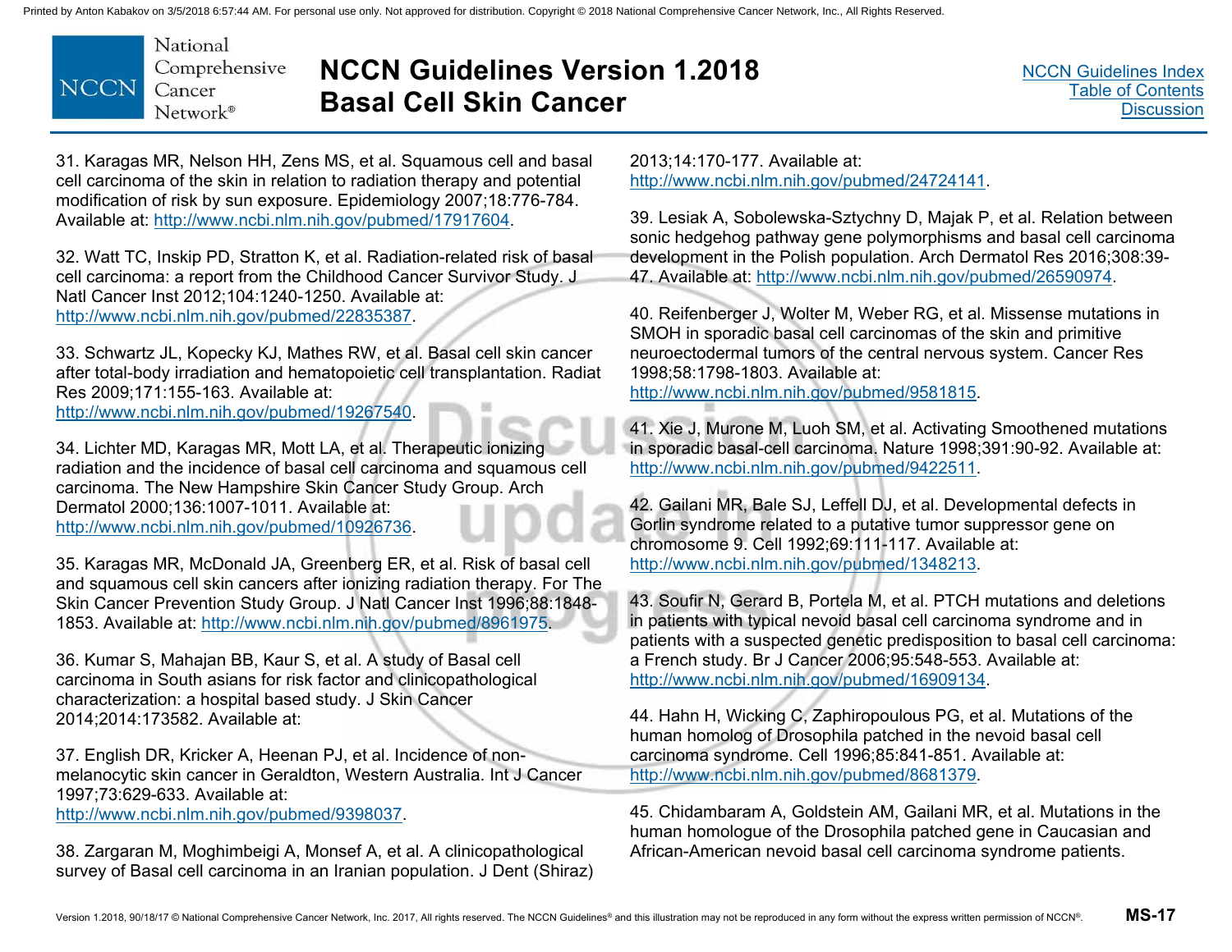31. Karagas MR, Nelson HH, Zens MS, et al. Squamous cell and basal cell carcinoma of the skin in relation to radiation therapy and potential modification of risk by sun exposure. Epidemiology 2007;18:776-784. Available at: http://www.ncbi.nlm.nih.gov/pubmed/17917604.

32. Watt TC, Inskip PD, Stratton K, et al. Radiation-related risk of basal cell carcinoma: a report from the Childhood Cancer Survivor Study. J Natl Cancer Inst 2012;104:1240-1250. Available at: http://www.ncbi.nlm.nih.gov/pubmed/22835387.

33. Schwartz JL, Kopecky KJ, Mathes RW, et al. Basal cell skin cancer after total-body irradiation and hematopoietic cell transplantation. Radiat Res 2009;171:155-163. Available at: http://www.ncbi.nlm.nih.gov/pubmed/19267540.

34. Lichter MD, Karagas MR, Mott LA, et al. Therapeutic ionizing radiation and the incidence of basal cell carcinoma and squamous cell carcinoma. The New Hampshire Skin Cancer Study Group. Arch Dermatol 2000;136:1007-1011. Available at: http://www.ncbi.nlm.nih.gov/pubmed/10926736.

35. Karagas MR, McDonald JA, Greenberg ER, et al. Risk of basal cell and squamous cell skin cancers after ionizing radiation therapy. For The Skin Cancer Prevention Study Group. J Natl Cancer Inst 1996;88:1848-1853. Available at: http://www.ncbi.nlm.nih.gov/pubmed/8961975.

36. Kumar S, Mahajan BB, Kaur S, et al. A study of Basal cell carcinoma in South asians for risk factor and clinicopathological characterization: a hospital based study. J Skin Cancer 2014;2014:173582. Available at:

37. English DR, Kricker A, Heenan PJ, et al. Incidence of non-melanocytic skin cancer in Geraldton, Western Australia. Int J Cancer 1997;73:629-633. Available at: http://www.ncbi.nlm.nih.gov/pubmed/9398037.

38. Zargaran M, Moghimbeigi A, Monsef A, et al. A clinicopathological survey of Basal cell carcinoma in an Iranian population. J Dent (Shiraz) 2013;14:170-177. Available at: http://www.ncbi.nlm.nih.gov/pubmed/24724141.

39. Lesiak A, Sobolewska-Sztychny D, Majak P, et al. Relation between sonic hedgehog pathway gene polymorphisms and basal cell carcinoma development in the Polish population. Arch Dermatol Res 2016;308:39-47. Available at: http://www.ncbi.nlm.nih.gov/pubmed/26590974.

40. Reifenberger J, Wolter M, Weber RG, et al. Missense mutations in SMOH in sporadic basal cell carcinomas of the skin and primitive neuroectodermal tumors of the central nervous system. Cancer Res 1998;58:1798-1803. Available at: http://www.ncbi.nlm.nih.gov/pubmed/9581815.

41. Xie J, Murone M, Luoh SM, et al. Activating Smoothened mutations in sporadic basal-cell carcinoma. Nature 1998;391:90-92. Available at: http://www.ncbi.nlm.nih.gov/pubmed/9422511.

42. Gailani MR, Bale SJ, Leffell DJ, et al. Developmental defects in Gorlin syndrome related to a putative tumor suppressor gene on chromosome 9. Cell 1992;69:111-117. Available at: http://www.ncbi.nlm.nih.gov/pubmed/1348213.

43. Soufir N, Gerard B, Portela M, et al. PTCH mutations and deletions in patients with typical nevoid basal cell carcinoma syndrome and in patients with a suspected genetic predisposition to basal cell carcinoma: a French study. Br J Cancer 2006;95:548-553. Available at: http://www.ncbi.nlm.nih.gov/pubmed/16909134.

44. Hahn H, Wicking C, Zaphiropoulous PG, et al. Mutations of the human homolog of Drosophila patched in the nevoid basal cell carcinoma syndrome. Cell 1996;85:841-851. Available at: http://www.ncbi.nlm.nih.gov/pubmed/8681379.

45. Chidambaram A, Goldstein AM, Gailani MR, et al. Mutations in the human homologue of the Drosophila patched gene in Caucasian and African-American nevoid basal cell carcinoma syndrome patients.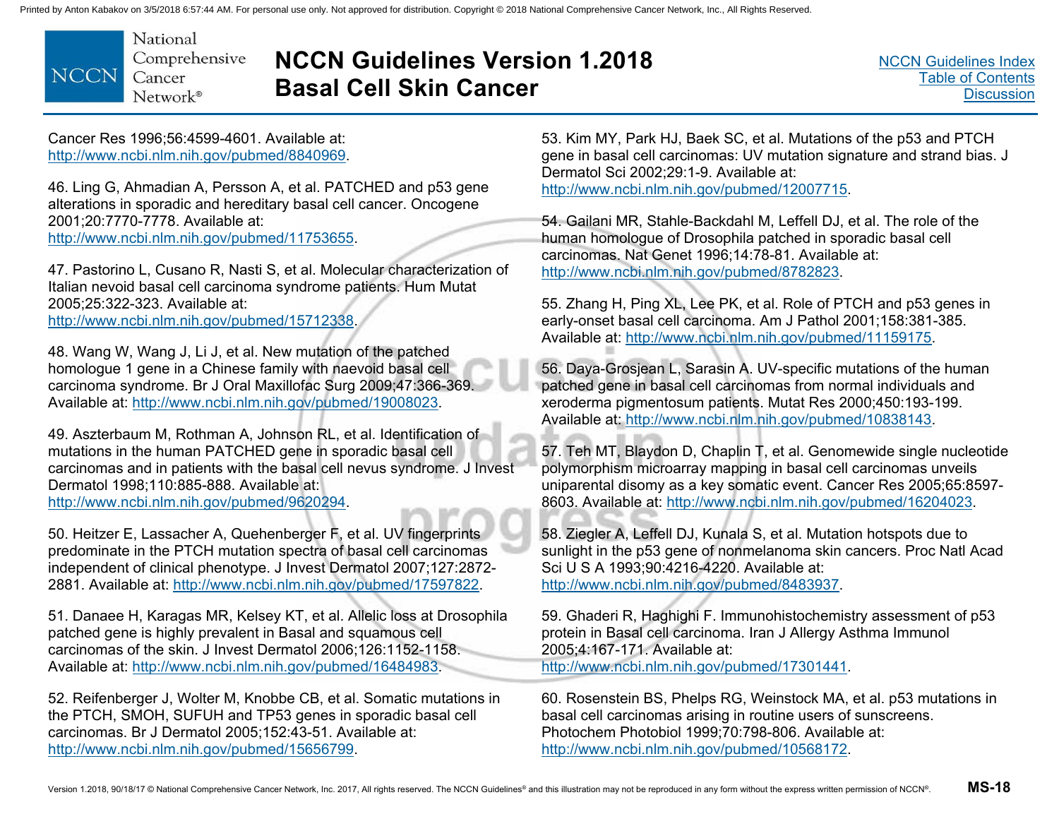Cancer Res 1996;56:4599-4601. Available at: http://www.ncbi.nlm.nih.gov/pubmed/8840969.

46. Ling G, Ahmadian A, Persson A, et al. PATCHED and p53 gene alterations in sporadic and hereditary basal cell cancer. Oncogene 2001;20:7770-7778. Available at: http://www.ncbi.nlm.nih.gov/pubmed/11753655.

47. Pastorino L, Cusano R, Nasti S, et al. Molecular characterization of Italian nevoid basal cell carcinoma syndrome patients. Hum Mutat 2005;25:322-323. Available at: http://www.ncbi.nlm.nih.gov/pubmed/15712338.

48. Wang W, Wang J, Li J, et al. New mutation of the patched homologue 1 gene in a Chinese family with naevoid basal cell carcinoma syndrome. Br J Oral Maxillofac Surg 2009;47:366-369. Available at: http://www.ncbi.nlm.nih.gov/pubmed/19008023.

49. Aszterbaum M, Rothman A, Johnson RL, et al. Identification of mutations in the human PATCHED gene in sporadic basal cell carcinomas and in patients with the basal cell nevus syndrome. J Invest Dermatol 1998;110:885-888. Available at: http://www.ncbi.nlm.nih.gov/pubmed/9620294.

50. Heitzer E, Lassacher A, Quehenberger F, et al. UV fingerprints predominate in the PTCH mutation spectra of basal cell carcinomas independent of clinical phenotype. J Invest Dermatol 2007;127:2872-2881. Available at: http://www.ncbi.nlm.nih.gov/pubmed/17597822.

51. Danaee H, Karagas MR, Kelsey KT, et al. Allelic loss at Drosophila patched gene is highly prevalent in Basal and squamous cell carcinomas of the skin. J Invest Dermatol 2006;126:1152-1158. Available at: http://www.ncbi.nlm.nih.gov/pubmed/16484983.

52. Reifenberger J, Wolter M, Knobbe CB, et al. Somatic mutations in the PTCH, SMOH, SUFUH and TP53 genes in sporadic basal cell carcinomas. Br J Dermatol 2005;152:43-51. Available at: http://www.ncbi.nlm.nih.gov/pubmed/15656799.

53. Kim MY, Park HJ, Baek SC, et al. Mutations of the p53 and PTCH gene in basal cell carcinomas: UV mutation signature and strand bias. J Dermatol Sci 2002;29:1-9. Available at: http://www.ncbi.nlm.nih.gov/pubmed/12007715.

54. Gailani MR, Stahle-Backdahl M, Leffell DJ, et al. The role of the human homologue of Drosophila patched in sporadic basal cell carcinomas. Nat Genet 1996;14:78-81. Available at: http://www.ncbi.nlm.nih.gov/pubmed/8782823.

55. Zhang H, Ping XL, Lee PK, et al. Role of PTCH and p53 genes in early-onset basal cell carcinoma. Am J Pathol 2001;158:381-385. Available at: http://www.ncbi.nlm.nih.gov/pubmed/11159175.

56. Daya-Grosjean L, Sarasin A. UV-specific mutations of the human patched gene in basal cell carcinomas from normal individuals and xeroderma pigmentosum patients. Mutat Res 2000;450:193-199. Available at: http://www.ncbi.nlm.nih.gov/pubmed/10838143.

57. Teh MT, Blaydon D, Chaplin T, et al. Genomewide single nucleotide polymorphism microarray mapping in basal cell carcinomas unveils uniparental disomy as a key somatic event. Cancer Res 2005;65:8597-8603. Available at: http://www.ncbi.nlm.nih.gov/pubmed/16204023.

58. Ziegler A, Leffell DJ, Kunala S, et al. Mutation hotspots due to sunlight in the p53 gene of nonmelanoma skin cancers. Proc Natl Acad Sci U S A 1993;90:4216-4220. Available at: http://www.ncbi.nlm.nih.gov/pubmed/8483937.

59. Ghaderi R, Haghighi F. Immunohistochemistry assessment of p53 protein in Basal cell carcinoma. Iran J Allergy Asthma Immunol 2005;4:167-171. Available at: http://www.ncbi.nlm.nih.gov/pubmed/17301441.

60. Rosenstein BS, Phelps RG, Weinstock MA, et al. p53 mutations in basal cell carcinomas arising in routine users of sunscreens. Photochem Photobiol 1999;70:798-806. Available at: http://www.ncbi.nlm.nih.gov/pubmed/10568172.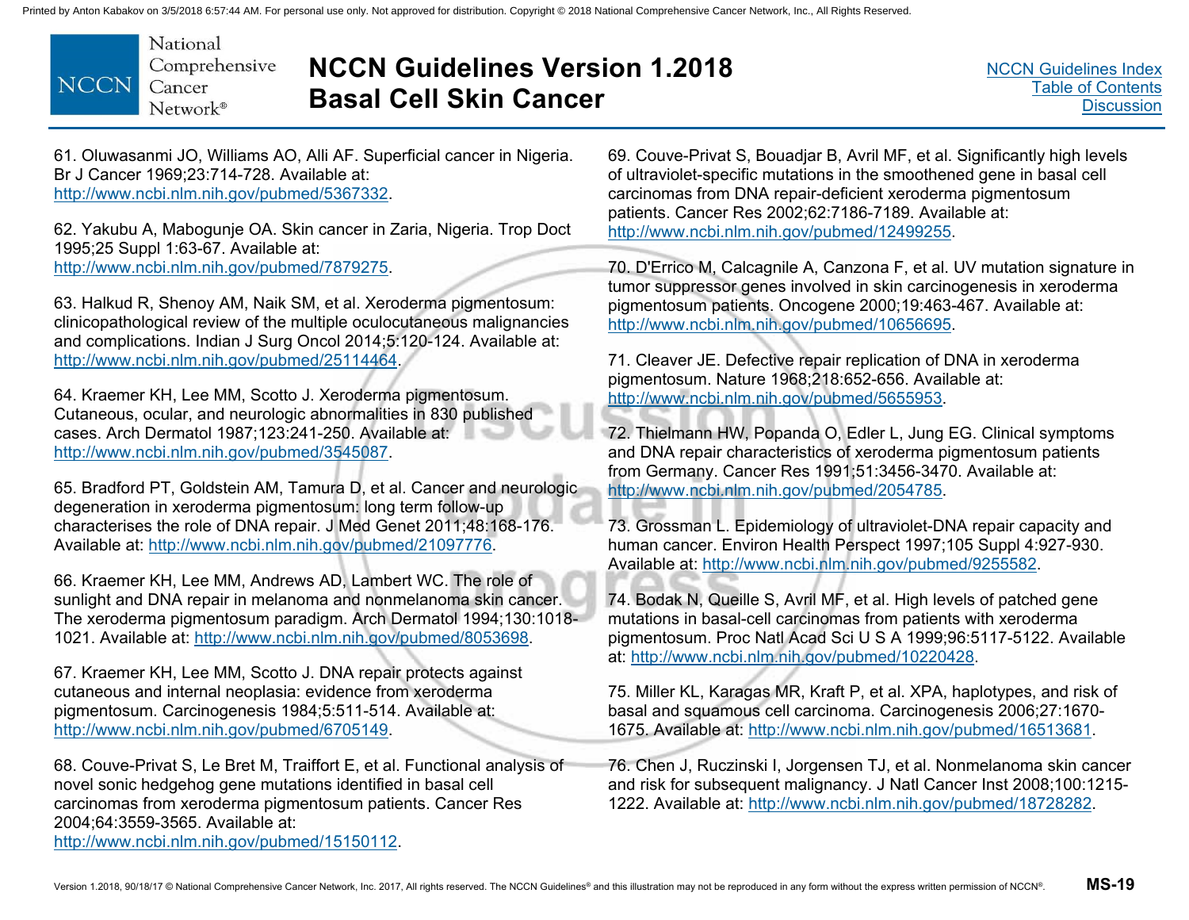61. Oluwasanmi JO, Williams AO, Alli AF. Superficial cancer in Nigeria. Br J Cancer 1969;23:714-728. Available at: http://www.ncbi.nlm.nih.gov/pubmed/5367332.

62. Yakubu A, Mabogunje OA. Skin cancer in Zaria, Nigeria. Trop Doct 1995;25 Suppl 1:63-67. Available at: http://www.ncbi.nlm.nih.gov/pubmed/7879275.

63. Halkud R, Shenoy AM, Naik SM, et al. Xeroderma pigmentosum: clinicopathological review of the multiple oculocutaneous malignancies and complications. Indian J Surg Oncol 2014;5:120-124. Available at: http://www.ncbi.nlm.nih.gov/pubmed/25114464.

64. Kraemer KH, Lee MM, Scotto J. Xeroderma pigmentosum. Cutaneous, ocular, and neurologic abnormalities in 830 published cases. Arch Dermatol 1987;123:241-250. Available at: http://www.ncbi.nlm.nih.gov/pubmed/3545087.

65. Bradford PT, Goldstein AM, Tamura D, et al. Cancer and neurologic degeneration in xeroderma pigmentosum: long term follow-up characterises the role of DNA repair. J Med Genet 2011;48:168-176. Available at: http://www.ncbi.nlm.nih.gov/pubmed/21097776.

66. Kraemer KH, Lee MM, Andrews AD, Lambert WC. The role of sunlight and DNA repair in melanoma and nonmelanoma skin cancer. The xeroderma pigmentosum paradigm. Arch Dermatol 1994;130:1018-1021. Available at: http://www.ncbi.nlm.nih.gov/pubmed/8053698.

67. Kraemer KH, Lee MM, Scotto J. DNA repair protects against cutaneous and internal neoplasia: evidence from xeroderma pigmentosum. Carcinogenesis 1984;5:511-514. Available at: http://www.ncbi.nlm.nih.gov/pubmed/6705149.

68. Couve-Privat S, Le Bret M, Traiffort E, et al. Functional analysis of novel sonic hedgehog gene mutations identified in basal cell carcinomas from xeroderma pigmentosum patients. Cancer Res 2004;64:3559-3565. Available at: http://www.ncbi.nlm.nih.gov/pubmed/15150112.

69. Couve-Privat S, Bouadjar B, Avril MF, et al. Significantly high levels of ultraviolet-specific mutations in the smoothened gene in basal cell carcinomas from DNA repair-deficient xeroderma pigmentosum patients. Cancer Res 2002;62:7186-7189. Available at: http://www.ncbi.nlm.nih.gov/pubmed/12499255.

70. D'Errico M, Calcagnile A, Canzona F, et al. UV mutation signature in tumor suppressor genes involved in skin carcinogenesis in xeroderma pigmentosum patients. Oncogene 2000;19:463-467. Available at: http://www.ncbi.nlm.nih.gov/pubmed/10656695.

71. Cleaver JE. Defective repair replication of DNA in xeroderma pigmentosum. Nature 1968;218:652-656. Available at: http://www.ncbi.nlm.nih.gov/pubmed/5655953.

72. Thielmann HW, Popanda O, Edler L, Jung EG. Clinical symptoms and DNA repair characteristics of xeroderma pigmentosum patients from Germany. Cancer Res 1991;51:3456-3470. Available at: http://www.ncbi.nlm.nih.gov/pubmed/2054785.

73. Grossman L. Epidemiology of ultraviolet-DNA repair capacity and human cancer. Environ Health Perspect 1997;105 Suppl 4:927-930. Available at: http://www.ncbi.nlm.nih.gov/pubmed/9255582.

74. Bodak N, Queille S, Avril MF, et al. High levels of patched gene mutations in basal-cell carcinomas from patients with xeroderma pigmentosum. Proc Natl Acad Sci U S A 1999;96:5117-5122. Available at: http://www.ncbi.nlm.nih.gov/pubmed/10220428.

75. Miller KL, Karagas MR, Kraft P, et al. XPA, haplotypes, and risk of basal and squamous cell carcinoma. Carcinogenesis 2006;27:1670-1675. Available at: http://www.ncbi.nlm.nih.gov/pubmed/16513681.

76. Chen J, Ruczinski I, Jorgensen TJ, et al. Nonmelanoma skin cancer and risk for subsequent malignancy. J Natl Cancer Inst 2008;100:1215-1222. Available at: http://www.ncbi.nlm.nih.gov/pubmed/18728282.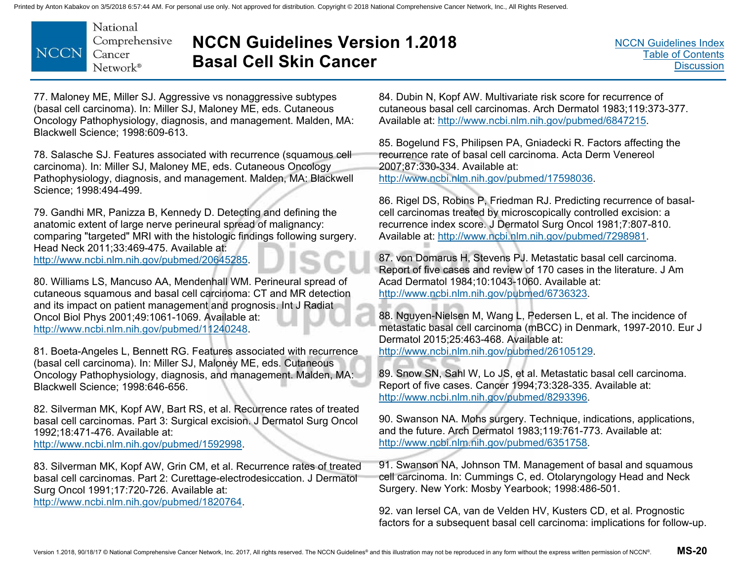77. Maloney ME, Miller SJ. Aggressive vs nonaggressive subtypes (basal cell carcinoma). In: Miller SJ, Maloney ME, eds. Cutaneous Oncology Pathophysiology, diagnosis, and management. Malden, MA: Blackwell Science; 1998:609-613.

78. Salasche SJ. Features associated with recurrence (squamous cell carcinoma). In: Miller SJ, Maloney ME, eds. Cutaneous Oncology Pathophysiology, diagnosis, and management. Malden, MA: Blackwell Science; 1998:494-499.

79. Gandhi MR, Panizza B, Kennedy D. Detecting and defining the anatomic extent of large nerve perineural spread of malignancy: comparing "targeted" MRI with the histologic findings following surgery. Head Neck 2011;33:469-475. Available at: http://www.ncbi.nlm.nih.gov/pubmed/20645285.

80. Williams LS, Mancuso AA, Mendenhall WM. Perineural spread of cutaneous squamous and basal cell carcinoma: CT and MR detection and its impact on patient management and prognosis. Int J Radiat Oncol Biol Phys 2001;49:1061-1069. Available at: http://www.ncbi.nlm.nih.gov/pubmed/11240248.

81. Boeta-Angeles L, Bennett RG. Features associated with recurrence (basal cell carcinoma). In: Miller SJ, Maloney ME, eds. Cutaneous Oncology Pathophysiology, diagnosis, and management. Malden, MA: Blackwell Science; 1998:646-656.

82. Silverman MK, Kopf AW, Bart RS, et al. Recurrence rates of treated basal cell carcinomas. Part 3: Surgical excision. J Dermatol Surg Oncol 1992;18:471-476. Available at: http://www.ncbi.nlm.nih.gov/pubmed/1592998.

83. Silverman MK, Kopf AW, Grin CM, et al. Recurrence rates of treated basal cell carcinomas. Part 2: Curettage-electrodesiccation. J Dermatol Surg Oncol 1991;17:720-726. Available at: http://www.ncbi.nlm.nih.gov/pubmed/1820764.

84. Dubin N, Kopf AW. Multivariate risk score for recurrence of cutaneous basal cell carcinomas. Arch Dermatol 1983;119:373-377. Available at: http://www.ncbi.nlm.nih.gov/pubmed/6847215.

85. Bogelund FS, Philipsen PA, Gniadecki R. Factors affecting the recurrence rate of basal cell carcinoma. Acta Derm Venereol 2007;87:330-334. Available at: http://www.ncbi.nlm.nih.gov/pubmed/17598036.

86. Rigel DS, Robins P, Friedman RJ. Predicting recurrence of basal-cell carcinomas treated by microscopically controlled excision: a recurrence index score. J Dermatol Surg Oncol 1981;7:807-810. Available at: http://www.ncbi.nlm.nih.gov/pubmed/7298981.

87. von Domarus H, Stevens PJ. Metastatic basal cell carcinoma. Report of five cases and review of 170 cases in the literature. J Am Acad Dermatol 1984;10:1043-1060. Available at: http://www.ncbi.nlm.nih.gov/pubmed/6736323.

88. Nguyen-Nielsen M, Wang L, Pedersen L, et al. The incidence of metastatic basal cell carcinoma (mBCC) in Denmark, 1997-2010. Eur J Dermatol 2015;25:463-468. Available at: http://www.ncbi.nlm.nih.gov/pubmed/26105129.

89. Snow SN, Sahl W, Lo JS, et al. Metastatic basal cell carcinoma. Report of five cases. Cancer 1994;73:328-335. Available at: http://www.ncbi.nlm.nih.gov/pubmed/8293396.

90. Swanson NA. Mohs surgery. Technique, indications, applications, and the future. Arch Dermatol 1983;119:761-773. Available at: http://www.ncbi.nlm.nih.gov/pubmed/6351758.

91. Swanson NA, Johnson TM. Management of basal and squamous cell carcinoma. In: Cummings C, ed. Otolaryngology Head and Neck Surgery. New York: Mosby Yearbook; 1998:486-501.

92. van Iersel CA, van de Velden HV, Kusters CD, et al. Prognostic factors for a subsequent basal cell carcinoma: implications for follow-up.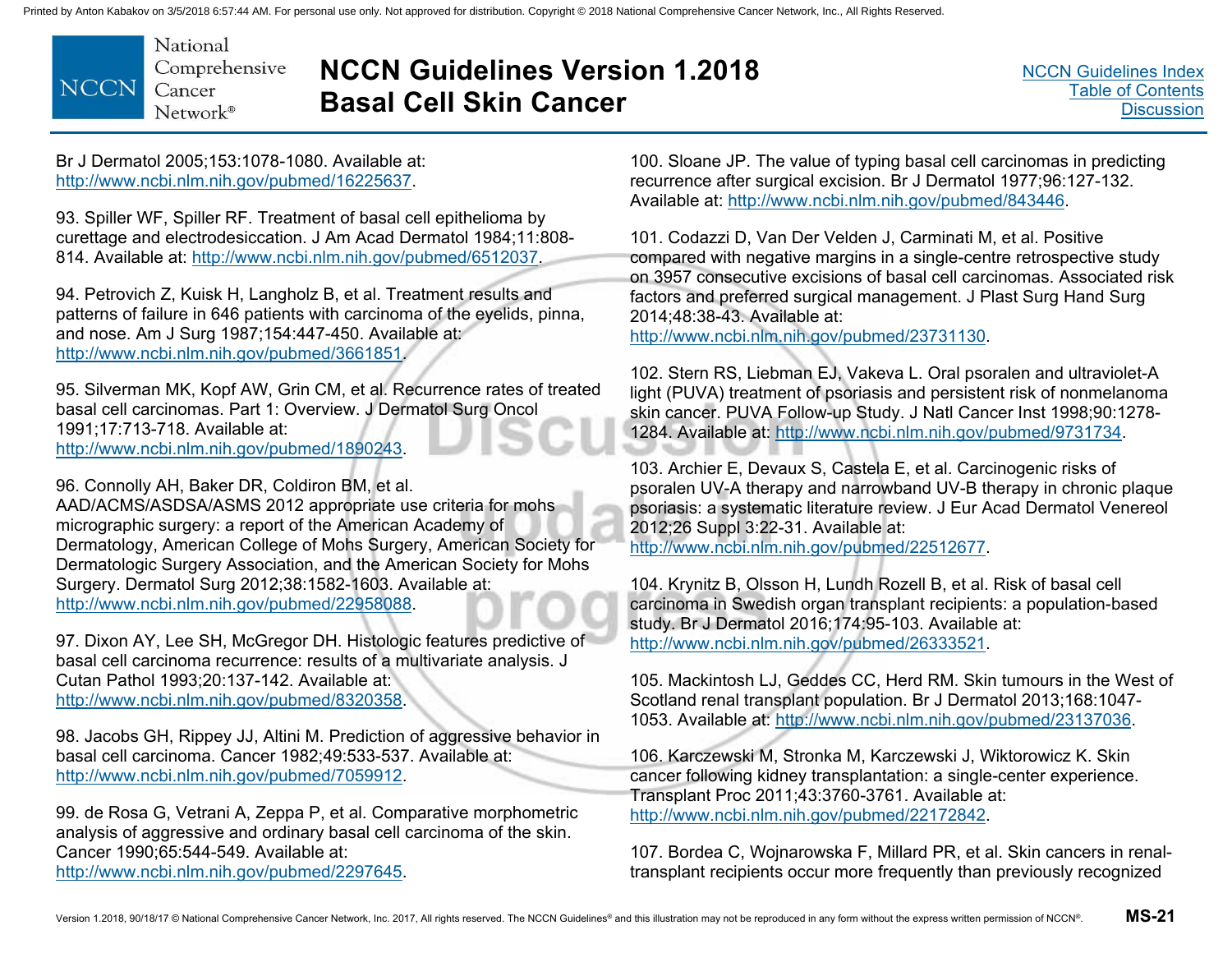Br J Dermatol 2005;153:1078-1080. Available at: http://www.ncbi.nlm.nih.gov/pubmed/16225637.

93. Spiller WF, Spiller RF. Treatment of basal cell epithelioma by curettage and electrodesiccation. J Am Acad Dermatol 1984;11:808-814. Available at: http://www.ncbi.nlm.nih.gov/pubmed/6512037.

94. Petrovich Z, Kuisk H, Langholz B, et al. Treatment results and patterns of failure in 646 patients with carcinoma of the eyelids, pinna, and nose. Am J Surg 1987;154:447-450. Available at: http://www.ncbi.nlm.nih.gov/pubmed/3661851.

95. Silverman MK, Kopf AW, Grin CM, et al. Recurrence rates of treated basal cell carcinomas. Part 1: Overview. J Dermatol Surg Oncol 1991;17:713-718. Available at: http://www.ncbi.nlm.nih.gov/pubmed/1890243.

96. Connolly AH, Baker DR, Coldiron BM, et al. AAD/ACMS/ASDSA/ASMS 2012 appropriate use criteria for mohs micrographic surgery: a report of the American Academy of Dermatology, American College of Mohs Surgery, American Society for Dermatologic Surgery Association, and the American Society for Mohs Surgery. Dermatol Surg 2012;38:1582-1603. Available at: http://www.ncbi.nlm.nih.gov/pubmed/22958088.

97. Dixon AY, Lee SH, McGregor DH. Histologic features predictive of basal cell carcinoma recurrence: results of a multivariate analysis. J Cutan Pathol 1993;20:137-142. Available at: http://www.ncbi.nlm.nih.gov/pubmed/8320358.

98. Jacobs GH, Rippey JJ, Altini M. Prediction of aggressive behavior in basal cell carcinoma. Cancer 1982;49:533-537. Available at: http://www.ncbi.nlm.nih.gov/pubmed/7059912.

99. de Rosa G, Vetrani A, Zeppa P, et al. Comparative morphometric analysis of aggressive and ordinary basal cell carcinoma of the skin. Cancer 1990;65:544-549. Available at: http://www.ncbi.nlm.nih.gov/pubmed/2297645.

100. Sloane JP. The value of typing basal cell carcinomas in predicting recurrence after surgical excision. Br J Dermatol 1977;96:127-132. Available at: http://www.ncbi.nlm.nih.gov/pubmed/843446.

101. Codazzi D, Van Der Velden J, Carminati M, et al. Positive compared with negative margins in a single-centre retrospective study on 3957 consecutive excisions of basal cell carcinomas. Associated risk factors and preferred surgical management. J Plast Surg Hand Surg 2014;48:38-43. Available at: http://www.ncbi.nlm.nih.gov/pubmed/23731130.

102. Stern RS, Liebman EJ, Vakeva L. Oral psoralen and ultraviolet-A light (PUVA) treatment of psoriasis and persistent risk of nonmelanoma skin cancer. PUVA Follow-up Study. J Natl Cancer Inst 1998;90:1278-1284. Available at: http://www.ncbi.nlm.nih.gov/pubmed/9731734.

103. Archier E, Devaux S, Castela E, et al. Carcinogenic risks of psoralen UV-A therapy and narrowband UV-B therapy in chronic plaque psoriasis: a systematic literature review. J Eur Acad Dermatol Venereol 2012;26 Suppl 3:22-31. Available at: http://www.ncbi.nlm.nih.gov/pubmed/22512677.

104. Krynitz B, Olsson H, Lundh Rozell B, et al. Risk of basal cell carcinoma in Swedish organ transplant recipients: a population-based study. Br J Dermatol 2016;174:95-103. Available at: http://www.ncbi.nlm.nih.gov/pubmed/26333521.

105. Mackintosh LJ, Geddes CC, Herd RM. Skin tumours in the West of Scotland renal transplant population. Br J Dermatol 2013;168:1047-1053. Available at: http://www.ncbi.nlm.nih.gov/pubmed/23137036.

106. Karczewski M, Stronka M, Karczewski J, Wiktorowicz K. Skin cancer following kidney transplantation: a single-center experience. Transplant Proc 2011;43:3760-3761. Available at: http://www.ncbi.nlm.nih.gov/pubmed/22172842.

107. Bordea C, Wojnarowska F, Millard PR, et al. Skin cancers in renal-transplant recipients occur more frequently than previously recognized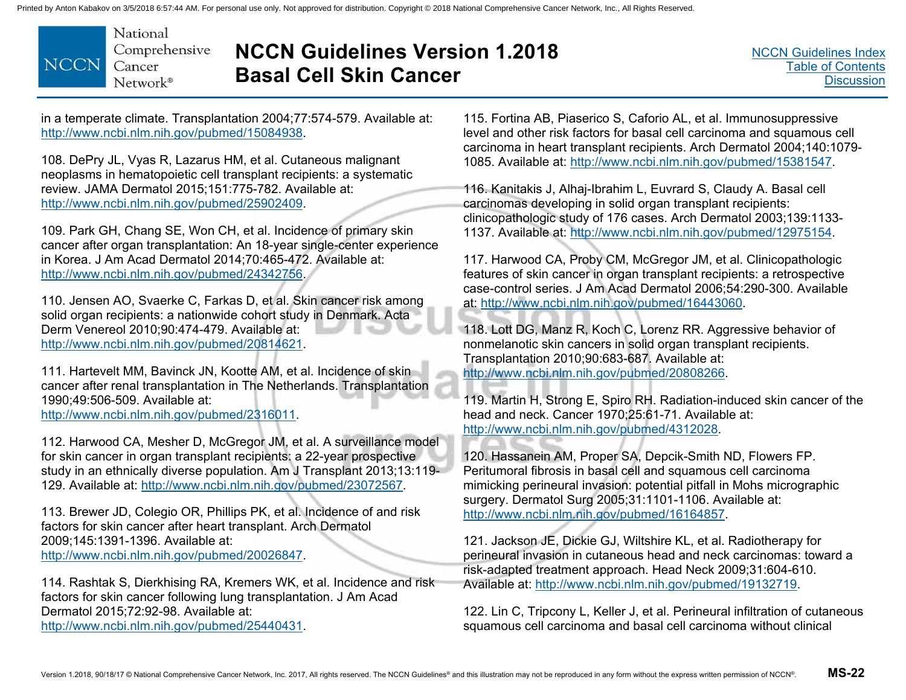in a temperate climate. Transplantation 2004;77:574-579. Available at: http://www.ncbi.nlm.nih.gov/pubmed/15084938.

108. DePry JL, Vyas R, Lazarus HM, et al. Cutaneous malignant neoplasms in hematopoietic cell transplant recipients: a systematic review. JAMA Dermatol 2015;151:775-782. Available at: http://www.ncbi.nlm.nih.gov/pubmed/25902409.

109. Park GH, Chang SE, Won CH, et al. Incidence of primary skin cancer after organ transplantation: An 18-year single-center experience in Korea. J Am Acad Dermatol 2014;70:465-472. Available at: http://www.ncbi.nlm.nih.gov/pubmed/24342756.

110. Jensen AO, Svaerke C, Farkas D, et al. Skin cancer risk among solid organ recipients: a nationwide cohort study in Denmark. Acta Derm Venereol 2010;90:474-479. Available at: http://www.ncbi.nlm.nih.gov/pubmed/20814621.

111. Hartevelt MM, Bavinck JN, Kootte AM, et al. Incidence of skin cancer after renal transplantation in The Netherlands. Transplantation 1990;49:506-509. Available at: http://www.ncbi.nlm.nih.gov/pubmed/2316011.

112. Harwood CA, Mesher D, McGregor JM, et al. A surveillance model for skin cancer in organ transplant recipients: a 22-year prospective study in an ethnically diverse population. Am J Transplant 2013;13:119-129. Available at: http://www.ncbi.nlm.nih.gov/pubmed/23072567.

113. Brewer JD, Colegio OR, Phillips PK, et al. Incidence of and risk factors for skin cancer after heart transplant. Arch Dermatol 2009;145:1391-1396. Available at: http://www.ncbi.nlm.nih.gov/pubmed/20026847.

114. Rashtak S, Dierkhising RA, Kremers WK, et al. Incidence and risk factors for skin cancer following lung transplantation. J Am Acad Dermatol 2015;72:92-98. Available at: http://www.ncbi.nlm.nih.gov/pubmed/25440431.

115. Fortina AB, Piaserico S, Caforio AL, et al. Immunosuppressive level and other risk factors for basal cell carcinoma and squamous cell carcinoma in heart transplant recipients. Arch Dermatol 2004;140:1079-1085. Available at: http://www.ncbi.nlm.nih.gov/pubmed/15381547.

116. Kanitakis J, Alhaj-Ibrahim L, Euvrard S, Claudy A. Basal cell carcinomas developing in solid organ transplant recipients: clinicopathologic study of 176 cases. Arch Dermatol 2003;139:1133-1137. Available at: http://www.ncbi.nlm.nih.gov/pubmed/12975154.

117. Harwood CA, Proby CM, McGregor JM, et al. Clinicopathologic features of skin cancer in organ transplant recipients: a retrospective case-control series. J Am Acad Dermatol 2006;54:290-300. Available at: http://www.ncbi.nlm.nih.gov/pubmed/16443060.

118. Lott DG, Manz R, Koch C, Lorenz RR. Aggressive behavior of nonmelanotic skin cancers in solid organ transplant recipients. Transplantation 2010;90:683-687. Available at: http://www.ncbi.nlm.nih.gov/pubmed/20808266.

119. Martin H, Strong E, Spiro RH. Radiation-induced skin cancer of the head and neck. Cancer 1970;25:61-71. Available at: http://www.ncbi.nlm.nih.gov/pubmed/4312028.

120. Hassanein AM, Proper SA, Depcik-Smith ND, Flowers FP. Peritumoral fibrosis in basal cell and squamous cell carcinoma mimicking perineural invasion: potential pitfall in Mohs micrographic surgery. Dermatol Surg 2005;31:1101-1106. Available at: http://www.ncbi.nlm.nih.gov/pubmed/16164857.

121. Jackson JE, Dickie GJ, Wiltshire KL, et al. Radiotherapy for perineural invasion in cutaneous head and neck carcinomas: toward a risk-adapted treatment approach. Head Neck 2009;31:604-610. Available at: http://www.ncbi.nlm.nih.gov/pubmed/19132719.

122. Lin C, Tripcony L, Keller J, et al. Perineural infiltration of cutaneous squamous cell carcinoma and basal cell carcinoma without clinical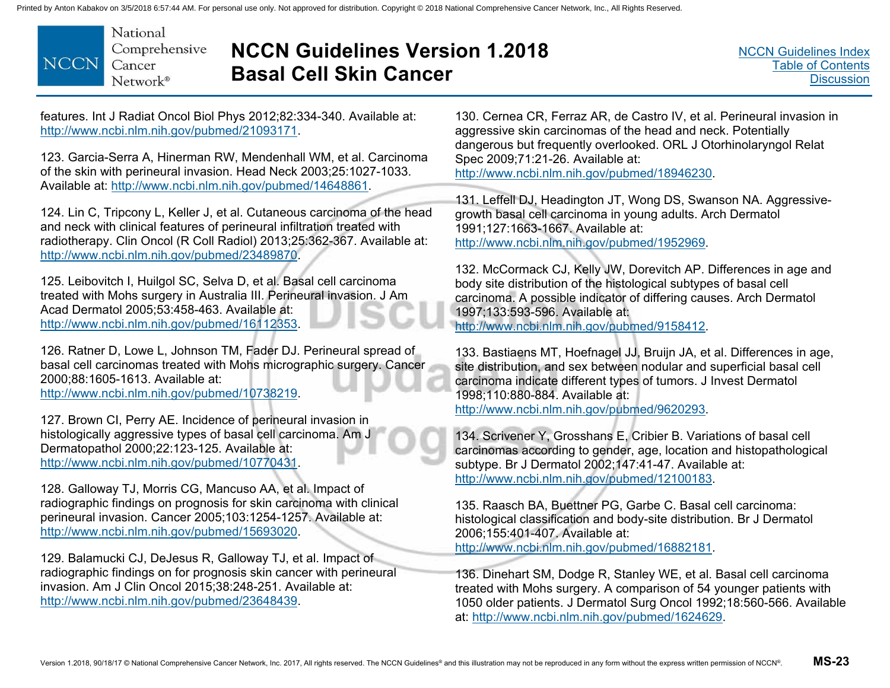features. Int J Radiat Oncol Biol Phys 2012;82:334-340. Available at: http://www.ncbi.nlm.nih.gov/pubmed/21093171.

123. Garcia-Serra A, Hinerman RW, Mendenhall WM, et al. Carcinoma of the skin with perineural invasion. Head Neck 2003;25:1027-1033. Available at: http://www.ncbi.nlm.nih.gov/pubmed/14648861.

124. Lin C, Tripcony L, Keller J, et al. Cutaneous carcinoma of the head and neck with clinical features of perineural infiltration treated with radiotherapy. Clin Oncol (R Coll Radiol) 2013;25:362-367. Available at: http://www.ncbi.nlm.nih.gov/pubmed/23489870.

125. Leibovitch I, Huilgol SC, Selva D, et al. Basal cell carcinoma treated with Mohs surgery in Australia III. Perineural invasion. J Am Acad Dermatol 2005;53:458-463. Available at: http://www.ncbi.nlm.nih.gov/pubmed/16112353.

126. Ratner D, Lowe L, Johnson TM, Fader DJ. Perineural spread of basal cell carcinomas treated with Mohs micrographic surgery. Cancer 2000;88:1605-1613. Available at: http://www.ncbi.nlm.nih.gov/pubmed/10738219.

127. Brown CI, Perry AE. Incidence of perineural invasion in histologically aggressive types of basal cell carcinoma. Am J Dermatopathol 2000;22:123-125. Available at: http://www.ncbi.nlm.nih.gov/pubmed/10770431.

128. Galloway TJ, Morris CG, Mancuso AA, et al. Impact of radiographic findings on prognosis for skin carcinoma with clinical perineural invasion. Cancer 2005;103:1254-1257. Available at: http://www.ncbi.nlm.nih.gov/pubmed/15693020.

129. Balamucki CJ, DeJesus R, Galloway TJ, et al. Impact of radiographic findings on for prognosis skin cancer with perineural invasion. Am J Clin Oncol 2015;38:248-251. Available at: http://www.ncbi.nlm.nih.gov/pubmed/23648439.

130. Cernea CR, Ferraz AR, de Castro IV, et al. Perineural invasion in aggressive skin carcinomas of the head and neck. Potentially dangerous but frequently overlooked. ORL J Otorhinolaryngol Relat Spec 2009;71:21-26. Available at: http://www.ncbi.nlm.nih.gov/pubmed/18946230.

131. Leffell DJ, Headington JT, Wong DS, Swanson NA. Aggressive-growth basal cell carcinoma in young adults. Arch Dermatol 1991;127:1663-1667. Available at: http://www.ncbi.nlm.nih.gov/pubmed/1952969.

132. McCormack CJ, Kelly JW, Dorevitch AP. Differences in age and body site distribution of the histological subtypes of basal cell carcinoma. A possible indicator of differing causes. Arch Dermatol 1997;133:593-596. Available at: http://www.ncbi.nlm.nih.gov/pubmed/9158412.

133. Bastiaens MT, Hoefnagel JJ, Bruijn JA, et al. Differences in age, site distribution, and sex between nodular and superficial basal cell carcinoma indicate different types of tumors. J Invest Dermatol 1998;110:880-884. Available at: http://www.ncbi.nlm.nih.gov/pubmed/9620293.

134. Scrivener Y, Grosshans E, Cribier B. Variations of basal cell carcinomas according to gender, age, location and histopathological subtype. Br J Dermatol 2002;147:41-47. Available at: http://www.ncbi.nlm.nih.gov/pubmed/12100183.

135. Raasch BA, Buettner PG, Garbe C. Basal cell carcinoma: histological classification and body-site distribution. Br J Dermatol 2006;155:401-407. Available at: http://www.ncbi.nlm.nih.gov/pubmed/16882181.

136. Dinehart SM, Dodge R, Stanley WE, et al. Basal cell carcinoma treated with Mohs surgery. A comparison of 54 younger patients with 1050 older patients. J Dermatol Surg Oncol 1992;18:560-566. Available at: http://www.ncbi.nlm.nih.gov/pubmed/1624629.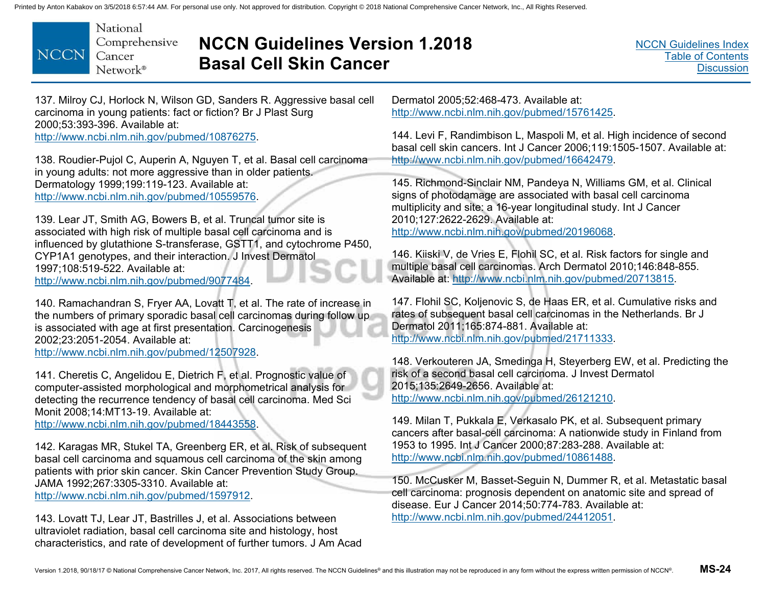137. Milroy CJ, Horlock N, Wilson GD, Sanders R. Aggressive basal cell carcinoma in young patients: fact or fiction? Br J Plast Surg 2000;53:393-396. Available at: http://www.ncbi.nlm.nih.gov/pubmed/10876275.

138. Roudier-Pujol C, Auperin A, Nguyen T, et al. Basal cell carcinoma in young adults: not more aggressive than in older patients. Dermatology 1999;199:119-123. Available at: http://www.ncbi.nlm.nih.gov/pubmed/10559576.

139. Lear JT, Smith AG, Bowers B, et al. Truncal tumor site is associated with high risk of multiple basal cell carcinoma and is influenced by glutathione S-transferase, GSTT1, and cytochrome P450, CYP1A1 genotypes, and their interaction. J Invest Dermatol 1997;108:519-522. Available at: http://www.ncbi.nlm.nih.gov/pubmed/9077484.

140. Ramachandran S, Fryer AA, Lovatt T, et al. The rate of increase in the numbers of primary sporadic basal cell carcinomas during follow up is associated with age at first presentation. Carcinogenesis 2002;23:2051-2054. Available at: http://www.ncbi.nlm.nih.gov/pubmed/12507928.

141. Cheretis C, Angelidou E, Dietrich F, et al. Prognostic value of computer-assisted morphological and morphometrical analysis for detecting the recurrence tendency of basal cell carcinoma. Med Sci Monit 2008;14:MT13-19. Available at: http://www.ncbi.nlm.nih.gov/pubmed/18443558.

142. Karagas MR, Stukel TA, Greenberg ER, et al. Risk of subsequent basal cell carcinoma and squamous cell carcinoma of the skin among patients with prior skin cancer. Skin Cancer Prevention Study Group. JAMA 1992;267:3305-3310. Available at: http://www.ncbi.nlm.nih.gov/pubmed/1597912.

143. Lovatt TJ, Lear JT, Bastrilles J, et al. Associations between ultraviolet radiation, basal cell carcinoma site and histology, host characteristics, and rate of development of further tumors. J Am Acad Dermatol 2005;52:468-473. Available at: http://www.ncbi.nlm.nih.gov/pubmed/15761425.

144. Levi F, Randimbison L, Maspoli M, et al. High incidence of second basal cell skin cancers. Int J Cancer 2006;119:1505-1507. Available at: http://www.ncbi.nlm.nih.gov/pubmed/16642479.

145. Richmond-Sinclair NM, Pandeya N, Williams GM, et al. Clinical signs of photodamage are associated with basal cell carcinoma multiplicity and site: a 16-year longitudinal study. Int J Cancer 2010;127:2622-2629. Available at: http://www.ncbi.nlm.nih.gov/pubmed/20196068.

146. Kiiski V, de Vries E, Flohil SC, et al. Risk factors for single and multiple basal cell carcinomas. Arch Dermatol 2010;146:848-855. Available at: http://www.ncbi.nlm.nih.gov/pubmed/20713815.

147. Flohil SC, Koljenovic S, de Haas ER, et al. Cumulative risks and rates of subsequent basal cell carcinomas in the Netherlands. Br J Dermatol 2011;165:874-881. Available at: http://www.ncbi.nlm.nih.gov/pubmed/21711333.

148. Verkouteren JA, Smedinga H, Steyerberg EW, et al. Predicting the risk of a second basal cell carcinoma. J Invest Dermatol 2015;135:2649-2656. Available at: http://www.ncbi.nlm.nih.gov/pubmed/26121210.

149. Milan T, Pukkala E, Verkasalo PK, et al. Subsequent primary cancers after basal-cell carcinoma: A nationwide study in Finland from 1953 to 1995. Int J Cancer 2000;87:283-288. Available at: http://www.ncbi.nlm.nih.gov/pubmed/10861488.

150. McCusker M, Basset-Seguin N, Dummer R, et al. Metastatic basal cell carcinoma: prognosis dependent on anatomic site and spread of disease. Eur J Cancer 2014;50:774-783. Available at: http://www.ncbi.nlm.nih.gov/pubmed/24412051.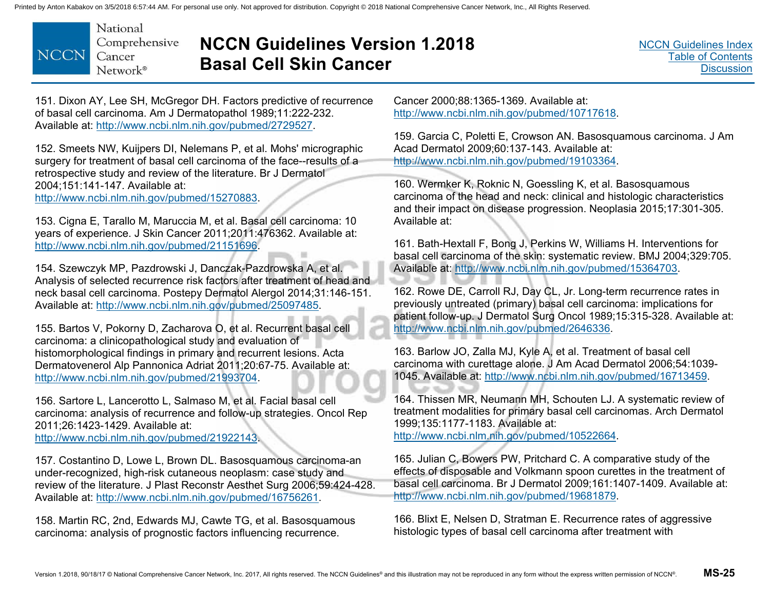151. Dixon AY, Lee SH, McGregor DH. Factors predictive of recurrence of basal cell carcinoma. Am J Dermatopathol 1989;11:222-232. Available at: http://www.ncbi.nlm.nih.gov/pubmed/2729527.

152. Smeets NW, Kuijpers DI, Nelemans P, et al. Mohs' micrographic surgery for treatment of basal cell carcinoma of the face--results of a retrospective study and review of the literature. Br J Dermatol 2004;151:141-147. Available at: http://www.ncbi.nlm.nih.gov/pubmed/15270883.

153. Cigna E, Tarallo M, Maruccia M, et al. Basal cell carcinoma: 10 years of experience. J Skin Cancer 2011;2011:476362. Available at: http://www.ncbi.nlm.nih.gov/pubmed/21151696.

154. Szewczyk MP, Pazdrowski J, Danczak-Pazdrowska A, et al. Analysis of selected recurrence risk factors after treatment of head and neck basal cell carcinoma. Postepy Dermatol Alergol 2014;31:146-151. Available at: http://www.ncbi.nlm.nih.gov/pubmed/25097485.

155. Bartos V, Pokorny D, Zacharova O, et al. Recurrent basal cell carcinoma: a clinicopathological study and evaluation of histomorphological findings in primary and recurrent lesions. Acta Dermatovenerol Alp Pannonica Adriat 2011;20:67-75. Available at: http://www.ncbi.nlm.nih.gov/pubmed/21993704.

156. Sartore L, Lancerotto L, Salmaso M, et al. Facial basal cell carcinoma: analysis of recurrence and follow-up strategies. Oncol Rep 2011;26:1423-1429. Available at: http://www.ncbi.nlm.nih.gov/pubmed/21922143.

157. Costantino D, Lowe L, Brown DL. Basosquamous carcinoma-an under-recognized, high-risk cutaneous neoplasm: case study and review of the literature. J Plast Reconstr Aesthet Surg 2006;59:424-428. Available at: http://www.ncbi.nlm.nih.gov/pubmed/16756261.

158. Martin RC, 2nd, Edwards MJ, Cawte TG, et al. Basosquamous carcinoma: analysis of prognostic factors influencing recurrence. Cancer 2000;88:1365-1369. Available at: http://www.ncbi.nlm.nih.gov/pubmed/10717618.

159. Garcia C, Poletti E, Crowson AN. Basosquamous carcinoma. J Am Acad Dermatol 2009;60:137-143. Available at: http://www.ncbi.nlm.nih.gov/pubmed/19103364.

160. Wermker K, Roknic N, Goessling K, et al. Basosquamous carcinoma of the head and neck: clinical and histologic characteristics and their impact on disease progression. Neoplasia 2015;17:301-305. Available at:

161. Bath-Hextall F, Bong J, Perkins W, Williams H. Interventions for basal cell carcinoma of the skin: systematic review. BMJ 2004;329:705. Available at: http://www.ncbi.nlm.nih.gov/pubmed/15364703.

162. Rowe DE, Carroll RJ, Day CL, Jr. Long-term recurrence rates in previously untreated (primary) basal cell carcinoma: implications for patient follow-up. J Dermatol Surg Oncol 1989;15:315-328. Available at: http://www.ncbi.nlm.nih.gov/pubmed/2646336.

163. Barlow JO, Zalla MJ, Kyle A, et al. Treatment of basal cell carcinoma with curettage alone. J Am Acad Dermatol 2006;54:1039-1045. Available at: http://www.ncbi.nlm.nih.gov/pubmed/16713459.

164. Thissen MR, Neumann MH, Schouten LJ. A systematic review of treatment modalities for primary basal cell carcinomas. Arch Dermatol 1999;135:1177-1183. Available at: http://www.ncbi.nlm.nih.gov/pubmed/10522664.

165. Julian C, Bowers PW, Pritchard C. A comparative study of the effects of disposable and Volkmann spoon curettes in the treatment of basal cell carcinoma. Br J Dermatol 2009;161:1407-1409. Available at: http://www.ncbi.nlm.nih.gov/pubmed/19681879.

166. Blixt E, Nelsen D, Stratman E. Recurrence rates of aggressive histologic types of basal cell carcinoma after treatment with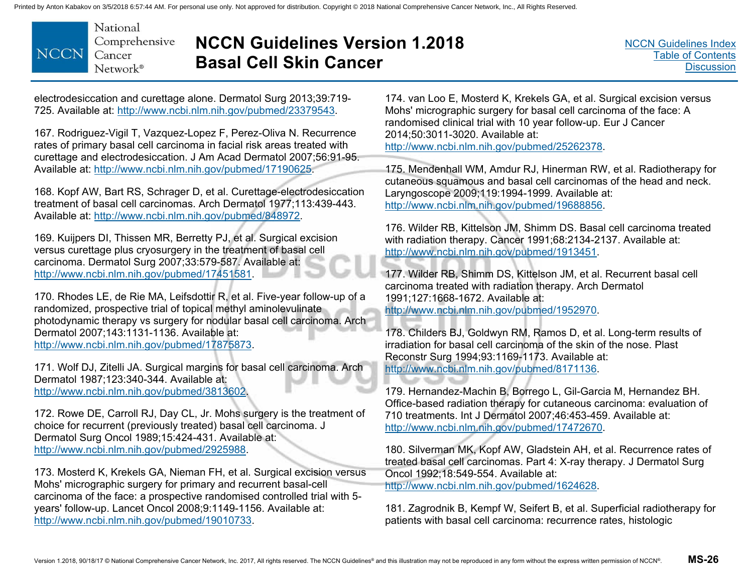electrodesiccation and curettage alone. Dermatol Surg 2013;39:719-725. Available at: http://www.ncbi.nlm.nih.gov/pubmed/23379543.

167. Rodriguez-Vigil T, Vazquez-Lopez F, Perez-Oliva N. Recurrence rates of primary basal cell carcinoma in facial risk areas treated with curettage and electrodesiccation. J Am Acad Dermatol 2007;56:91-95. Available at: http://www.ncbi.nlm.nih.gov/pubmed/17190625.

168. Kopf AW, Bart RS, Schrager D, et al. Curettage-electrodesiccation treatment of basal cell carcinomas. Arch Dermatol 1977;113:439-443. Available at: http://www.ncbi.nlm.nih.gov/pubmed/848972.

169. Kuijpers DI, Thissen MR, Berretty PJ, et al. Surgical excision versus curettage plus cryosurgery in the treatment of basal cell carcinoma. Dermatol Surg 2007;33:579-587. Available at: http://www.ncbi.nlm.nih.gov/pubmed/17451581.

170. Rhodes LE, de Rie MA, Leifsdottir R, et al. Five-year follow-up of a randomized, prospective trial of topical methyl aminolevulinate photodynamic therapy vs surgery for nodular basal cell carcinoma. Arch Dermatol 2007;143:1131-1136. Available at: http://www.ncbi.nlm.nih.gov/pubmed/17875873.

171. Wolf DJ, Zitelli JA. Surgical margins for basal cell carcinoma. Arch Dermatol 1987;123:340-344. Available at: http://www.ncbi.nlm.nih.gov/pubmed/3813602.

172. Rowe DE, Carroll RJ, Day CL, Jr. Mohs surgery is the treatment of choice for recurrent (previously treated) basal cell carcinoma. J Dermatol Surg Oncol 1989;15:424-431. Available at: http://www.ncbi.nlm.nih.gov/pubmed/2925988.

173. Mosterd K, Krekels GA, Nieman FH, et al. Surgical excision versus Mohs' micrographic surgery for primary and recurrent basal-cell carcinoma of the face: a prospective randomised controlled trial with 5-years' follow-up. Lancet Oncol 2008;9:1149-1156. Available at: http://www.ncbi.nlm.nih.gov/pubmed/19010733.

174. van Loo E, Mosterd K, Krekels GA, et al. Surgical excision versus Mohs' micrographic surgery for basal cell carcinoma of the face: A randomised clinical trial with 10 year follow-up. Eur J Cancer 2014;50:3011-3020. Available at: http://www.ncbi.nlm.nih.gov/pubmed/25262378.

175. Mendenhall WM, Amdur RJ, Hinerman RW, et al. Radiotherapy for cutaneous squamous and basal cell carcinomas of the head and neck. Laryngoscope 2009;119:1994-1999. Available at: http://www.ncbi.nlm.nih.gov/pubmed/19688856.

176. Wilder RB, Kittelson JM, Shimm DS. Basal cell carcinoma treated with radiation therapy. Cancer 1991;68:2134-2137. Available at: http://www.ncbi.nlm.nih.gov/pubmed/1913451.

177. Wilder RB, Shimm DS, Kittelson JM, et al. Recurrent basal cell carcinoma treated with radiation therapy. Arch Dermatol 1991;127:1668-1672. Available at: http://www.ncbi.nlm.nih.gov/pubmed/1952970.

178. Childers BJ, Goldwyn RM, Ramos D, et al. Long-term results of irradiation for basal cell carcinoma of the skin of the nose. Plast Reconstr Surg 1994;93:1169-1173. Available at: http://www.ncbi.nlm.nih.gov/pubmed/8171136.

179. Hernandez-Machin B, Borrego L, Gil-Garcia M, Hernandez BH. Office-based radiation therapy for cutaneous carcinoma: evaluation of 710 treatments. Int J Dermatol 2007;46:453-459. Available at: http://www.ncbi.nlm.nih.gov/pubmed/17472670.

180. Silverman MK, Kopf AW, Gladstein AH, et al. Recurrence rates of treated basal cell carcinomas. Part 4: X-ray therapy. J Dermatol Surg Oncol 1992;18:549-554. Available at: http://www.ncbi.nlm.nih.gov/pubmed/1624628.

181. Zagrodnik B, Kempf W, Seifert B, et al. Superficial radiotherapy for patients with basal cell carcinoma: recurrence rates, histologic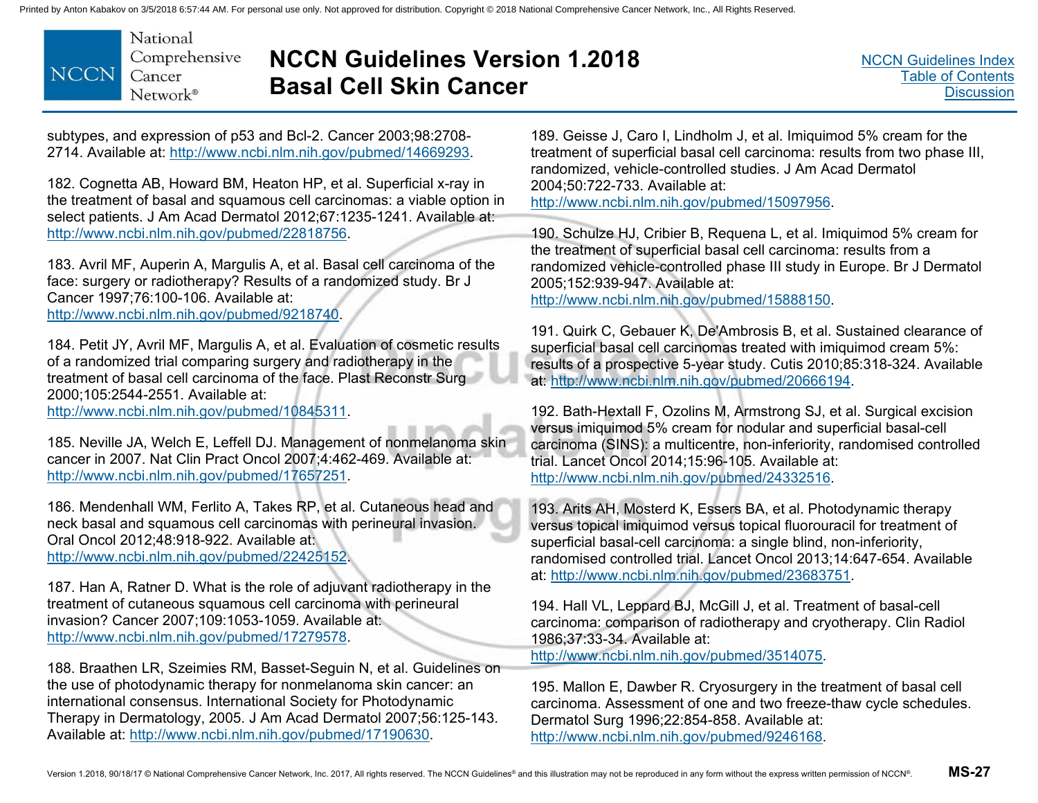subtypes, and expression of p53 and Bcl-2. Cancer 2003;98:2708-2714. Available at: http://www.ncbi.nlm.nih.gov/pubmed/14669293.

182. Cognetta AB, Howard BM, Heaton HP, et al. Superficial x-ray in the treatment of basal and squamous cell carcinomas: a viable option in select patients. J Am Acad Dermatol 2012;67:1235-1241. Available at: http://www.ncbi.nlm.nih.gov/pubmed/22818756.

183. Avril MF, Auperin A, Margulis A, et al. Basal cell carcinoma of the face: surgery or radiotherapy? Results of a randomized study. Br J Cancer 1997;76:100-106. Available at: http://www.ncbi.nlm.nih.gov/pubmed/9218740.

184. Petit JY, Avril MF, Margulis A, et al. Evaluation of cosmetic results of a randomized trial comparing surgery and radiotherapy in the treatment of basal cell carcinoma of the face. Plast Reconstr Surg 2000;105:2544-2551. Available at: http://www.ncbi.nlm.nih.gov/pubmed/10845311.

185. Neville JA, Welch E, Leffell DJ. Management of nonmelanoma skin cancer in 2007. Nat Clin Pract Oncol 2007;4:462-469. Available at: http://www.ncbi.nlm.nih.gov/pubmed/17657251.

186. Mendenhall WM, Ferlito A, Takes RP, et al. Cutaneous head and neck basal and squamous cell carcinomas with perineural invasion. Oral Oncol 2012;48:918-922. Available at: http://www.ncbi.nlm.nih.gov/pubmed/22425152.

187. Han A, Ratner D. What is the role of adjuvant radiotherapy in the treatment of cutaneous squamous cell carcinoma with perineural invasion? Cancer 2007;109:1053-1059. Available at: http://www.ncbi.nlm.nih.gov/pubmed/17279578.

188. Braathen LR, Szeimies RM, Basset-Seguin N, et al. Guidelines on the use of photodynamic therapy for nonmelanoma skin cancer: an international consensus. International Society for Photodynamic Therapy in Dermatology, 2005. J Am Acad Dermatol 2007;56:125-143. Available at: http://www.ncbi.nlm.nih.gov/pubmed/17190630.

189. Geisse J, Caro I, Lindholm J, et al. Imiquimod 5% cream for the treatment of superficial basal cell carcinoma: results from two phase III, randomized, vehicle-controlled studies. J Am Acad Dermatol 2004;50:722-733. Available at: http://www.ncbi.nlm.nih.gov/pubmed/15097956.

190. Schulze HJ, Cribier B, Requena L, et al. Imiquimod 5% cream for the treatment of superficial basal cell carcinoma: results from a randomized vehicle-controlled phase III study in Europe. Br J Dermatol 2005;152:939-947. Available at: http://www.ncbi.nlm.nih.gov/pubmed/15888150.

191. Quirk C, Gebauer K, De'Ambrosis B, et al. Sustained clearance of superficial basal cell carcinomas treated with imiquimod cream 5%: results of a prospective 5-year study. Cutis 2010;85:318-324. Available at: http://www.ncbi.nlm.nih.gov/pubmed/20666194.

192. Bath-Hextall F, Ozolins M, Armstrong SJ, et al. Surgical excision versus imiquimod 5% cream for nodular and superficial basal-cell carcinoma (SINS): a multicentre, non-inferiority, randomised controlled trial. Lancet Oncol 2014;15:96-105. Available at: http://www.ncbi.nlm.nih.gov/pubmed/24332516.

193. Arits AH, Mosterd K, Essers BA, et al. Photodynamic therapy versus topical imiquimod versus topical fluorouracil for treatment of superficial basal-cell carcinoma: a single blind, non-inferiority, randomised controlled trial. Lancet Oncol 2013;14:647-654. Available at: http://www.ncbi.nlm.nih.gov/pubmed/23683751.

194. Hall VL, Leppard BJ, McGill J, et al. Treatment of basal-cell carcinoma: comparison of radiotherapy and cryotherapy. Clin Radiol 1986;37:33-34. Available at: http://www.ncbi.nlm.nih.gov/pubmed/3514075.

195. Mallon E, Dawber R. Cryosurgery in the treatment of basal cell carcinoma. Assessment of one and two freeze-thaw cycle schedules. Dermatol Surg 1996;22:854-858. Available at: http://www.ncbi.nlm.nih.gov/pubmed/9246168.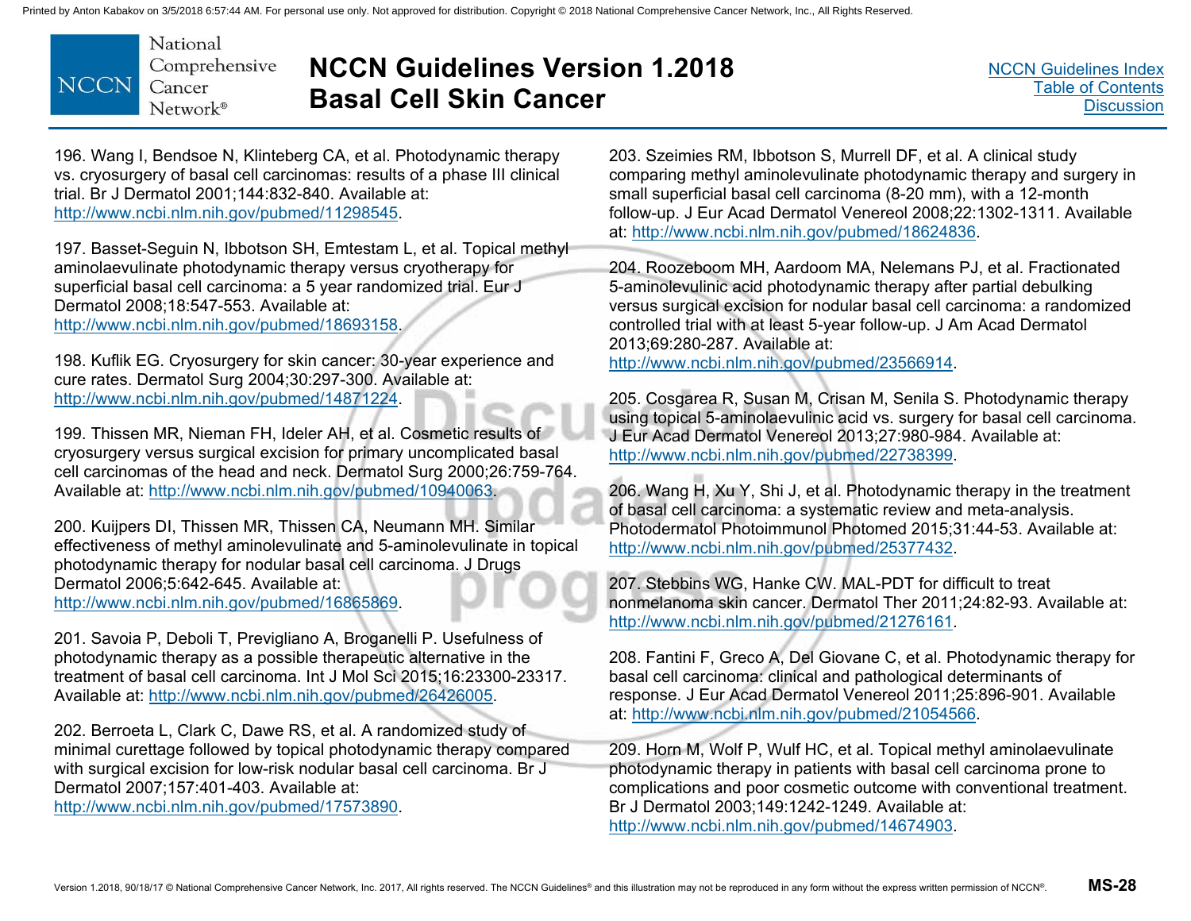196. Wang I, Bendsoe N, Klinteberg CA, et al. Photodynamic therapy vs. cryosurgery of basal cell carcinomas: results of a phase III clinical trial. Br J Dermatol 2001;144:832-840. Available at: http://www.ncbi.nlm.nih.gov/pubmed/11298545.

197. Basset-Seguin N, Ibbotson SH, Emtestam L, et al. Topical methyl aminolaevulinate photodynamic therapy versus cryotherapy for superficial basal cell carcinoma: a 5 year randomized trial. Eur J Dermatol 2008;18:547-553. Available at: http://www.ncbi.nlm.nih.gov/pubmed/18693158.

198. Kuflik EG. Cryosurgery for skin cancer: 30-year experience and cure rates. Dermatol Surg 2004;30:297-300. Available at: http://www.ncbi.nlm.nih.gov/pubmed/14871224.

199. Thissen MR, Nieman FH, Ideler AH, et al. Cosmetic results of cryosurgery versus surgical excision for primary uncomplicated basal cell carcinomas of the head and neck. Dermatol Surg 2000;26:759-764. Available at: http://www.ncbi.nlm.nih.gov/pubmed/10940063.

200. Kuijpers DI, Thissen MR, Thissen CA, Neumann MH. Similar effectiveness of methyl aminolevulinate and 5-aminolevulinate in topical photodynamic therapy for nodular basal cell carcinoma. J Drugs Dermatol 2006;5:642-645. Available at: http://www.ncbi.nlm.nih.gov/pubmed/16865869.

201. Savoia P, Deboli T, Previgliano A, Broganelli P. Usefulness of photodynamic therapy as a possible therapeutic alternative in the treatment of basal cell carcinoma. Int J Mol Sci 2015;16:23300-23317. Available at: http://www.ncbi.nlm.nih.gov/pubmed/26426005.

202. Berroeta L, Clark C, Dawe RS, et al. A randomized study of minimal curettage followed by topical photodynamic therapy compared with surgical excision for low-risk nodular basal cell carcinoma. Br J Dermatol 2007;157:401-403. Available at: http://www.ncbi.nlm.nih.gov/pubmed/17573890.

203. Szeimies RM, Ibbotson S, Murrell DF, et al. A clinical study comparing methyl aminolevulinate photodynamic therapy and surgery in small superficial basal cell carcinoma (8-20 mm), with a 12-month follow-up. J Eur Acad Dermatol Venereol 2008;22:1302-1311. Available at: http://www.ncbi.nlm.nih.gov/pubmed/18624836.

204. Roozeboom MH, Aardoom MA, Nelemans PJ, et al. Fractionated 5-aminolevulinic acid photodynamic therapy after partial debulking versus surgical excision for nodular basal cell carcinoma: a randomized controlled trial with at least 5-year follow-up. J Am Acad Dermatol 2013;69:280-287. Available at: http://www.ncbi.nlm.nih.gov/pubmed/23566914.

205. Cosgarea R, Susan M, Crisan M, Senila S. Photodynamic therapy using topical 5-aminolaevulinic acid vs. surgery for basal cell carcinoma. J Eur Acad Dermatol Venereol 2013;27:980-984. Available at: http://www.ncbi.nlm.nih.gov/pubmed/22738399.

206. Wang H, Xu Y, Shi J, et al. Photodynamic therapy in the treatment of basal cell carcinoma: a systematic review and meta-analysis. Photodermatol Photoimmunol Photomed 2015;31:44-53. Available at: http://www.ncbi.nlm.nih.gov/pubmed/25377432.

207. Stebbins WG, Hanke CW. MAL-PDT for difficult to treat nonmelanoma skin cancer. Dermatol Ther 2011;24:82-93. Available at: http://www.ncbi.nlm.nih.gov/pubmed/21276161.

208. Fantini F, Greco A, Del Giovane C, et al. Photodynamic therapy for basal cell carcinoma: clinical and pathological determinants of response. J Eur Acad Dermatol Venereol 2011;25:896-901. Available at: http://www.ncbi.nlm.nih.gov/pubmed/21054566.

209. Horn M, Wolf P, Wulf HC, et al. Topical methyl aminolaevulinate photodynamic therapy in patients with basal cell carcinoma prone to complications and poor cosmetic outcome with conventional treatment. Br J Dermatol 2003;149:1242-1249. Available at: http://www.ncbi.nlm.nih.gov/pubmed/14674903.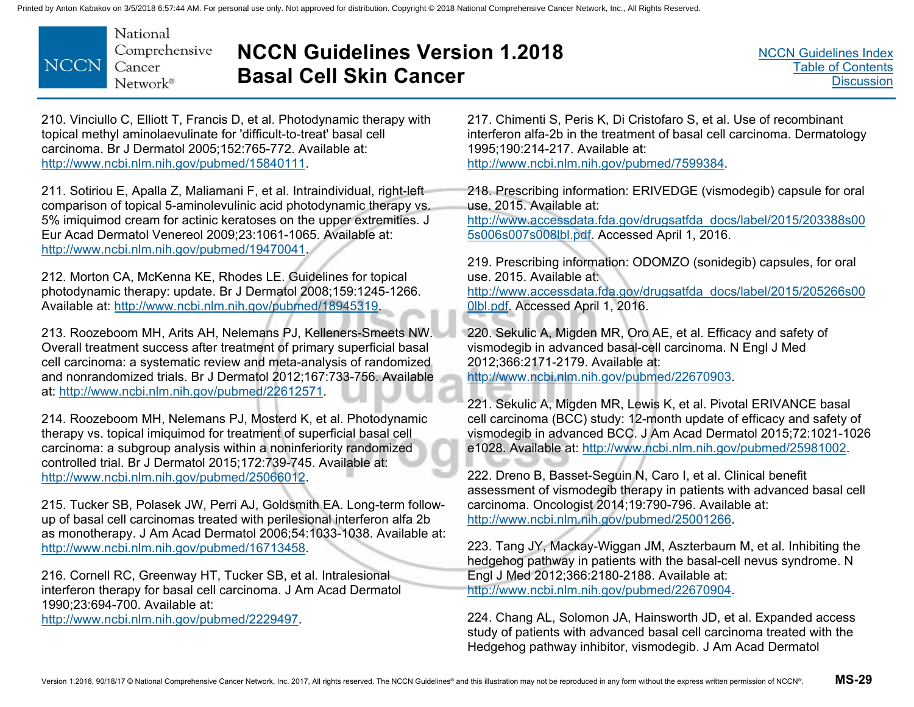210. Vinciullo C, Elliott T, Francis D, et al. Photodynamic therapy with topical methyl aminolaevulinate for 'difficult-to-treat' basal cell carcinoma. Br J Dermatol 2005;152:765-772. Available at: http://www.ncbi.nlm.nih.gov/pubmed/15840111.

211. Sotiriou E, Apalla Z, Maliamani F, et al. Intraindividual, right-left comparison of topical 5-aminolevulinic acid photodynamic therapy vs. 5% imiquimod cream for actinic keratoses on the upper extremities. J Eur Acad Dermatol Venereol 2009;23:1061-1065. Available at: http://www.ncbi.nlm.nih.gov/pubmed/19470041.

212. Morton CA, McKenna KE, Rhodes LE. Guidelines for topical photodynamic therapy: update. Br J Dermatol 2008;159:1245-1266. Available at: http://www.ncbi.nlm.nih.gov/pubmed/18945319.

213. Roozeboom MH, Arits AH, Nelemans PJ, Kelleners-Smeets NW. Overall treatment success after treatment of primary superficial basal cell carcinoma: a systematic review and meta-analysis of randomized and nonrandomized trials. Br J Dermatol 2012;167:733-756. Available at: http://www.ncbi.nlm.nih.gov/pubmed/22612571.

214. Roozeboom MH, Nelemans PJ, Mosterd K, et al. Photodynamic therapy vs. topical imiquimod for treatment of superficial basal cell carcinoma: a subgroup analysis within a noninferiority randomized controlled trial. Br J Dermatol 2015;172:739-745. Available at: http://www.ncbi.nlm.nih.gov/pubmed/25066012.

215. Tucker SB, Polasek JW, Perri AJ, Goldsmith EA. Long-term follow-up of basal cell carcinomas treated with perilesional interferon alfa 2b as monotherapy. J Am Acad Dermatol 2006;54:1033-1038. Available at: http://www.ncbi.nlm.nih.gov/pubmed/16713458.

216. Cornell RC, Greenway HT, Tucker SB, et al. Intralesional interferon therapy for basal cell carcinoma. J Am Acad Dermatol 1990;23:694-700. Available at: http://www.ncbi.nlm.nih.gov/pubmed/2229497.

217. Chimenti S, Peris K, Di Cristofaro S, et al. Use of recombinant interferon alfa-2b in the treatment of basal cell carcinoma. Dermatology 1995;190:214-217. Available at: http://www.ncbi.nlm.nih.gov/pubmed/7599384.

218. Prescribing information: ERIVEDGE (vismodegib) capsule for oral use. 2015. Available at: http://www.accessdata.fda.gov/drugsatfda_docs/label/2015/203388s005s006s007s008lbl.pdf. Accessed April 1, 2016.

219. Prescribing information: ODOMZO (sonidegib) capsules, for oral use. 2015. Available at: http://www.accessdata.fda.gov/drugsatfda_docs/label/2015/205266s000lbl.pdf. Accessed April 1, 2016.

220. Sekulic A, Migden MR, Oro AE, et al. Efficacy and safety of vismodegib in advanced basal-cell carcinoma. N Engl J Med 2012;366:2171-2179. Available at: http://www.ncbi.nlm.nih.gov/pubmed/22670903.

221. Sekulic A, Migden MR, Lewis K, et al. Pivotal ERIVANCE basal cell carcinoma (BCC) study: 12-month update of efficacy and safety of vismodegib in advanced BCC. J Am Acad Dermatol 2015;72:1021-1026 e1028. Available at: http://www.ncbi.nlm.nih.gov/pubmed/25981002.

222. Dreno B, Basset-Seguin N, Caro I, et al. Clinical benefit assessment of vismodegib therapy in patients with advanced basal cell carcinoma. Oncologist 2014;19:790-796. Available at: http://www.ncbi.nlm.nih.gov/pubmed/25001266.

223. Tang JY, Mackay-Wiggan JM, Aszterbaum M, et al. Inhibiting the hedgehog pathway in patients with the basal-cell nevus syndrome. N Engl J Med 2012;366:2180-2188. Available at: http://www.ncbi.nlm.nih.gov/pubmed/22670904.

224. Chang AL, Solomon JA, Hainsworth JD, et al. Expanded access study of patients with advanced basal cell carcinoma treated with the Hedgehog pathway inhibitor, vismodegib. J Am Acad Dermatol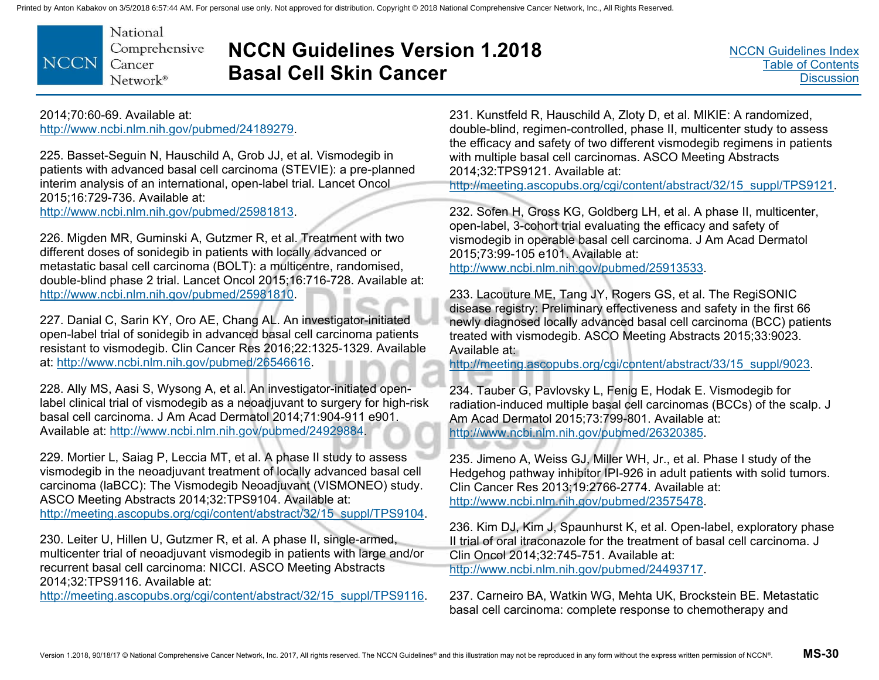2014;70:60-69. Available at: http://www.ncbi.nlm.nih.gov/pubmed/24189279.

225. Basset-Seguin N, Hauschild A, Grob JJ, et al. Vismodegib in patients with advanced basal cell carcinoma (STEVIE): a pre-planned interim analysis of an international, open-label trial. Lancet Oncol 2015;16:729-736. Available at: http://www.ncbi.nlm.nih.gov/pubmed/25981813.

226. Migden MR, Guminski A, Gutzmer R, et al. Treatment with two different doses of sonidegib in patients with locally advanced or metastatic basal cell carcinoma (BOLT): a multicentre, randomised, double-blind phase 2 trial. Lancet Oncol 2015;16:716-728. Available at: http://www.ncbi.nlm.nih.gov/pubmed/25981810.

227. Danial C, Sarin KY, Oro AE, Chang AL. An investigator-initiated open-label trial of sonidegib in advanced basal cell carcinoma patients resistant to vismodegib. Clin Cancer Res 2016;22:1325-1329. Available at: http://www.ncbi.nlm.nih.gov/pubmed/26546616.

228. Ally MS, Aasi S, Wysong A, et al. An investigator-initiated open-label clinical trial of vismodegib as a neoadjuvant to surgery for high-risk basal cell carcinoma. J Am Acad Dermatol 2014;71:904-911 e901. Available at: http://www.ncbi.nlm.nih.gov/pubmed/24929884.

229. Mortier L, Saiag P, Leccia MT, et al. A phase II study to assess vismodegib in the neoadjuvant treatment of locally advanced basal cell carcinoma (laBCC): The Vismodegib Neoadjuvant (VISMONEO) study. ASCO Meeting Abstracts 2014;32:TPS9104. Available at: http://meeting.ascopubs.org/cgi/content/abstract/32/15_suppl/TPS9104.

230. Leiter U, Hillen U, Gutzmer R, et al. A phase II, single-armed, multicenter trial of neoadjuvant vismodegib in patients with large and/or recurrent basal cell carcinoma: NICCI. ASCO Meeting Abstracts 2014;32:TPS9116. Available at: http://meeting.ascopubs.org/cgi/content/abstract/32/15_suppl/TPS9116.

231. Kunstfeld R, Hauschild A, Zloty D, et al. MIKIE: A randomized, double-blind, regimen-controlled, phase II, multicenter study to assess the efficacy and safety of two different vismodegib regimens in patients with multiple basal cell carcinomas. ASCO Meeting Abstracts 2014;32:TPS9121. Available at: http://meeting.ascopubs.org/cgi/content/abstract/32/15_suppl/TPS9121.

232. Sofen H, Gross KG, Goldberg LH, et al. A phase II, multicenter, open-label, 3-cohort trial evaluating the efficacy and safety of vismodegib in operable basal cell carcinoma. J Am Acad Dermatol 2015;73:99-105 e101. Available at: http://www.ncbi.nlm.nih.gov/pubmed/25913533.

233. Lacouture ME, Tang JY, Rogers GS, et al. The RegiSONIC disease registry: Preliminary effectiveness and safety in the first 66 newly diagnosed locally advanced basal cell carcinoma (BCC) patients treated with vismodegib. ASCO Meeting Abstracts 2015;33:9023. Available at: http://meeting.ascopubs.org/cgi/content/abstract/33/15_suppl/9023.

234. Tauber G, Pavlovsky L, Fenig E, Hodak E. Vismodegib for radiation-induced multiple basal cell carcinomas (BCCs) of the scalp. J Am Acad Dermatol 2015;73:799-801. Available at: http://www.ncbi.nlm.nih.gov/pubmed/26320385.

235. Jimeno A, Weiss GJ, Miller WH, Jr., et al. Phase I study of the Hedgehog pathway inhibitor IPI-926 in adult patients with solid tumors. Clin Cancer Res 2013;19:2766-2774. Available at: http://www.ncbi.nlm.nih.gov/pubmed/23575478.

236. Kim DJ, Kim J, Spaunhurst K, et al. Open-label, exploratory phase II trial of oral itraconazole for the treatment of basal cell carcinoma. J Clin Oncol 2014;32:745-751. Available at: http://www.ncbi.nlm.nih.gov/pubmed/24493717.

237. Carneiro BA, Watkin WG, Mehta UK, Brockstein BE. Metastatic basal cell carcinoma: complete response to chemotherapy and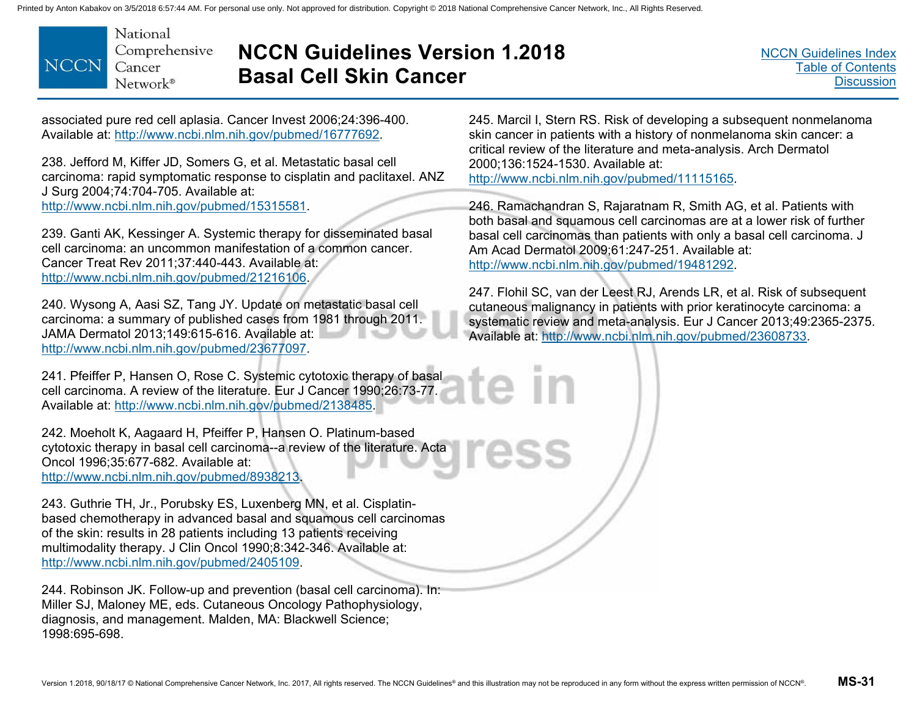associated pure red cell aplasia. Cancer Invest 2006;24:396-400. Available at: http://www.ncbi.nlm.nih.gov/pubmed/16777692.

238. Jefford M, Kiffer JD, Somers G, et al. Metastatic basal cell carcinoma: rapid symptomatic response to cisplatin and paclitaxel. ANZ J Surg 2004;74:704-705. Available at: http://www.ncbi.nlm.nih.gov/pubmed/15315581.

239. Ganti AK, Kessinger A. Systemic therapy for disseminated basal cell carcinoma: an uncommon manifestation of a common cancer. Cancer Treat Rev 2011;37:440-443. Available at: http://www.ncbi.nlm.nih.gov/pubmed/21216106.

240. Wysong A, Aasi SZ, Tang JY. Update on metastatic basal cell carcinoma: a summary of published cases from 1981 through 2011. JAMA Dermatol 2013;149:615-616. Available at: http://www.ncbi.nlm.nih.gov/pubmed/23677097.

241. Pfeiffer P, Hansen O, Rose C. Systemic cytotoxic therapy of basal cell carcinoma. A review of the literature. Eur J Cancer 1990;26:73-77. Available at: http://www.ncbi.nlm.nih.gov/pubmed/2138485.

242. Moeholt K, Aagaard H, Pfeiffer P, Hansen O. Platinum-based cytotoxic therapy in basal cell carcinoma--a review of the literature. Acta Oncol 1996;35:677-682. Available at: http://www.ncbi.nlm.nih.gov/pubmed/8938213.

243. Guthrie TH, Jr., Porubsky ES, Luxenberg MN, et al. Cisplatin-based chemotherapy in advanced basal and squamous cell carcinomas of the skin: results in 28 patients including 13 patients receiving multimodality therapy. J Clin Oncol 1990;8:342-346. Available at: http://www.ncbi.nlm.nih.gov/pubmed/2405109.

244. Robinson JK. Follow-up and prevention (basal cell carcinoma). In: Miller SJ, Maloney ME, eds. Cutaneous Oncology Pathophysiology, diagnosis, and management. Malden, MA: Blackwell Science; 1998:695-698.

245. Marcil I, Stern RS. Risk of developing a subsequent nonmelanoma skin cancer in patients with a history of nonmelanoma skin cancer: a critical review of the literature and meta-analysis. Arch Dermatol 2000;136:1524-1530. Available at: http://www.ncbi.nlm.nih.gov/pubmed/11115165.

246. Ramachandran S, Rajaratnam R, Smith AG, et al. Patients with both basal and squamous cell carcinomas are at a lower risk of further basal cell carcinomas than patients with only a basal cell carcinoma. J Am Acad Dermatol 2009;61:247-251. Available at: http://www.ncbi.nlm.nih.gov/pubmed/19481292.

247. Flohil SC, van der Leest RJ, Arends LR, et al. Risk of subsequent cutaneous malignancy in patients with prior keratinocyte carcinoma: a systematic review and meta-analysis. Eur J Cancer 2013;49:2365-2375. Available at: http://www.ncbi.nlm.nih.gov/pubmed/23608733.